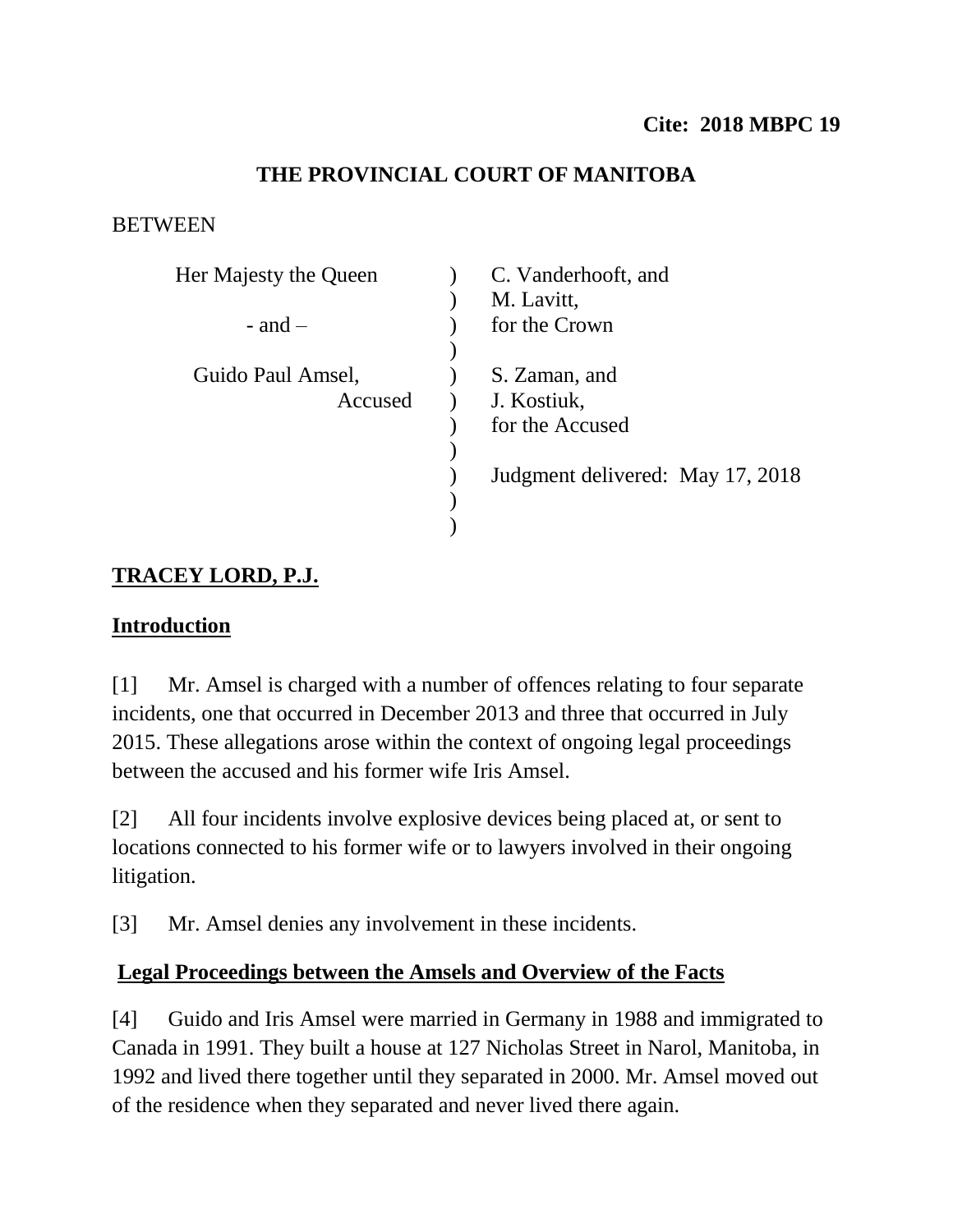**Cite: 2018 MBPC 19**

# THE PROVINCIAL COURT OF MANITOBA

BETWEEN

| | | |
|---|---|---|
| Her Majesty the Queen | ) | C. Vanderhooft, and |
| | ) | M. Lavitt, |
| - and – | ) | for the Crown |
| | ) | |
| Guido Paul Amsel, | ) | S. Zaman, and |
| Accused | ) | J. Kostiuk, |
| | ) | for the Accused |
| | ) | |
| | ) | Judgment delivered: May 17, 2018 |
| | ) | |
| | ) | |

**TRACEY LORD, P.J.**

## Introduction

[1] Mr. Amsel is charged with a number of offences relating to four separate incidents, one that occurred in December 2013 and three that occurred in July 2015. These allegations arose within the context of ongoing legal proceedings between the accused and his former wife Iris Amsel.

[2] All four incidents involve explosive devices being placed at, or sent to locations connected to his former wife or to lawyers involved in their ongoing litigation.

[3] Mr. Amsel denies any involvement in these incidents.

## Legal Proceedings between the Amsels and Overview of the Facts

[4] Guido and Iris Amsel were married in Germany in 1988 and immigrated to Canada in 1991. They built a house at 127 Nicholas Street in Narol, Manitoba, in 1992 and lived there together until they separated in 2000. Mr. Amsel moved out of the residence when they separated and never lived there again.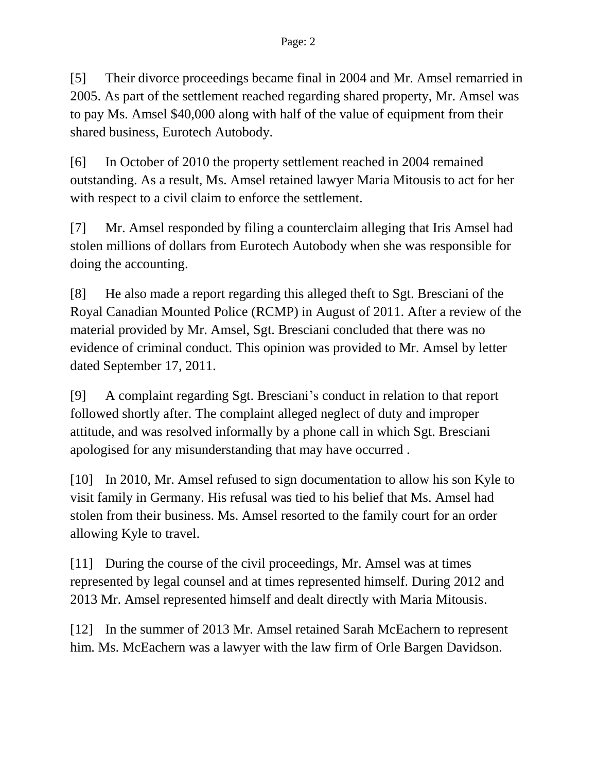[5] Their divorce proceedings became final in 2004 and Mr. Amsel remarried in 2005. As part of the settlement reached regarding shared property, Mr. Amsel was to pay Ms. Amsel $40,000 along with half of the value of equipment from their shared business, Eurotech Autobody.

[6] In October of 2010 the property settlement reached in 2004 remained outstanding. As a result, Ms. Amsel retained lawyer Maria Mitousis to act for her with respect to a civil claim to enforce the settlement.

[7] Mr. Amsel responded by filing a counterclaim alleging that Iris Amsel had stolen millions of dollars from Eurotech Autobody when she was responsible for doing the accounting.

[8] He also made a report regarding this alleged theft to Sgt. Bresciani of the Royal Canadian Mounted Police (RCMP) in August of 2011. After a review of the material provided by Mr. Amsel, Sgt. Bresciani concluded that there was no evidence of criminal conduct. This opinion was provided to Mr. Amsel by letter dated September 17, 2011.

[9] A complaint regarding Sgt. Bresciani's conduct in relation to that report followed shortly after. The complaint alleged neglect of duty and improper attitude, and was resolved informally by a phone call in which Sgt. Bresciani apologised for any misunderstanding that may have occurred .

[10] In 2010, Mr. Amsel refused to sign documentation to allow his son Kyle to visit family in Germany. His refusal was tied to his belief that Ms. Amsel had stolen from their business. Ms. Amsel resorted to the family court for an order allowing Kyle to travel.

[11] During the course of the civil proceedings, Mr. Amsel was at times represented by legal counsel and at times represented himself. During 2012 and 2013 Mr. Amsel represented himself and dealt directly with Maria Mitousis.

[12] In the summer of 2013 Mr. Amsel retained Sarah McEachern to represent him. Ms. McEachern was a lawyer with the law firm of Orle Bargen Davidson.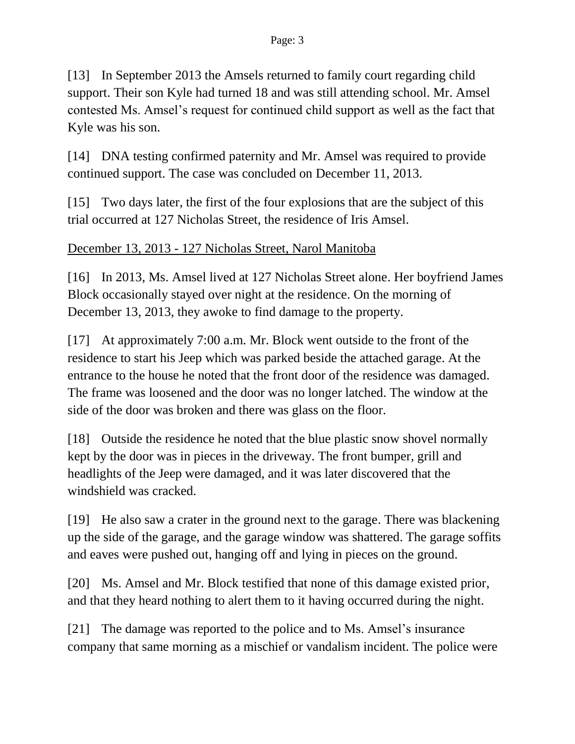[13] In September 2013 the Amsels returned to family court regarding child support. Their son Kyle had turned 18 and was still attending school. Mr. Amsel contested Ms. Amsel's request for continued child support as well as the fact that Kyle was his son.

[14] DNA testing confirmed paternity and Mr. Amsel was required to provide continued support. The case was concluded on December 11, 2013.

[15] Two days later, the first of the four explosions that are the subject of this trial occurred at 127 Nicholas Street, the residence of Iris Amsel.

<u>December 13, 2013 - 127 Nicholas Street, Narol Manitoba</u>

[16] In 2013, Ms. Amsel lived at 127 Nicholas Street alone. Her boyfriend James Block occasionally stayed over night at the residence. On the morning of December 13, 2013, they awoke to find damage to the property.

[17] At approximately 7:00 a.m. Mr. Block went outside to the front of the residence to start his Jeep which was parked beside the attached garage. At the entrance to the house he noted that the front door of the residence was damaged. The frame was loosened and the door was no longer latched. The window at the side of the door was broken and there was glass on the floor.

[18] Outside the residence he noted that the blue plastic snow shovel normally kept by the door was in pieces in the driveway. The front bumper, grill and headlights of the Jeep were damaged, and it was later discovered that the windshield was cracked.

[19] He also saw a crater in the ground next to the garage. There was blackening up the side of the garage, and the garage window was shattered. The garage soffits and eaves were pushed out, hanging off and lying in pieces on the ground.

[20] Ms. Amsel and Mr. Block testified that none of this damage existed prior, and that they heard nothing to alert them to it having occurred during the night.

[21] The damage was reported to the police and to Ms. Amsel's insurance company that same morning as a mischief or vandalism incident. The police were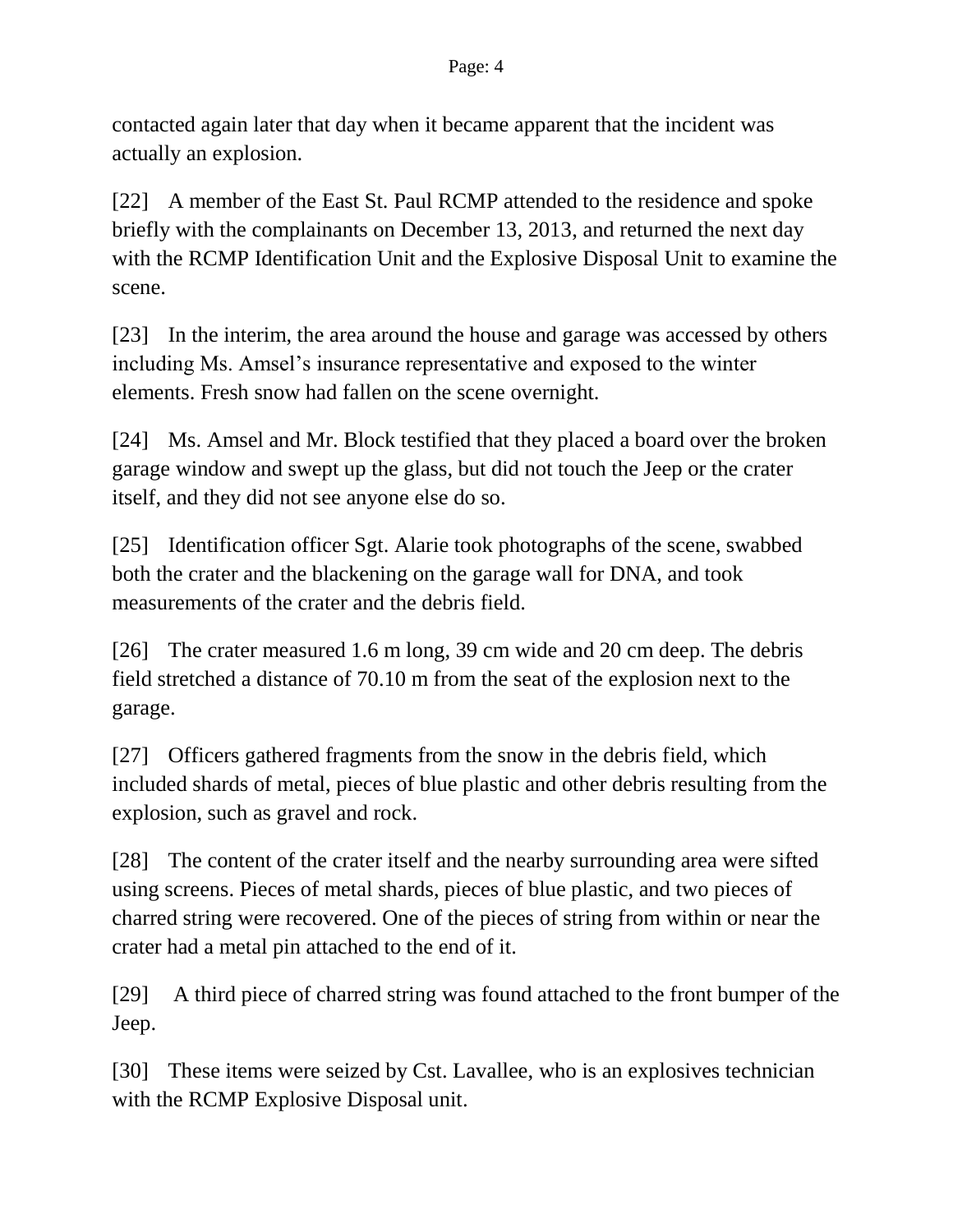contacted again later that day when it became apparent that the incident was actually an explosion.

[22] A member of the East St. Paul RCMP attended to the residence and spoke briefly with the complainants on December 13, 2013, and returned the next day with the RCMP Identification Unit and the Explosive Disposal Unit to examine the scene.

[23] In the interim, the area around the house and garage was accessed by others including Ms. Amsel's insurance representative and exposed to the winter elements. Fresh snow had fallen on the scene overnight.

[24] Ms. Amsel and Mr. Block testified that they placed a board over the broken garage window and swept up the glass, but did not touch the Jeep or the crater itself, and they did not see anyone else do so.

[25] Identification officer Sgt. Alarie took photographs of the scene, swabbed both the crater and the blackening on the garage wall for DNA, and took measurements of the crater and the debris field.

[26] The crater measured 1.6 m long, 39 cm wide and 20 cm deep. The debris field stretched a distance of 70.10 m from the seat of the explosion next to the garage.

[27] Officers gathered fragments from the snow in the debris field, which included shards of metal, pieces of blue plastic and other debris resulting from the explosion, such as gravel and rock.

[28] The content of the crater itself and the nearby surrounding area were sifted using screens. Pieces of metal shards, pieces of blue plastic, and two pieces of charred string were recovered. One of the pieces of string from within or near the crater had a metal pin attached to the end of it.

[29] A third piece of charred string was found attached to the front bumper of the Jeep.

[30] These items were seized by Cst. Lavallee, who is an explosives technician with the RCMP Explosive Disposal unit.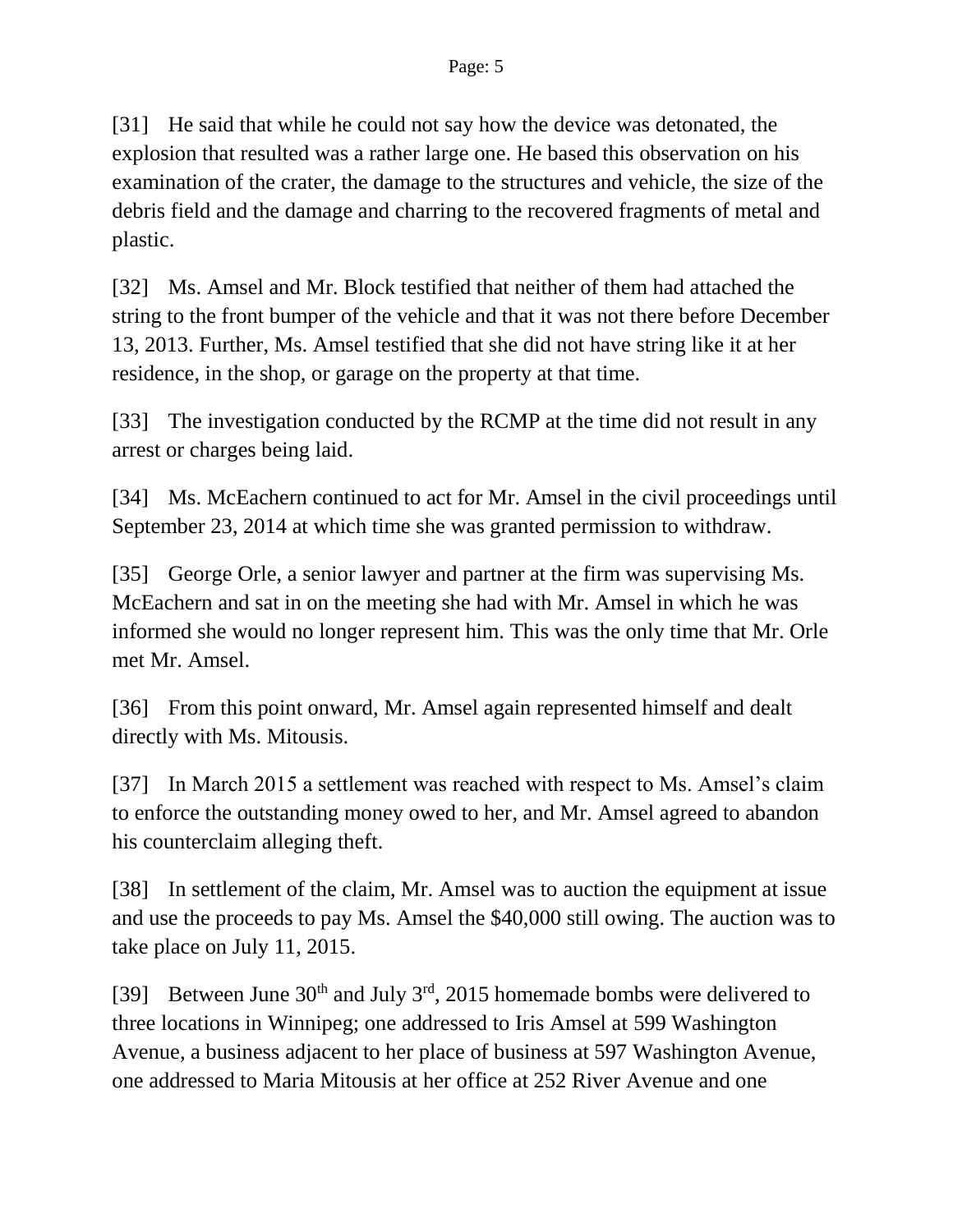[31] He said that while he could not say how the device was detonated, the explosion that resulted was a rather large one. He based this observation on his examination of the crater, the damage to the structures and vehicle, the size of the debris field and the damage and charring to the recovered fragments of metal and plastic.

[32] Ms. Amsel and Mr. Block testified that neither of them had attached the string to the front bumper of the vehicle and that it was not there before December 13, 2013. Further, Ms. Amsel testified that she did not have string like it at her residence, in the shop, or garage on the property at that time.

[33] The investigation conducted by the RCMP at the time did not result in any arrest or charges being laid.

[34] Ms. McEachern continued to act for Mr. Amsel in the civil proceedings until September 23, 2014 at which time she was granted permission to withdraw.

[35] George Orle, a senior lawyer and partner at the firm was supervising Ms. McEachern and sat in on the meeting she had with Mr. Amsel in which he was informed she would no longer represent him. This was the only time that Mr. Orle met Mr. Amsel.

[36] From this point onward, Mr. Amsel again represented himself and dealt directly with Ms. Mitousis.

[37] In March 2015 a settlement was reached with respect to Ms. Amsel's claim to enforce the outstanding money owed to her, and Mr. Amsel agreed to abandon his counterclaim alleging theft.

[38] In settlement of the claim, Mr. Amsel was to auction the equipment at issue and use the proceeds to pay Ms. Amsel the $40,000 still owing. The auction was to take place on July 11, 2015.

[39] Between June 30th and July 3rd, 2015 homemade bombs were delivered to three locations in Winnipeg; one addressed to Iris Amsel at 599 Washington Avenue, a business adjacent to her place of business at 597 Washington Avenue, one addressed to Maria Mitousis at her office at 252 River Avenue and one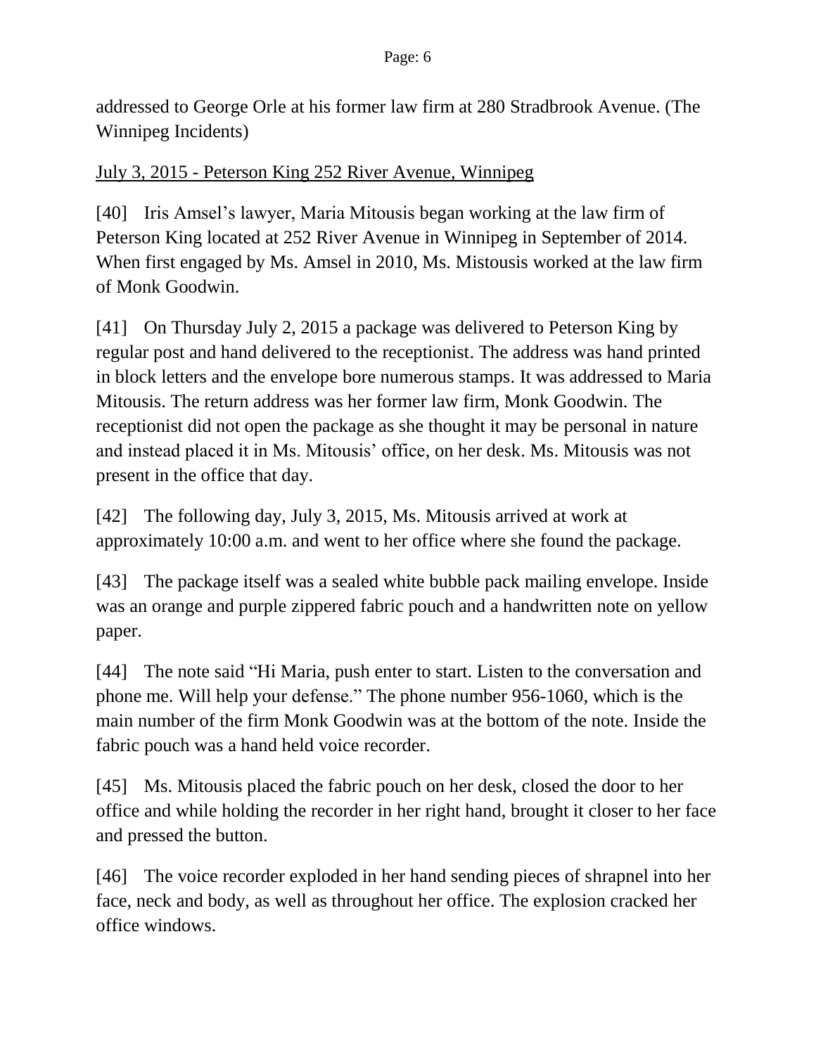addressed to George Orle at his former law firm at 280 Stradbrook Avenue. (The Winnipeg Incidents)

<u>July 3, 2015 - Peterson King 252 River Avenue, Winnipeg</u>

[40] Iris Amsel's lawyer, Maria Mitousis began working at the law firm of Peterson King located at 252 River Avenue in Winnipeg in September of 2014. When first engaged by Ms. Amsel in 2010, Ms. Mistousis worked at the law firm of Monk Goodwin.

[41] On Thursday July 2, 2015 a package was delivered to Peterson King by regular post and hand delivered to the receptionist. The address was hand printed in block letters and the envelope bore numerous stamps. It was addressed to Maria Mitousis. The return address was her former law firm, Monk Goodwin. The receptionist did not open the package as she thought it may be personal in nature and instead placed it in Ms. Mitousis' office, on her desk. Ms. Mitousis was not present in the office that day.

[42] The following day, July 3, 2015, Ms. Mitousis arrived at work at approximately 10:00 a.m. and went to her office where she found the package.

[43] The package itself was a sealed white bubble pack mailing envelope. Inside was an orange and purple zippered fabric pouch and a handwritten note on yellow paper.

[44] The note said "Hi Maria, push enter to start. Listen to the conversation and phone me. Will help your defense." The phone number 956-1060, which is the main number of the firm Monk Goodwin was at the bottom of the note. Inside the fabric pouch was a hand held voice recorder.

[45] Ms. Mitousis placed the fabric pouch on her desk, closed the door to her office and while holding the recorder in her right hand, brought it closer to her face and pressed the button.

[46] The voice recorder exploded in her hand sending pieces of shrapnel into her face, neck and body, as well as throughout her office. The explosion cracked her office windows.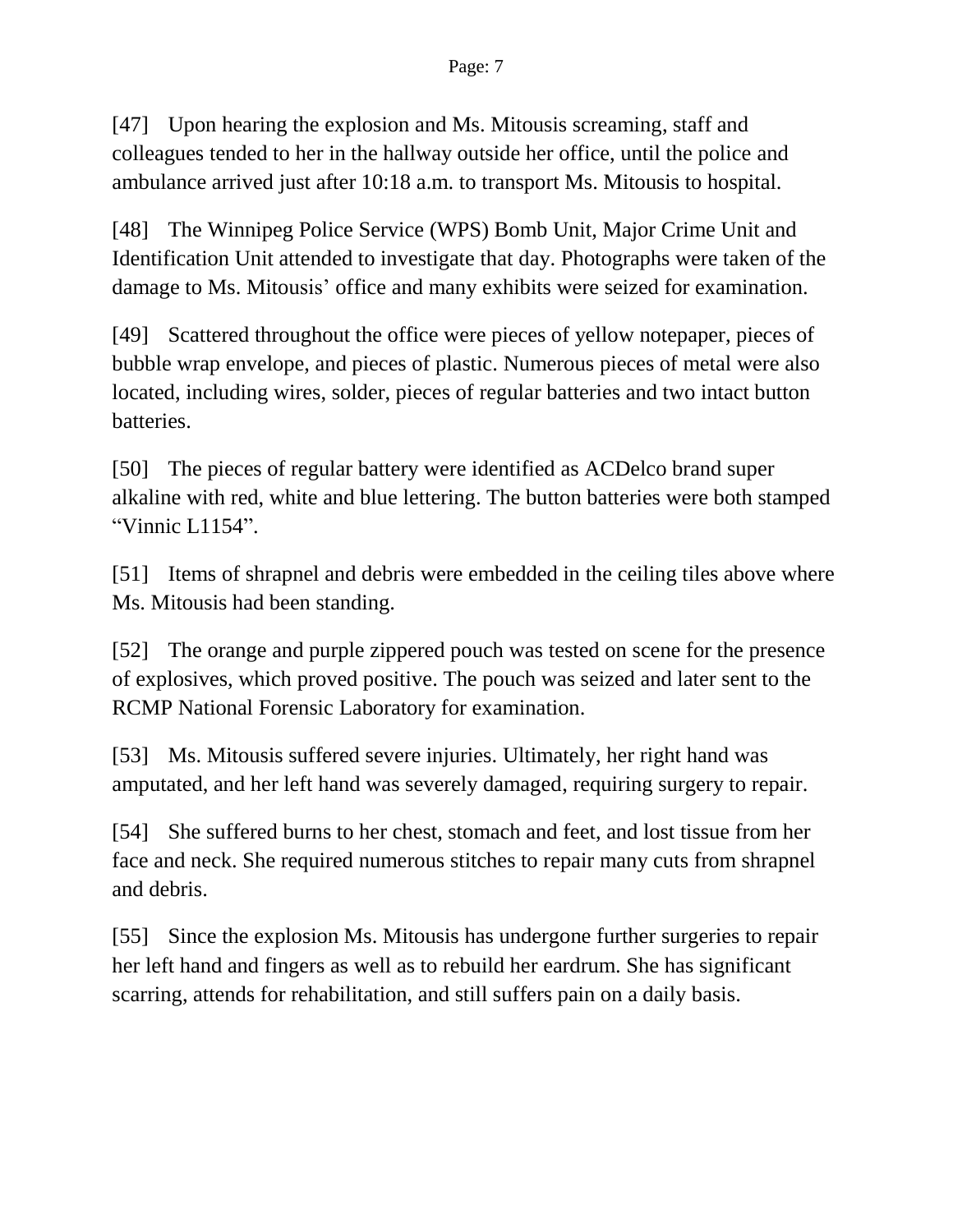[47] Upon hearing the explosion and Ms. Mitousis screaming, staff and colleagues tended to her in the hallway outside her office, until the police and ambulance arrived just after 10:18 a.m. to transport Ms. Mitousis to hospital.

[48] The Winnipeg Police Service (WPS) Bomb Unit, Major Crime Unit and Identification Unit attended to investigate that day. Photographs were taken of the damage to Ms. Mitousis' office and many exhibits were seized for examination.

[49] Scattered throughout the office were pieces of yellow notepaper, pieces of bubble wrap envelope, and pieces of plastic. Numerous pieces of metal were also located, including wires, solder, pieces of regular batteries and two intact button batteries.

[50] The pieces of regular battery were identified as ACDelco brand super alkaline with red, white and blue lettering. The button batteries were both stamped "Vinnic L1154".

[51] Items of shrapnel and debris were embedded in the ceiling tiles above where Ms. Mitousis had been standing.

[52] The orange and purple zippered pouch was tested on scene for the presence of explosives, which proved positive. The pouch was seized and later sent to the RCMP National Forensic Laboratory for examination.

[53] Ms. Mitousis suffered severe injuries. Ultimately, her right hand was amputated, and her left hand was severely damaged, requiring surgery to repair.

[54] She suffered burns to her chest, stomach and feet, and lost tissue from her face and neck. She required numerous stitches to repair many cuts from shrapnel and debris.

[55] Since the explosion Ms. Mitousis has undergone further surgeries to repair her left hand and fingers as well as to rebuild her eardrum. She has significant scarring, attends for rehabilitation, and still suffers pain on a daily basis.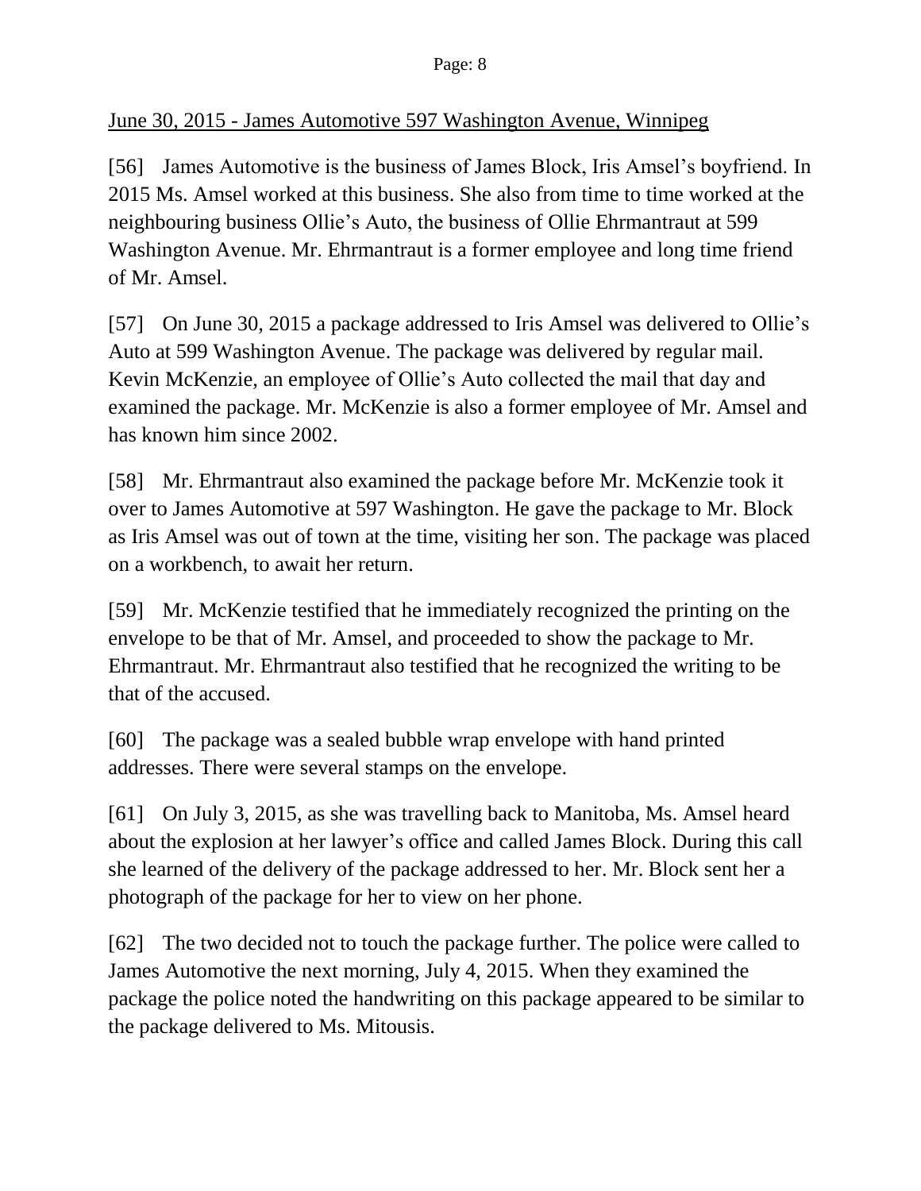<u>June 30, 2015 - James Automotive 597 Washington Avenue, Winnipeg</u>

[56] James Automotive is the business of James Block, Iris Amsel's boyfriend. In 2015 Ms. Amsel worked at this business. She also from time to time worked at the neighbouring business Ollie's Auto, the business of Ollie Ehrmantraut at 599 Washington Avenue. Mr. Ehrmantraut is a former employee and long time friend of Mr. Amsel.

[57] On June 30, 2015 a package addressed to Iris Amsel was delivered to Ollie's Auto at 599 Washington Avenue. The package was delivered by regular mail. Kevin McKenzie, an employee of Ollie's Auto collected the mail that day and examined the package. Mr. McKenzie is also a former employee of Mr. Amsel and has known him since 2002.

[58] Mr. Ehrmantraut also examined the package before Mr. McKenzie took it over to James Automotive at 597 Washington. He gave the package to Mr. Block as Iris Amsel was out of town at the time, visiting her son. The package was placed on a workbench, to await her return.

[59] Mr. McKenzie testified that he immediately recognized the printing on the envelope to be that of Mr. Amsel, and proceeded to show the package to Mr. Ehrmantraut. Mr. Ehrmantraut also testified that he recognized the writing to be that of the accused.

[60] The package was a sealed bubble wrap envelope with hand printed addresses. There were several stamps on the envelope.

[61] On July 3, 2015, as she was travelling back to Manitoba, Ms. Amsel heard about the explosion at her lawyer's office and called James Block. During this call she learned of the delivery of the package addressed to her. Mr. Block sent her a photograph of the package for her to view on her phone.

[62] The two decided not to touch the package further. The police were called to James Automotive the next morning, July 4, 2015. When they examined the package the police noted the handwriting on this package appeared to be similar to the package delivered to Ms. Mitousis.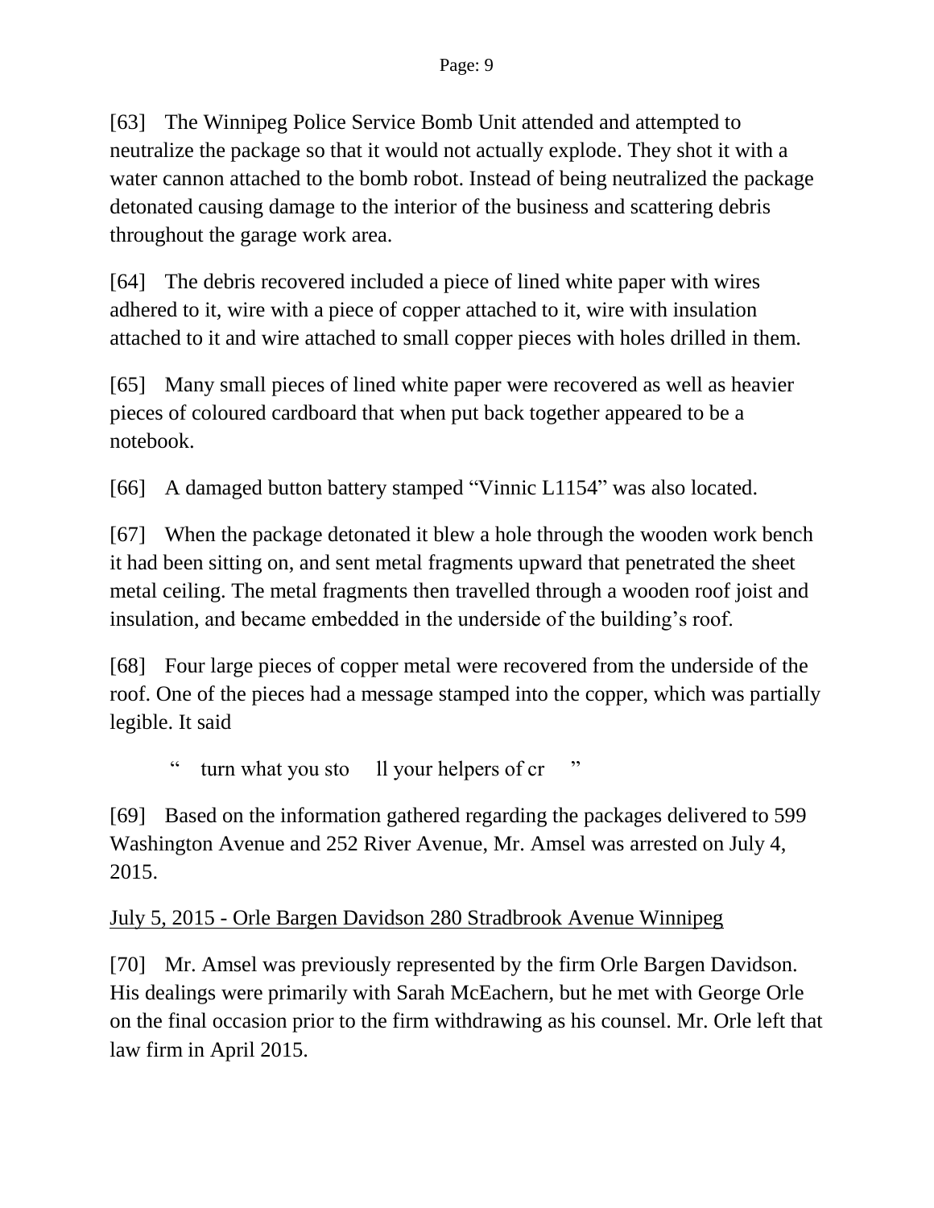[63] The Winnipeg Police Service Bomb Unit attended and attempted to neutralize the package so that it would not actually explode. They shot it with a water cannon attached to the bomb robot. Instead of being neutralized the package detonated causing damage to the interior of the business and scattering debris throughout the garage work area.

[64] The debris recovered included a piece of lined white paper with wires adhered to it, wire with a piece of copper attached to it, wire with insulation attached to it and wire attached to small copper pieces with holes drilled in them.

[65] Many small pieces of lined white paper were recovered as well as heavier pieces of coloured cardboard that when put back together appeared to be a notebook.

[66] A damaged button battery stamped "Vinnic L1154" was also located.

[67] When the package detonated it blew a hole through the wooden work bench it had been sitting on, and sent metal fragments upward that penetrated the sheet metal ceiling. The metal fragments then travelled through a wooden roof joist and insulation, and became embedded in the underside of the building's roof.

[68] Four large pieces of copper metal were recovered from the underside of the roof. One of the pieces had a message stamped into the copper, which was partially legible. It said

> " turn what you sto ll your helpers of cr "

[69] Based on the information gathered regarding the packages delivered to 599 Washington Avenue and 252 River Avenue, Mr. Amsel was arrested on July 4, 2015.

<u>July 5, 2015 - Orle Bargen Davidson 280 Stradbrook Avenue Winnipeg</u>

[70] Mr. Amsel was previously represented by the firm Orle Bargen Davidson. His dealings were primarily with Sarah McEachern, but he met with George Orle on the final occasion prior to the firm withdrawing as his counsel. Mr. Orle left that law firm in April 2015.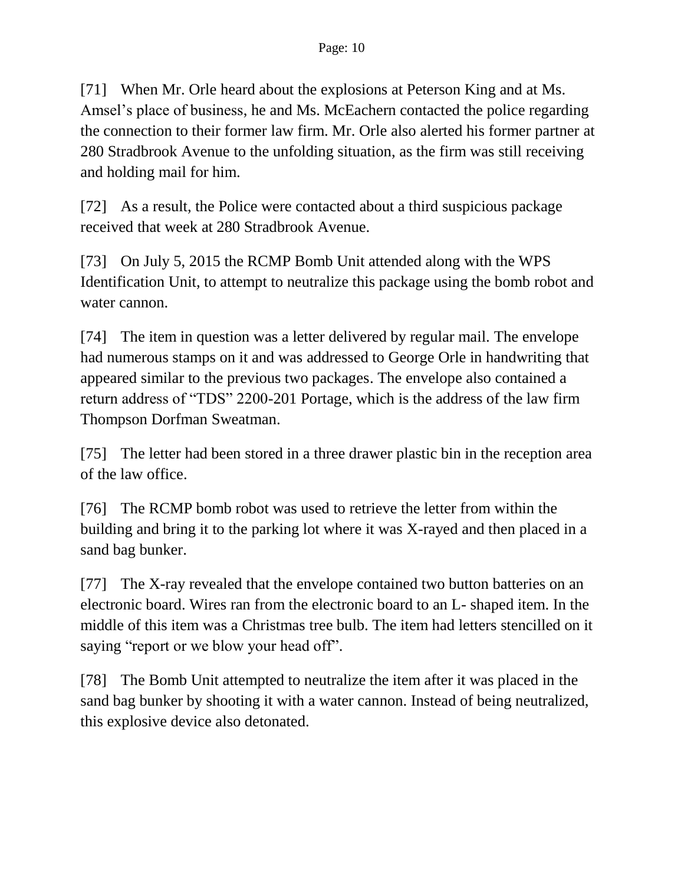[71] When Mr. Orle heard about the explosions at Peterson King and at Ms. Amsel's place of business, he and Ms. McEachern contacted the police regarding the connection to their former law firm. Mr. Orle also alerted his former partner at 280 Stradbrook Avenue to the unfolding situation, as the firm was still receiving and holding mail for him.

[72] As a result, the Police were contacted about a third suspicious package received that week at 280 Stradbrook Avenue.

[73] On July 5, 2015 the RCMP Bomb Unit attended along with the WPS Identification Unit, to attempt to neutralize this package using the bomb robot and water cannon.

[74] The item in question was a letter delivered by regular mail. The envelope had numerous stamps on it and was addressed to George Orle in handwriting that appeared similar to the previous two packages. The envelope also contained a return address of "TDS" 2200-201 Portage, which is the address of the law firm Thompson Dorfman Sweatman.

[75] The letter had been stored in a three drawer plastic bin in the reception area of the law office.

[76] The RCMP bomb robot was used to retrieve the letter from within the building and bring it to the parking lot where it was X-rayed and then placed in a sand bag bunker.

[77] The X-ray revealed that the envelope contained two button batteries on an electronic board. Wires ran from the electronic board to an L- shaped item. In the middle of this item was a Christmas tree bulb. The item had letters stencilled on it saying "report or we blow your head off".

[78] The Bomb Unit attempted to neutralize the item after it was placed in the sand bag bunker by shooting it with a water cannon. Instead of being neutralized, this explosive device also detonated.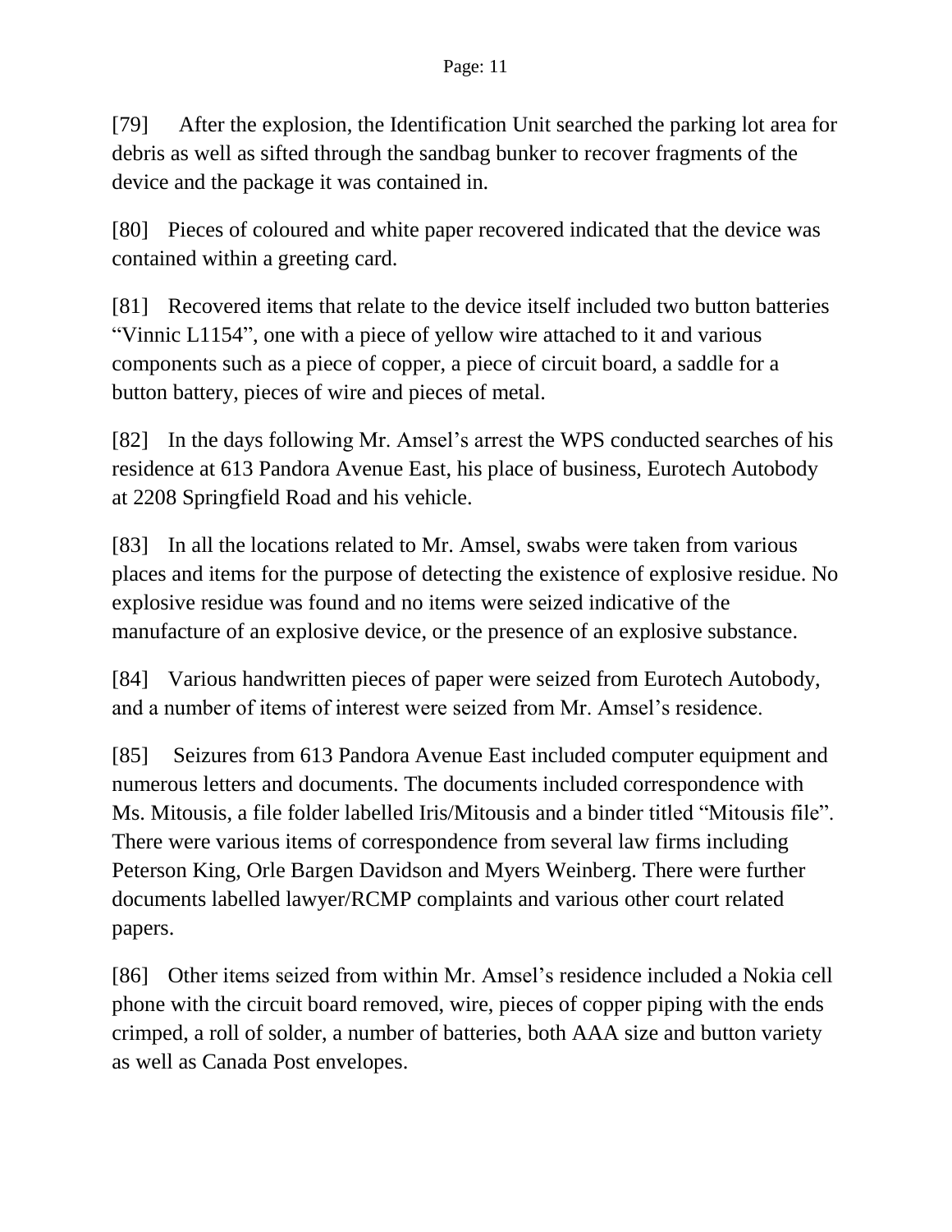[79] After the explosion, the Identification Unit searched the parking lot area for debris as well as sifted through the sandbag bunker to recover fragments of the device and the package it was contained in.

[80] Pieces of coloured and white paper recovered indicated that the device was contained within a greeting card.

[81] Recovered items that relate to the device itself included two button batteries "Vinnic L1154", one with a piece of yellow wire attached to it and various components such as a piece of copper, a piece of circuit board, a saddle for a button battery, pieces of wire and pieces of metal.

[82] In the days following Mr. Amsel's arrest the WPS conducted searches of his residence at 613 Pandora Avenue East, his place of business, Eurotech Autobody at 2208 Springfield Road and his vehicle.

[83] In all the locations related to Mr. Amsel, swabs were taken from various places and items for the purpose of detecting the existence of explosive residue. No explosive residue was found and no items were seized indicative of the manufacture of an explosive device, or the presence of an explosive substance.

[84] Various handwritten pieces of paper were seized from Eurotech Autobody, and a number of items of interest were seized from Mr. Amsel's residence.

[85] Seizures from 613 Pandora Avenue East included computer equipment and numerous letters and documents. The documents included correspondence with Ms. Mitousis, a file folder labelled Iris/Mitousis and a binder titled "Mitousis file". There were various items of correspondence from several law firms including Peterson King, Orle Bargen Davidson and Myers Weinberg. There were further documents labelled lawyer/RCMP complaints and various other court related papers.

[86] Other items seized from within Mr. Amsel's residence included a Nokia cell phone with the circuit board removed, wire, pieces of copper piping with the ends crimped, a roll of solder, a number of batteries, both AAA size and button variety as well as Canada Post envelopes.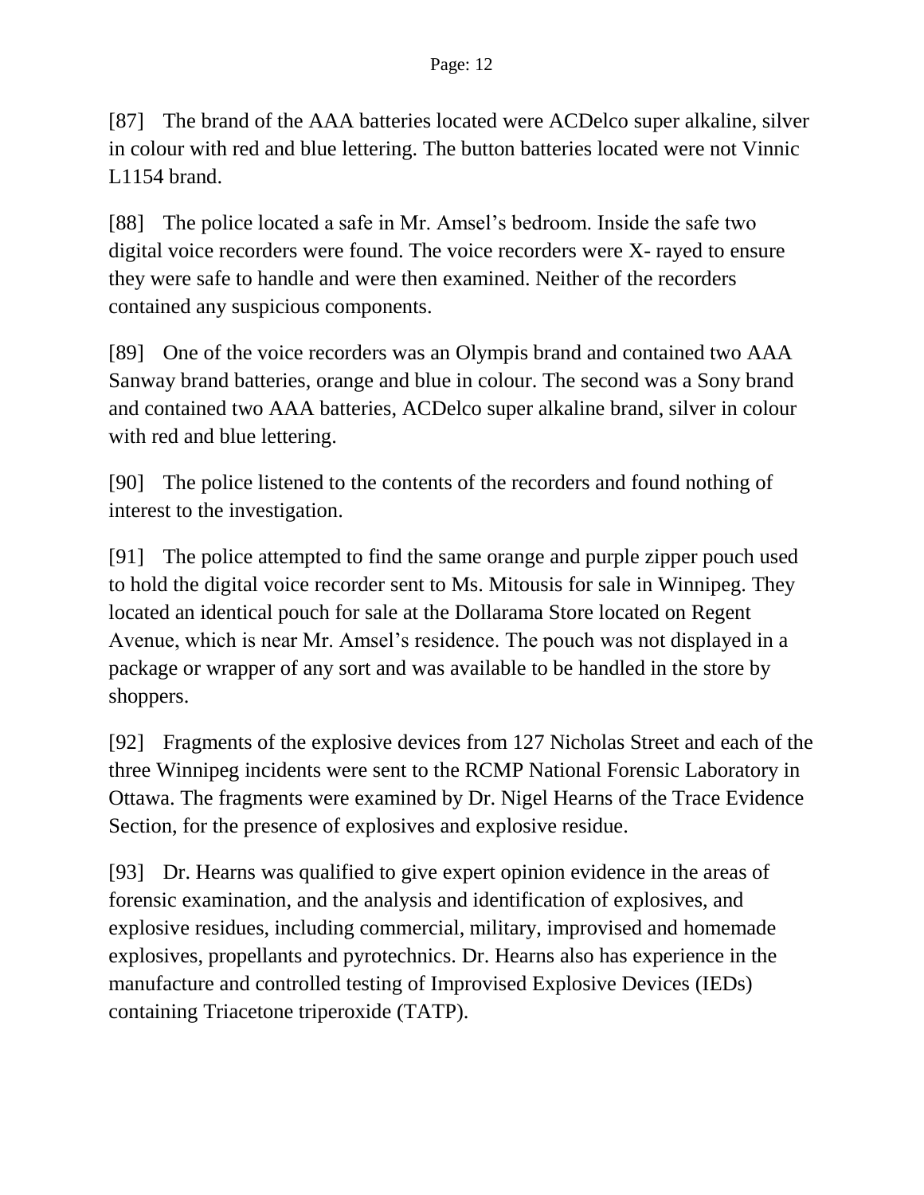[87] The brand of the AAA batteries located were ACDelco super alkaline, silver in colour with red and blue lettering. The button batteries located were not Vinnic L1154 brand.

[88] The police located a safe in Mr. Amsel's bedroom. Inside the safe two digital voice recorders were found. The voice recorders were X- rayed to ensure they were safe to handle and were then examined. Neither of the recorders contained any suspicious components.

[89] One of the voice recorders was an Olympis brand and contained two AAA Sanway brand batteries, orange and blue in colour. The second was a Sony brand and contained two AAA batteries, ACDelco super alkaline brand, silver in colour with red and blue lettering.

[90] The police listened to the contents of the recorders and found nothing of interest to the investigation.

[91] The police attempted to find the same orange and purple zipper pouch used to hold the digital voice recorder sent to Ms. Mitousis for sale in Winnipeg. They located an identical pouch for sale at the Dollarama Store located on Regent Avenue, which is near Mr. Amsel's residence. The pouch was not displayed in a package or wrapper of any sort and was available to be handled in the store by shoppers.

[92] Fragments of the explosive devices from 127 Nicholas Street and each of the three Winnipeg incidents were sent to the RCMP National Forensic Laboratory in Ottawa. The fragments were examined by Dr. Nigel Hearns of the Trace Evidence Section, for the presence of explosives and explosive residue.

[93] Dr. Hearns was qualified to give expert opinion evidence in the areas of forensic examination, and the analysis and identification of explosives, and explosive residues, including commercial, military, improvised and homemade explosives, propellants and pyrotechnics. Dr. Hearns also has experience in the manufacture and controlled testing of Improvised Explosive Devices (IEDs) containing Triacetone triperoxide (TATP).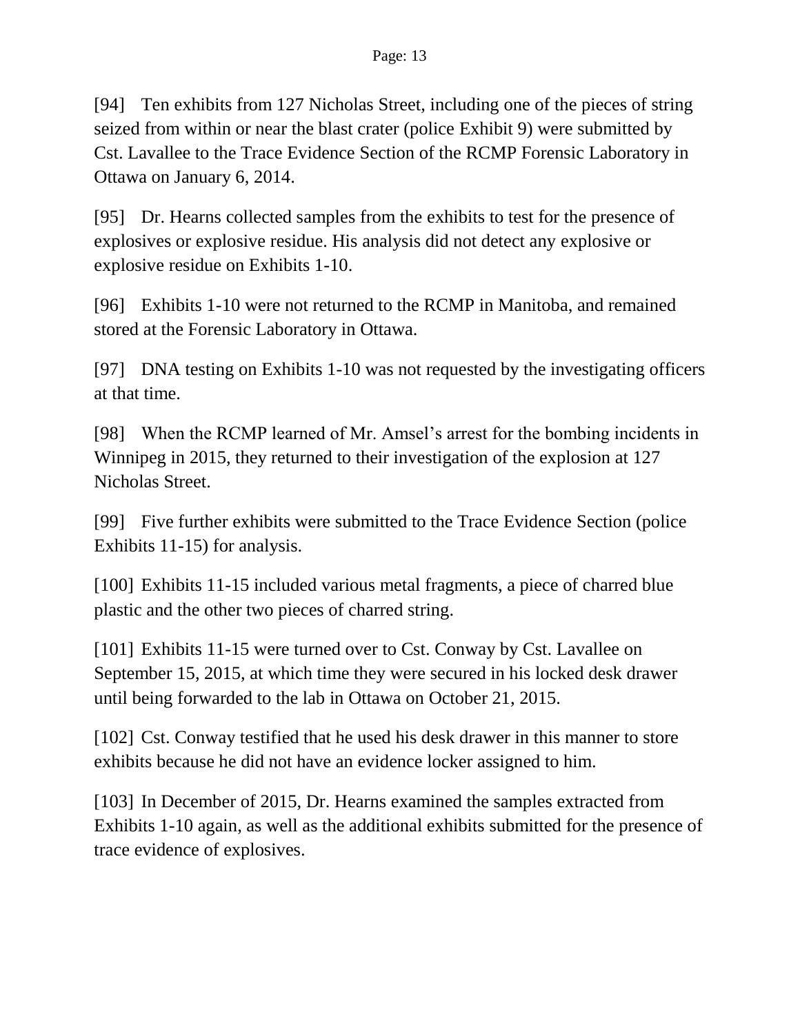[94] Ten exhibits from 127 Nicholas Street, including one of the pieces of string seized from within or near the blast crater (police Exhibit 9) were submitted by Cst. Lavallee to the Trace Evidence Section of the RCMP Forensic Laboratory in Ottawa on January 6, 2014.

[95] Dr. Hearns collected samples from the exhibits to test for the presence of explosives or explosive residue. His analysis did not detect any explosive or explosive residue on Exhibits 1-10.

[96] Exhibits 1-10 were not returned to the RCMP in Manitoba, and remained stored at the Forensic Laboratory in Ottawa.

[97] DNA testing on Exhibits 1-10 was not requested by the investigating officers at that time.

[98] When the RCMP learned of Mr. Amsel's arrest for the bombing incidents in Winnipeg in 2015, they returned to their investigation of the explosion at 127 Nicholas Street.

[99] Five further exhibits were submitted to the Trace Evidence Section (police Exhibits 11-15) for analysis.

[100] Exhibits 11-15 included various metal fragments, a piece of charred blue plastic and the other two pieces of charred string.

[101] Exhibits 11-15 were turned over to Cst. Conway by Cst. Lavallee on September 15, 2015, at which time they were secured in his locked desk drawer until being forwarded to the lab in Ottawa on October 21, 2015.

[102] Cst. Conway testified that he used his desk drawer in this manner to store exhibits because he did not have an evidence locker assigned to him.

[103] In December of 2015, Dr. Hearns examined the samples extracted from Exhibits 1-10 again, as well as the additional exhibits submitted for the presence of trace evidence of explosives.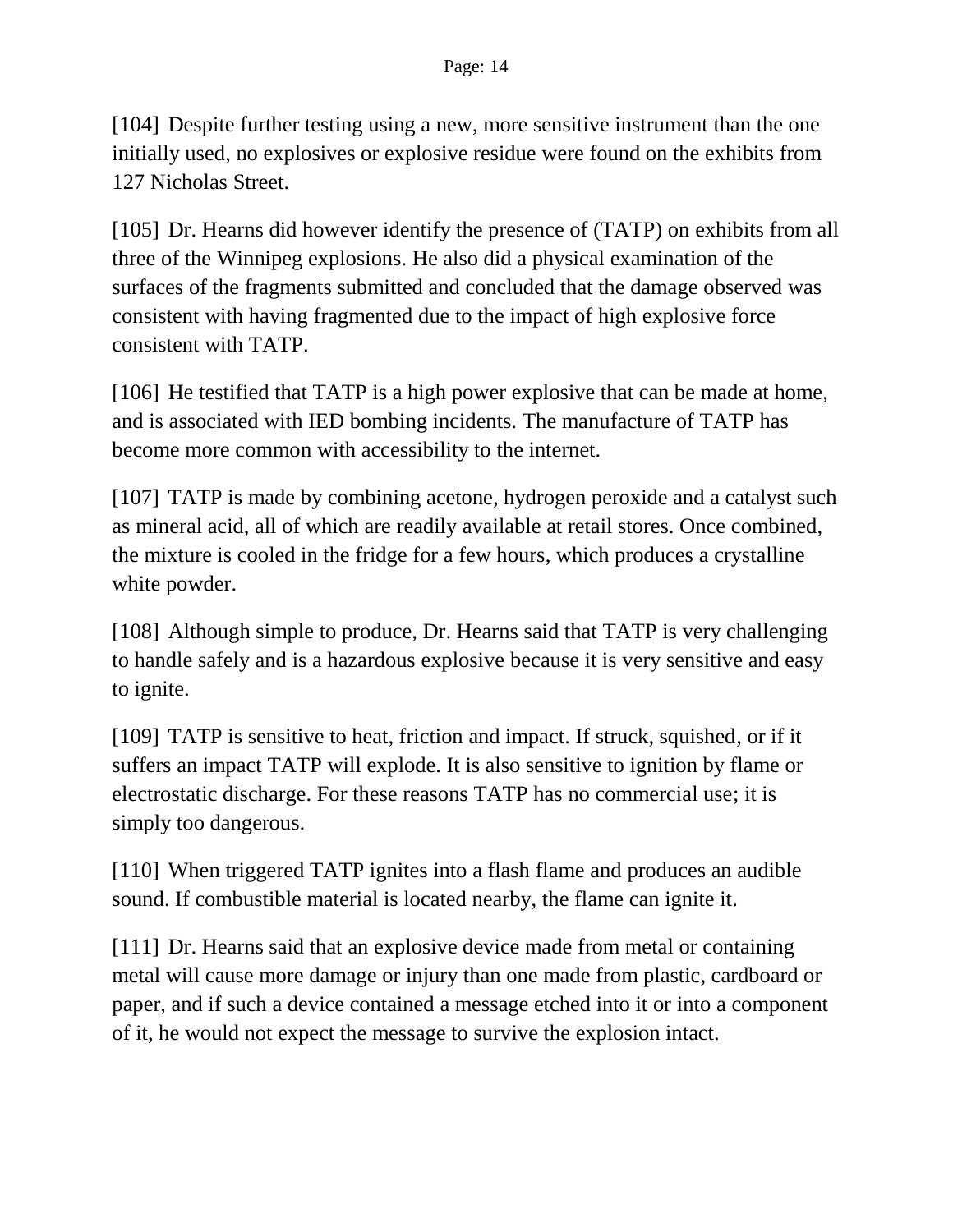[104] Despite further testing using a new, more sensitive instrument than the one initially used, no explosives or explosive residue were found on the exhibits from 127 Nicholas Street.

[105] Dr. Hearns did however identify the presence of (TATP) on exhibits from all three of the Winnipeg explosions. He also did a physical examination of the surfaces of the fragments submitted and concluded that the damage observed was consistent with having fragmented due to the impact of high explosive force consistent with TATP.

[106] He testified that TATP is a high power explosive that can be made at home, and is associated with IED bombing incidents. The manufacture of TATP has become more common with accessibility to the internet.

[107] TATP is made by combining acetone, hydrogen peroxide and a catalyst such as mineral acid, all of which are readily available at retail stores. Once combined, the mixture is cooled in the fridge for a few hours, which produces a crystalline white powder.

[108] Although simple to produce, Dr. Hearns said that TATP is very challenging to handle safely and is a hazardous explosive because it is very sensitive and easy to ignite.

[109] TATP is sensitive to heat, friction and impact. If struck, squished, or if it suffers an impact TATP will explode. It is also sensitive to ignition by flame or electrostatic discharge. For these reasons TATP has no commercial use; it is simply too dangerous.

[110] When triggered TATP ignites into a flash flame and produces an audible sound. If combustible material is located nearby, the flame can ignite it.

[111] Dr. Hearns said that an explosive device made from metal or containing metal will cause more damage or injury than one made from plastic, cardboard or paper, and if such a device contained a message etched into it or into a component of it, he would not expect the message to survive the explosion intact.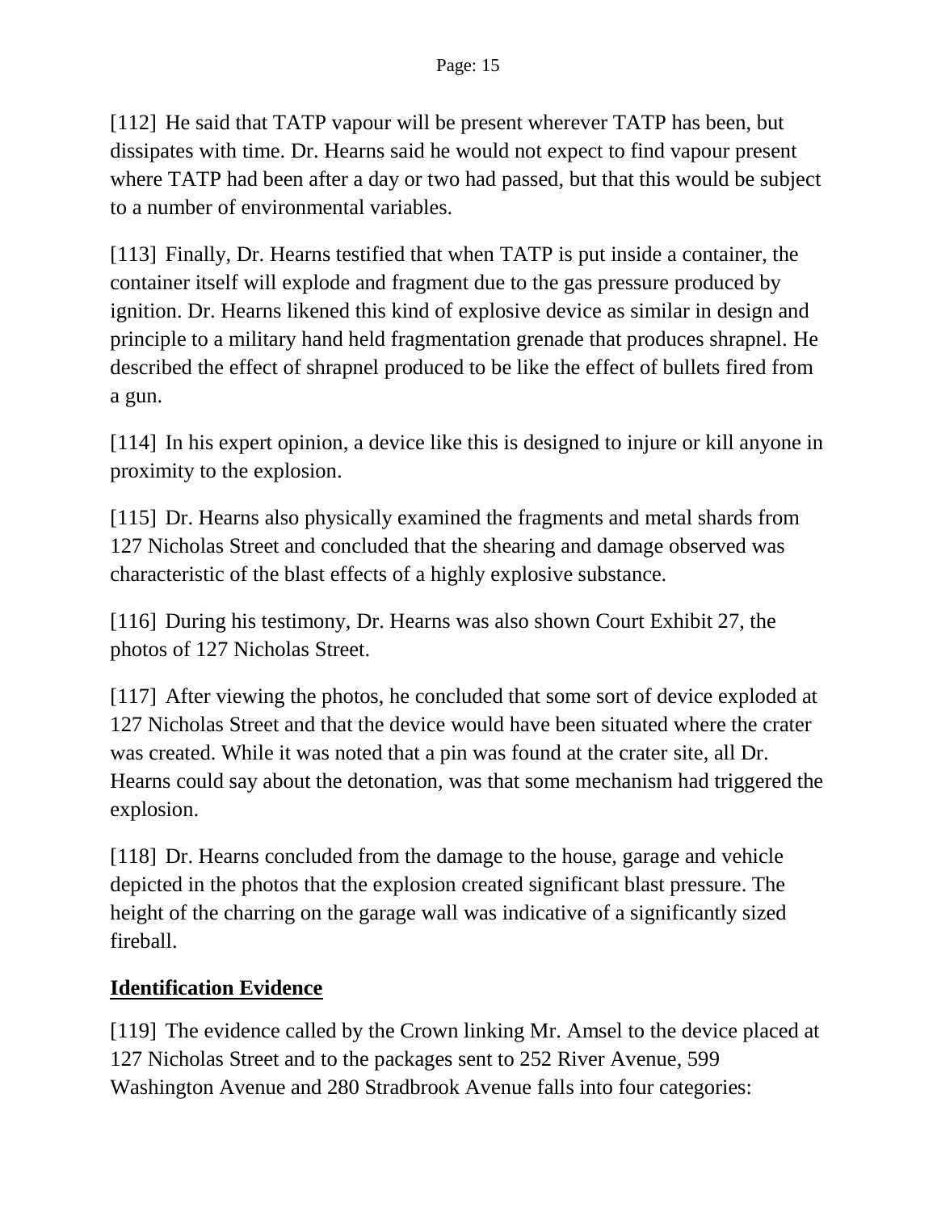[112] He said that TATP vapour will be present wherever TATP has been, but dissipates with time. Dr. Hearns said he would not expect to find vapour present where TATP had been after a day or two had passed, but that this would be subject to a number of environmental variables.

[113] Finally, Dr. Hearns testified that when TATP is put inside a container, the container itself will explode and fragment due to the gas pressure produced by ignition. Dr. Hearns likened this kind of explosive device as similar in design and principle to a military hand held fragmentation grenade that produces shrapnel. He described the effect of shrapnel produced to be like the effect of bullets fired from a gun.

[114] In his expert opinion, a device like this is designed to injure or kill anyone in proximity to the explosion.

[115] Dr. Hearns also physically examined the fragments and metal shards from 127 Nicholas Street and concluded that the shearing and damage observed was characteristic of the blast effects of a highly explosive substance.

[116] During his testimony, Dr. Hearns was also shown Court Exhibit 27, the photos of 127 Nicholas Street.

[117] After viewing the photos, he concluded that some sort of device exploded at 127 Nicholas Street and that the device would have been situated where the crater was created. While it was noted that a pin was found at the crater site, all Dr. Hearns could say about the detonation, was that some mechanism had triggered the explosion.

[118] Dr. Hearns concluded from the damage to the house, garage and vehicle depicted in the photos that the explosion created significant blast pressure. The height of the charring on the garage wall was indicative of a significantly sized fireball.

## Identification Evidence

[119] The evidence called by the Crown linking Mr. Amsel to the device placed at 127 Nicholas Street and to the packages sent to 252 River Avenue, 599 Washington Avenue and 280 Stradbrook Avenue falls into four categories: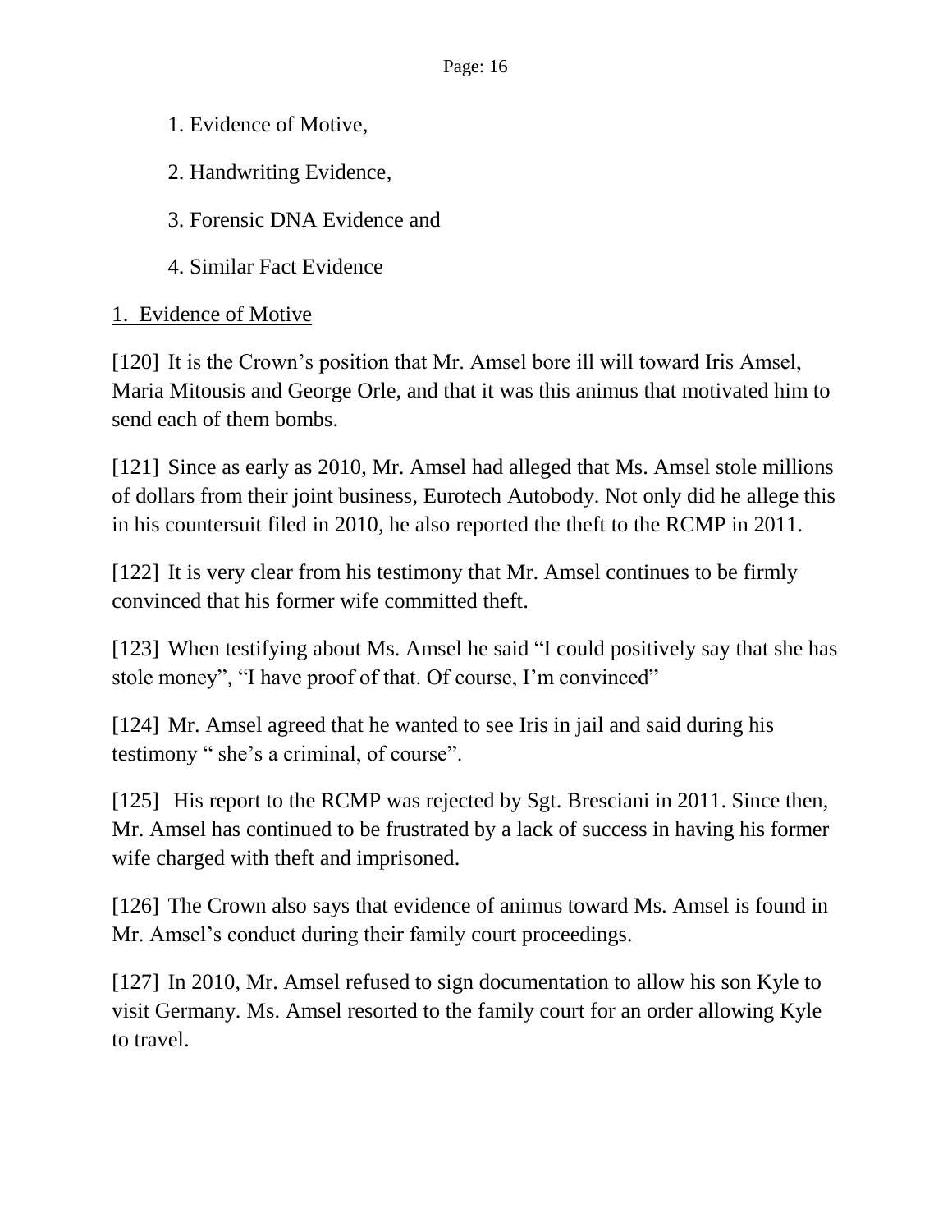1. Evidence of Motive,

2. Handwriting Evidence,

3. Forensic DNA Evidence and

4. Similar Fact Evidence

<u>1. Evidence of Motive</u>

[120] It is the Crown's position that Mr. Amsel bore ill will toward Iris Amsel, Maria Mitousis and George Orle, and that it was this animus that motivated him to send each of them bombs.

[121] Since as early as 2010, Mr. Amsel had alleged that Ms. Amsel stole millions of dollars from their joint business, Eurotech Autobody. Not only did he allege this in his countersuit filed in 2010, he also reported the theft to the RCMP in 2011.

[122] It is very clear from his testimony that Mr. Amsel continues to be firmly convinced that his former wife committed theft.

[123] When testifying about Ms. Amsel he said "I could positively say that she has stole money", "I have proof of that. Of course, I'm convinced"

[124] Mr. Amsel agreed that he wanted to see Iris in jail and said during his testimony " she's a criminal, of course".

[125] His report to the RCMP was rejected by Sgt. Bresciani in 2011. Since then, Mr. Amsel has continued to be frustrated by a lack of success in having his former wife charged with theft and imprisoned.

[126] The Crown also says that evidence of animus toward Ms. Amsel is found in Mr. Amsel's conduct during their family court proceedings.

[127] In 2010, Mr. Amsel refused to sign documentation to allow his son Kyle to visit Germany. Ms. Amsel resorted to the family court for an order allowing Kyle to travel.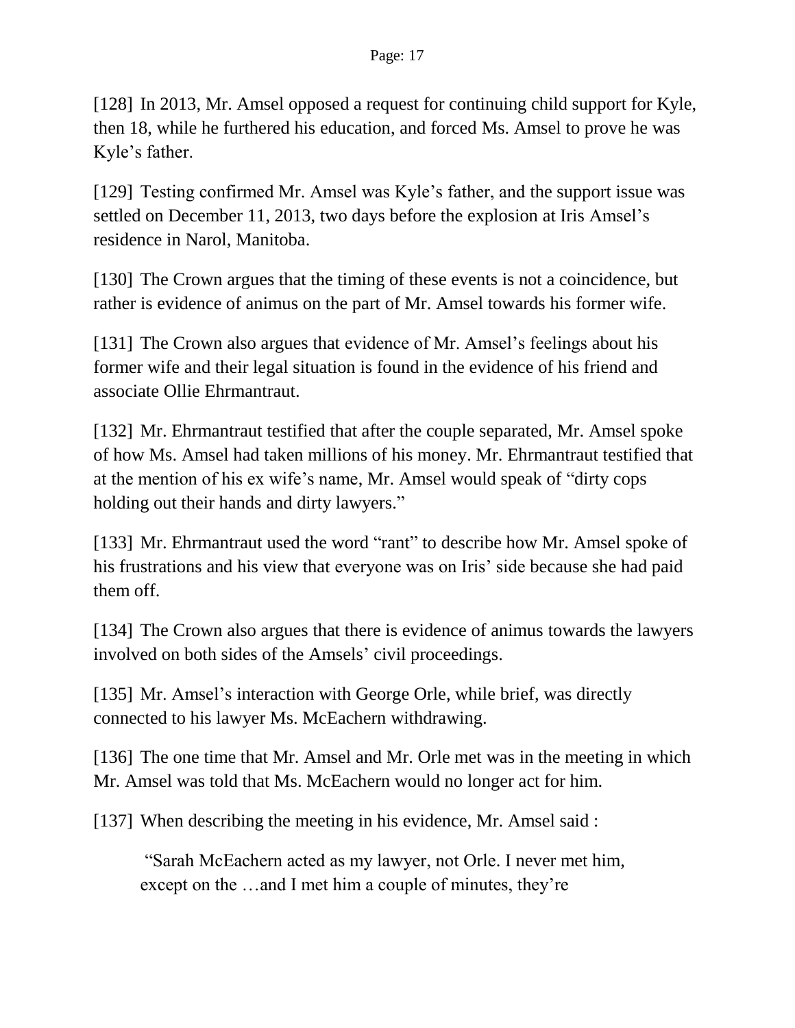[128] In 2013, Mr. Amsel opposed a request for continuing child support for Kyle, then 18, while he furthered his education, and forced Ms. Amsel to prove he was Kyle's father.

[129] Testing confirmed Mr. Amsel was Kyle's father, and the support issue was settled on December 11, 2013, two days before the explosion at Iris Amsel's residence in Narol, Manitoba.

[130] The Crown argues that the timing of these events is not a coincidence, but rather is evidence of animus on the part of Mr. Amsel towards his former wife.

[131] The Crown also argues that evidence of Mr. Amsel's feelings about his former wife and their legal situation is found in the evidence of his friend and associate Ollie Ehrmantraut.

[132] Mr. Ehrmantraut testified that after the couple separated, Mr. Amsel spoke of how Ms. Amsel had taken millions of his money. Mr. Ehrmantraut testified that at the mention of his ex wife's name, Mr. Amsel would speak of "dirty cops holding out their hands and dirty lawyers."

[133] Mr. Ehrmantraut used the word "rant" to describe how Mr. Amsel spoke of his frustrations and his view that everyone was on Iris' side because she had paid them off.

[134] The Crown also argues that there is evidence of animus towards the lawyers involved on both sides of the Amsels' civil proceedings.

[135] Mr. Amsel's interaction with George Orle, while brief, was directly connected to his lawyer Ms. McEachern withdrawing.

[136] The one time that Mr. Amsel and Mr. Orle met was in the meeting in which Mr. Amsel was told that Ms. McEachern would no longer act for him.

[137] When describing the meeting in his evidence, Mr. Amsel said :

> "Sarah McEachern acted as my lawyer, not Orle. I never met him, except on the …and I met him a couple of minutes, they're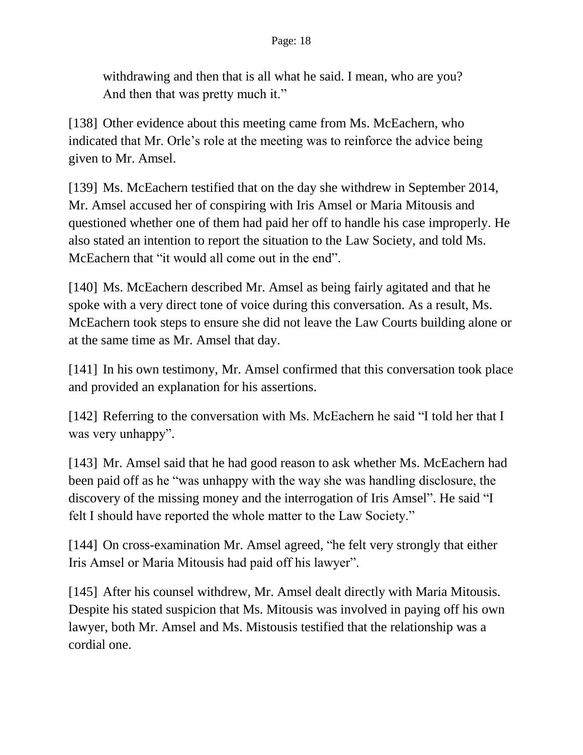> withdrawing and then that is all what he said. I mean, who are you? And then that was pretty much it."

[138] Other evidence about this meeting came from Ms. McEachern, who indicated that Mr. Orle's role at the meeting was to reinforce the advice being given to Mr. Amsel.

[139] Ms. McEachern testified that on the day she withdrew in September 2014, Mr. Amsel accused her of conspiring with Iris Amsel or Maria Mitousis and questioned whether one of them had paid her off to handle his case improperly. He also stated an intention to report the situation to the Law Society, and told Ms. McEachern that "it would all come out in the end".

[140] Ms. McEachern described Mr. Amsel as being fairly agitated and that he spoke with a very direct tone of voice during this conversation. As a result, Ms. McEachern took steps to ensure she did not leave the Law Courts building alone or at the same time as Mr. Amsel that day.

[141] In his own testimony, Mr. Amsel confirmed that this conversation took place and provided an explanation for his assertions.

[142] Referring to the conversation with Ms. McEachern he said "I told her that I was very unhappy".

[143] Mr. Amsel said that he had good reason to ask whether Ms. McEachern had been paid off as he "was unhappy with the way she was handling disclosure, the discovery of the missing money and the interrogation of Iris Amsel". He said "I felt I should have reported the whole matter to the Law Society."

[144] On cross-examination Mr. Amsel agreed, "he felt very strongly that either Iris Amsel or Maria Mitousis had paid off his lawyer".

[145] After his counsel withdrew, Mr. Amsel dealt directly with Maria Mitousis. Despite his stated suspicion that Ms. Mitousis was involved in paying off his own lawyer, both Mr. Amsel and Ms. Mistousis testified that the relationship was a cordial one.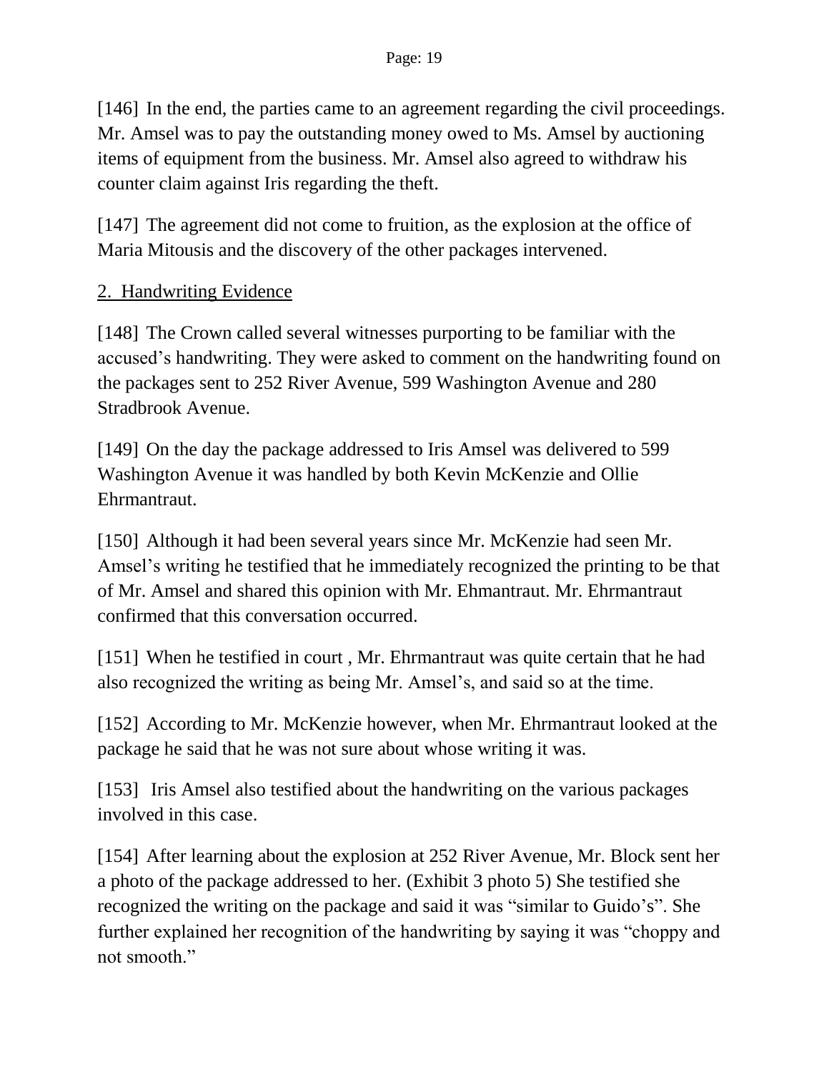[146] In the end, the parties came to an agreement regarding the civil proceedings. Mr. Amsel was to pay the outstanding money owed to Ms. Amsel by auctioning items of equipment from the business. Mr. Amsel also agreed to withdraw his counter claim against Iris regarding the theft.

[147] The agreement did not come to fruition, as the explosion at the office of Maria Mitousis and the discovery of the other packages intervened.

<u>2. Handwriting Evidence</u>

[148] The Crown called several witnesses purporting to be familiar with the accused's handwriting. They were asked to comment on the handwriting found on the packages sent to 252 River Avenue, 599 Washington Avenue and 280 Stradbrook Avenue.

[149] On the day the package addressed to Iris Amsel was delivered to 599 Washington Avenue it was handled by both Kevin McKenzie and Ollie Ehrmantraut.

[150] Although it had been several years since Mr. McKenzie had seen Mr. Amsel's writing he testified that he immediately recognized the printing to be that of Mr. Amsel and shared this opinion with Mr. Ehmantraut. Mr. Ehrmantraut confirmed that this conversation occurred.

[151] When he testified in court , Mr. Ehrmantraut was quite certain that he had also recognized the writing as being Mr. Amsel's, and said so at the time.

[152] According to Mr. McKenzie however, when Mr. Ehrmantraut looked at the package he said that he was not sure about whose writing it was.

[153] Iris Amsel also testified about the handwriting on the various packages involved in this case.

[154] After learning about the explosion at 252 River Avenue, Mr. Block sent her a photo of the package addressed to her. (Exhibit 3 photo 5) She testified she recognized the writing on the package and said it was "similar to Guido's". She further explained her recognition of the handwriting by saying it was "choppy and not smooth."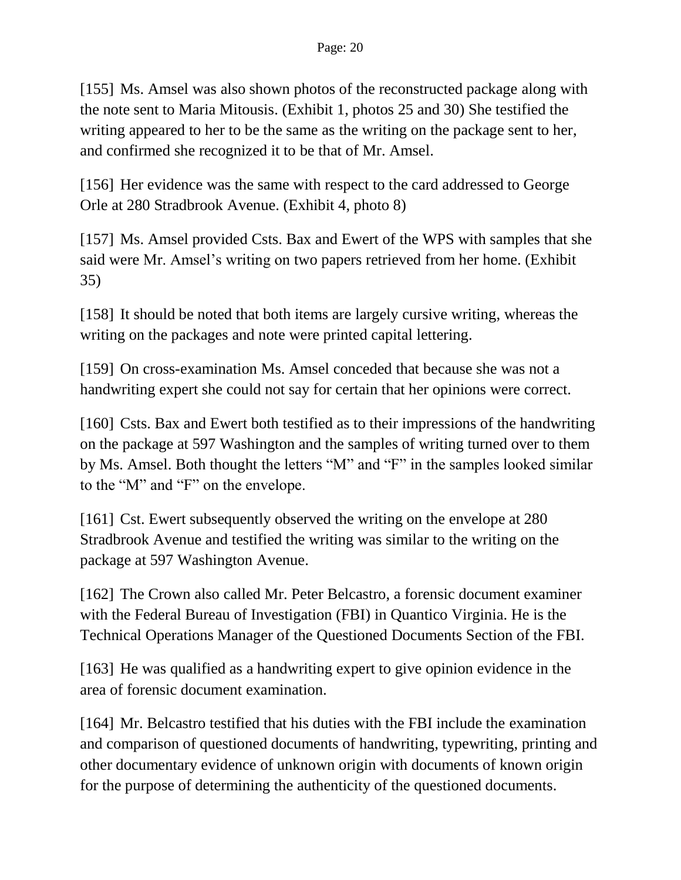[155] Ms. Amsel was also shown photos of the reconstructed package along with the note sent to Maria Mitousis. (Exhibit 1, photos 25 and 30) She testified the writing appeared to her to be the same as the writing on the package sent to her, and confirmed she recognized it to be that of Mr. Amsel.

[156] Her evidence was the same with respect to the card addressed to George Orle at 280 Stradbrook Avenue. (Exhibit 4, photo 8)

[157] Ms. Amsel provided Csts. Bax and Ewert of the WPS with samples that she said were Mr. Amsel's writing on two papers retrieved from her home. (Exhibit 35)

[158] It should be noted that both items are largely cursive writing, whereas the writing on the packages and note were printed capital lettering.

[159] On cross-examination Ms. Amsel conceded that because she was not a handwriting expert she could not say for certain that her opinions were correct.

[160] Csts. Bax and Ewert both testified as to their impressions of the handwriting on the package at 597 Washington and the samples of writing turned over to them by Ms. Amsel. Both thought the letters "M" and "F" in the samples looked similar to the "M" and "F" on the envelope.

[161] Cst. Ewert subsequently observed the writing on the envelope at 280 Stradbrook Avenue and testified the writing was similar to the writing on the package at 597 Washington Avenue.

[162] The Crown also called Mr. Peter Belcastro, a forensic document examiner with the Federal Bureau of Investigation (FBI) in Quantico Virginia. He is the Technical Operations Manager of the Questioned Documents Section of the FBI.

[163] He was qualified as a handwriting expert to give opinion evidence in the area of forensic document examination.

[164] Mr. Belcastro testified that his duties with the FBI include the examination and comparison of questioned documents of handwriting, typewriting, printing and other documentary evidence of unknown origin with documents of known origin for the purpose of determining the authenticity of the questioned documents.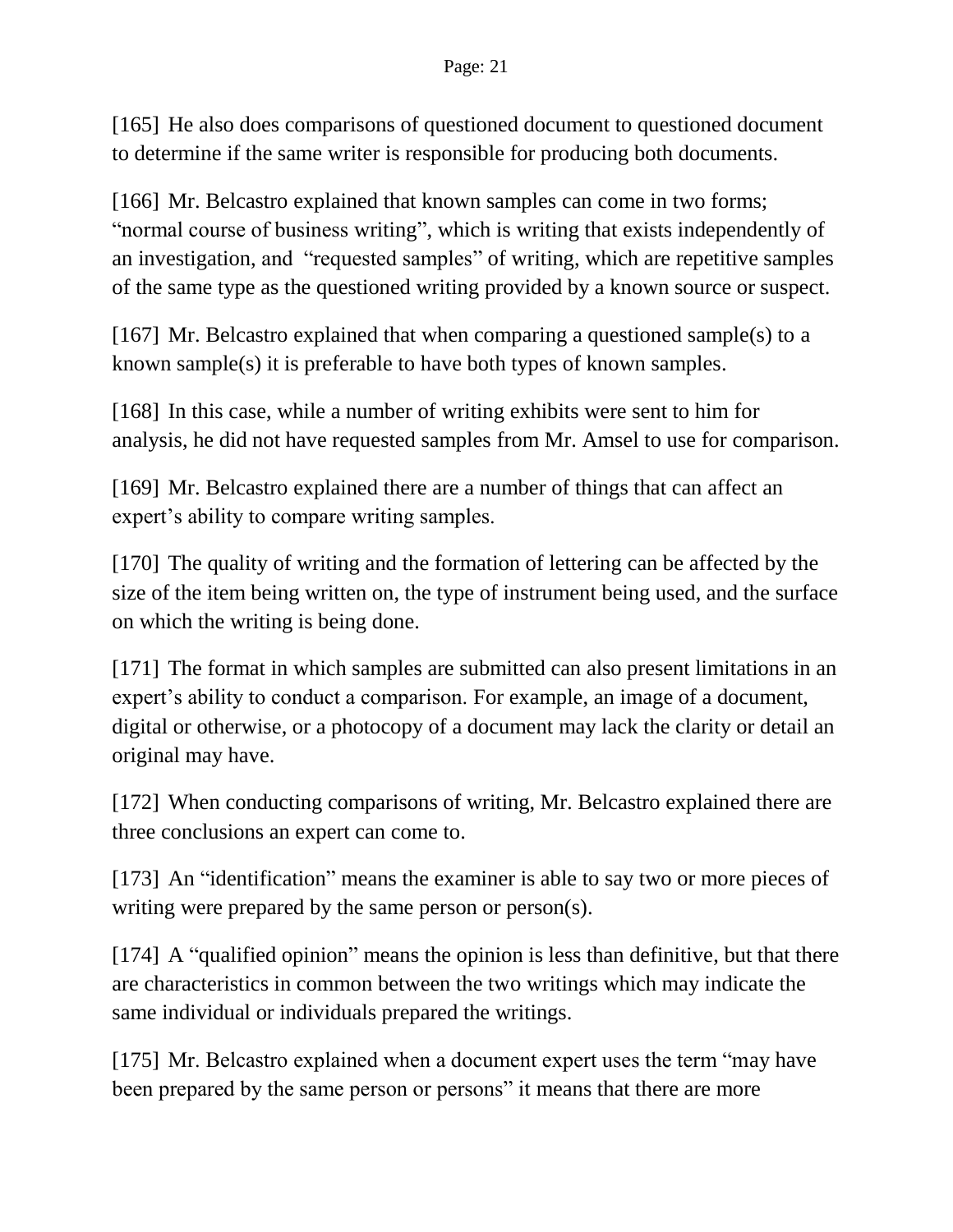[165] He also does comparisons of questioned document to questioned document to determine if the same writer is responsible for producing both documents.

[166] Mr. Belcastro explained that known samples can come in two forms; "normal course of business writing", which is writing that exists independently of an investigation, and "requested samples" of writing, which are repetitive samples of the same type as the questioned writing provided by a known source or suspect.

[167] Mr. Belcastro explained that when comparing a questioned sample(s) to a known sample(s) it is preferable to have both types of known samples.

[168] In this case, while a number of writing exhibits were sent to him for analysis, he did not have requested samples from Mr. Amsel to use for comparison.

[169] Mr. Belcastro explained there are a number of things that can affect an expert's ability to compare writing samples.

[170] The quality of writing and the formation of lettering can be affected by the size of the item being written on, the type of instrument being used, and the surface on which the writing is being done.

[171] The format in which samples are submitted can also present limitations in an expert's ability to conduct a comparison. For example, an image of a document, digital or otherwise, or a photocopy of a document may lack the clarity or detail an original may have.

[172] When conducting comparisons of writing, Mr. Belcastro explained there are three conclusions an expert can come to.

[173] An "identification" means the examiner is able to say two or more pieces of writing were prepared by the same person or person(s).

[174] A "qualified opinion" means the opinion is less than definitive, but that there are characteristics in common between the two writings which may indicate the same individual or individuals prepared the writings.

[175] Mr. Belcastro explained when a document expert uses the term "may have been prepared by the same person or persons" it means that there are more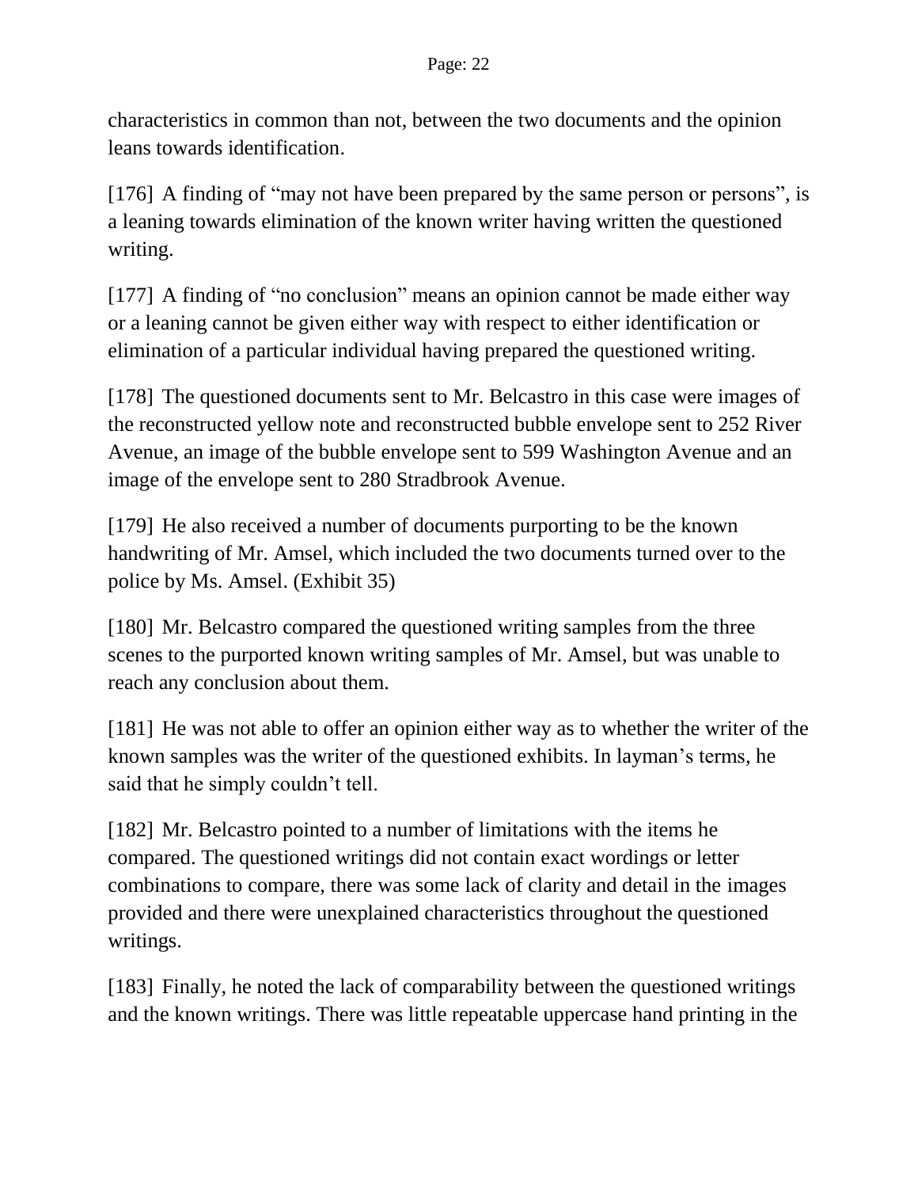characteristics in common than not, between the two documents and the opinion leans towards identification.

[176] A finding of "may not have been prepared by the same person or persons", is a leaning towards elimination of the known writer having written the questioned writing.

[177] A finding of "no conclusion" means an opinion cannot be made either way or a leaning cannot be given either way with respect to either identification or elimination of a particular individual having prepared the questioned writing.

[178] The questioned documents sent to Mr. Belcastro in this case were images of the reconstructed yellow note and reconstructed bubble envelope sent to 252 River Avenue, an image of the bubble envelope sent to 599 Washington Avenue and an image of the envelope sent to 280 Stradbrook Avenue.

[179] He also received a number of documents purporting to be the known handwriting of Mr. Amsel, which included the two documents turned over to the police by Ms. Amsel. (Exhibit 35)

[180] Mr. Belcastro compared the questioned writing samples from the three scenes to the purported known writing samples of Mr. Amsel, but was unable to reach any conclusion about them.

[181] He was not able to offer an opinion either way as to whether the writer of the known samples was the writer of the questioned exhibits. In layman's terms, he said that he simply couldn't tell.

[182] Mr. Belcastro pointed to a number of limitations with the items he compared. The questioned writings did not contain exact wordings or letter combinations to compare, there was some lack of clarity and detail in the images provided and there were unexplained characteristics throughout the questioned writings.

[183] Finally, he noted the lack of comparability between the questioned writings and the known writings. There was little repeatable uppercase hand printing in the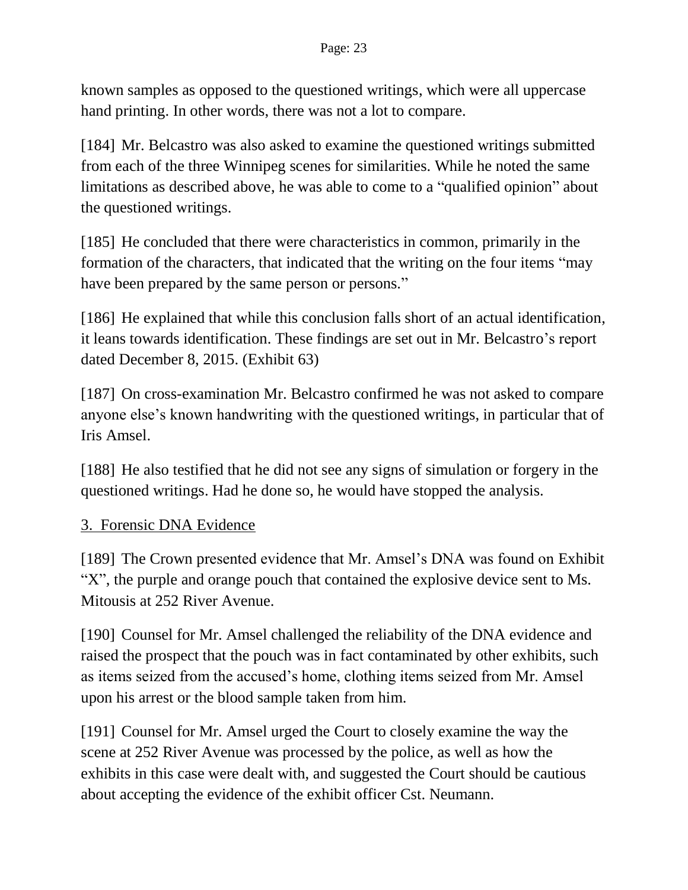known samples as opposed to the questioned writings, which were all uppercase hand printing. In other words, there was not a lot to compare.

[184] Mr. Belcastro was also asked to examine the questioned writings submitted from each of the three Winnipeg scenes for similarities. While he noted the same limitations as described above, he was able to come to a "qualified opinion" about the questioned writings.

[185] He concluded that there were characteristics in common, primarily in the formation of the characters, that indicated that the writing on the four items "may have been prepared by the same person or persons."

[186] He explained that while this conclusion falls short of an actual identification, it leans towards identification. These findings are set out in Mr. Belcastro's report dated December 8, 2015. (Exhibit 63)

[187] On cross-examination Mr. Belcastro confirmed he was not asked to compare anyone else's known handwriting with the questioned writings, in particular that of Iris Amsel.

[188] He also testified that he did not see any signs of simulation or forgery in the questioned writings. Had he done so, he would have stopped the analysis.

<u>3. Forensic DNA Evidence</u>

[189] The Crown presented evidence that Mr. Amsel's DNA was found on Exhibit "X", the purple and orange pouch that contained the explosive device sent to Ms. Mitousis at 252 River Avenue.

[190] Counsel for Mr. Amsel challenged the reliability of the DNA evidence and raised the prospect that the pouch was in fact contaminated by other exhibits, such as items seized from the accused's home, clothing items seized from Mr. Amsel upon his arrest or the blood sample taken from him.

[191] Counsel for Mr. Amsel urged the Court to closely examine the way the scene at 252 River Avenue was processed by the police, as well as how the exhibits in this case were dealt with, and suggested the Court should be cautious about accepting the evidence of the exhibit officer Cst. Neumann.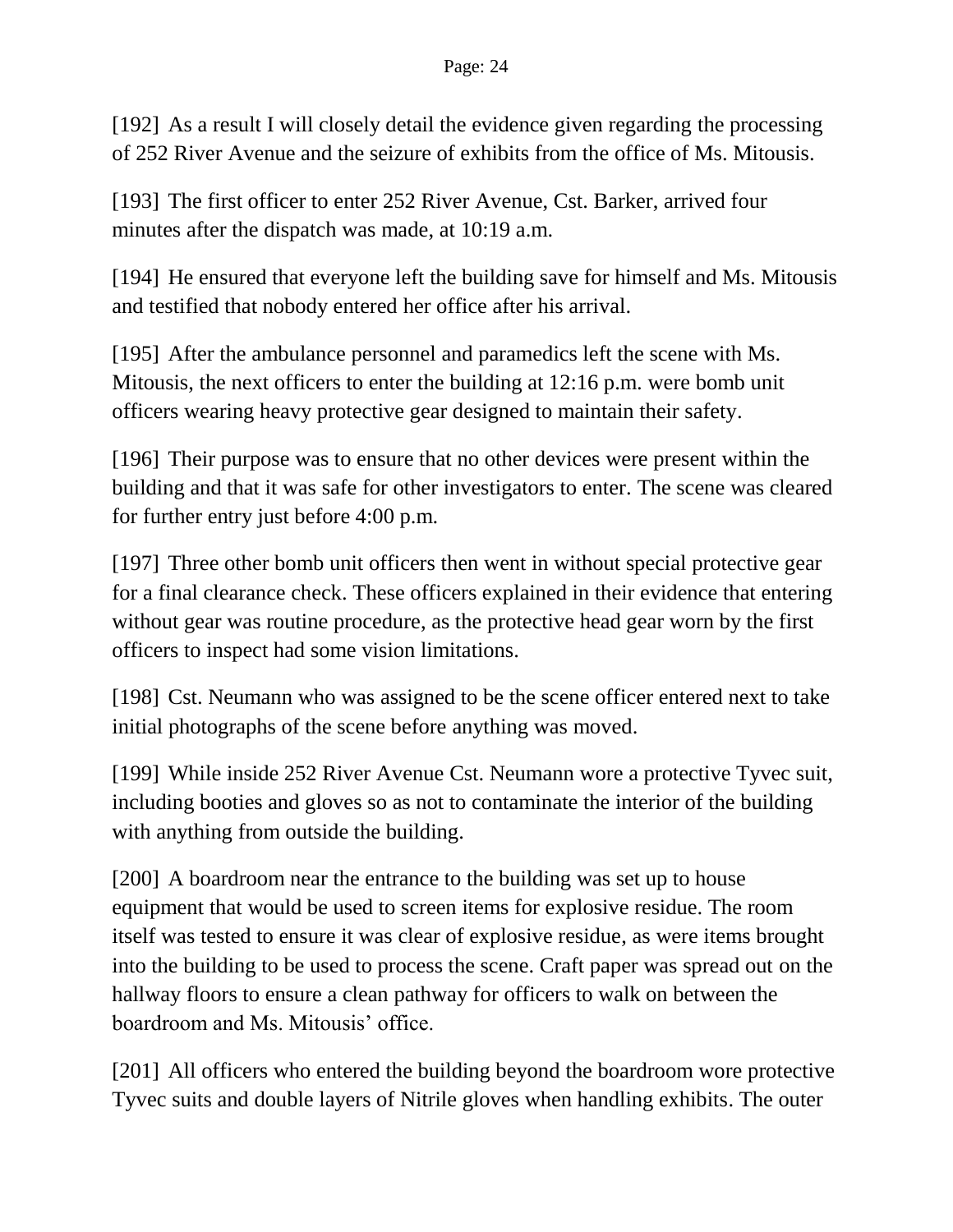[192] As a result I will closely detail the evidence given regarding the processing of 252 River Avenue and the seizure of exhibits from the office of Ms. Mitousis.

[193] The first officer to enter 252 River Avenue, Cst. Barker, arrived four minutes after the dispatch was made, at 10:19 a.m.

[194] He ensured that everyone left the building save for himself and Ms. Mitousis and testified that nobody entered her office after his arrival.

[195] After the ambulance personnel and paramedics left the scene with Ms. Mitousis, the next officers to enter the building at 12:16 p.m. were bomb unit officers wearing heavy protective gear designed to maintain their safety.

[196] Their purpose was to ensure that no other devices were present within the building and that it was safe for other investigators to enter. The scene was cleared for further entry just before 4:00 p.m.

[197] Three other bomb unit officers then went in without special protective gear for a final clearance check. These officers explained in their evidence that entering without gear was routine procedure, as the protective head gear worn by the first officers to inspect had some vision limitations.

[198] Cst. Neumann who was assigned to be the scene officer entered next to take initial photographs of the scene before anything was moved.

[199] While inside 252 River Avenue Cst. Neumann wore a protective Tyvec suit, including booties and gloves so as not to contaminate the interior of the building with anything from outside the building.

[200] A boardroom near the entrance to the building was set up to house equipment that would be used to screen items for explosive residue. The room itself was tested to ensure it was clear of explosive residue, as were items brought into the building to be used to process the scene. Craft paper was spread out on the hallway floors to ensure a clean pathway for officers to walk on between the boardroom and Ms. Mitousis' office.

[201] All officers who entered the building beyond the boardroom wore protective Tyvec suits and double layers of Nitrile gloves when handling exhibits. The outer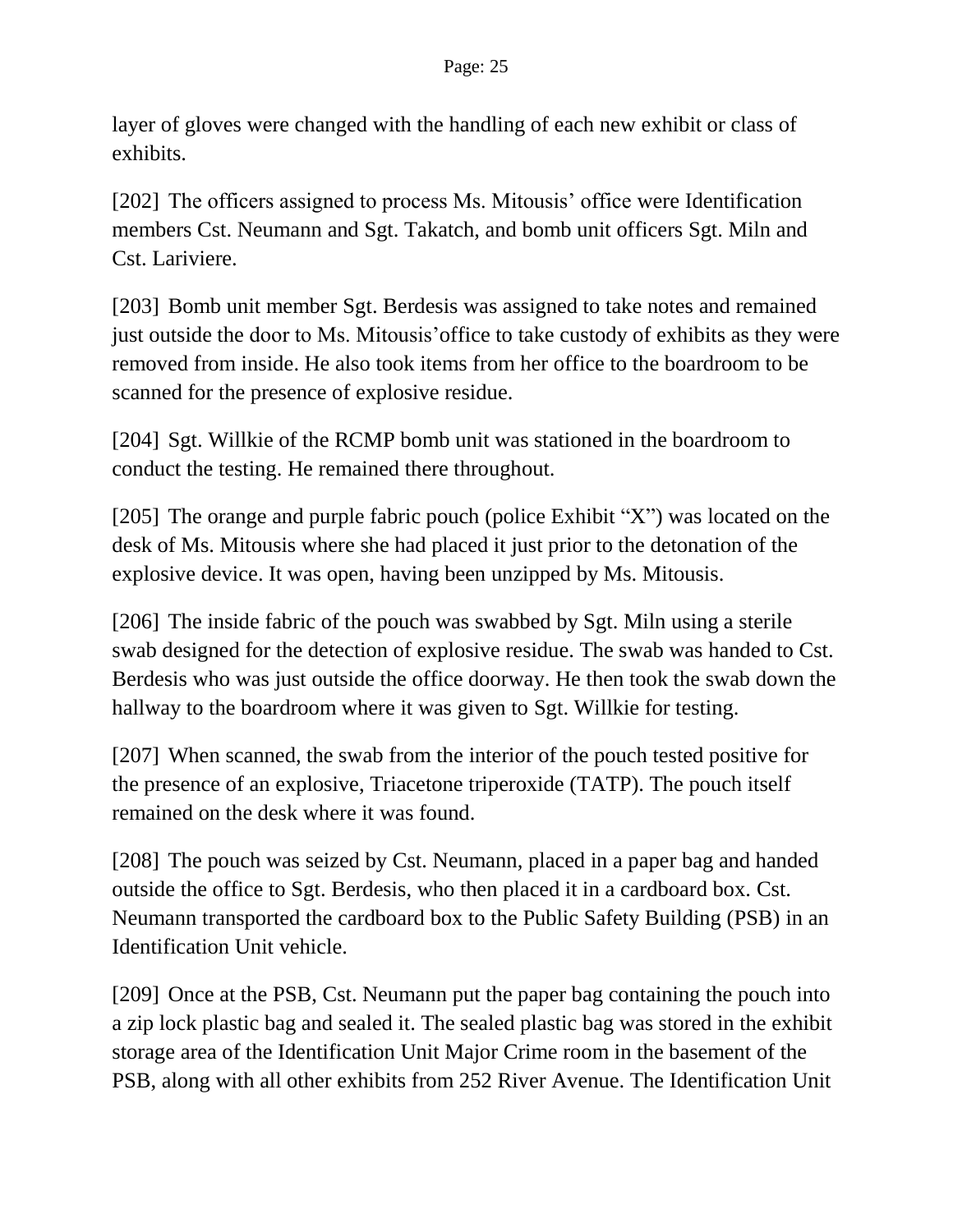layer of gloves were changed with the handling of each new exhibit or class of exhibits.

[202] The officers assigned to process Ms. Mitousis' office were Identification members Cst. Neumann and Sgt. Takatch, and bomb unit officers Sgt. Miln and Cst. Lariviere.

[203] Bomb unit member Sgt. Berdesis was assigned to take notes and remained just outside the door to Ms. Mitousis'office to take custody of exhibits as they were removed from inside. He also took items from her office to the boardroom to be scanned for the presence of explosive residue.

[204] Sgt. Willkie of the RCMP bomb unit was stationed in the boardroom to conduct the testing. He remained there throughout.

[205] The orange and purple fabric pouch (police Exhibit "X") was located on the desk of Ms. Mitousis where she had placed it just prior to the detonation of the explosive device. It was open, having been unzipped by Ms. Mitousis.

[206] The inside fabric of the pouch was swabbed by Sgt. Miln using a sterile swab designed for the detection of explosive residue. The swab was handed to Cst. Berdesis who was just outside the office doorway. He then took the swab down the hallway to the boardroom where it was given to Sgt. Willkie for testing.

[207] When scanned, the swab from the interior of the pouch tested positive for the presence of an explosive, Triacetone triperoxide (TATP). The pouch itself remained on the desk where it was found.

[208] The pouch was seized by Cst. Neumann, placed in a paper bag and handed outside the office to Sgt. Berdesis, who then placed it in a cardboard box. Cst. Neumann transported the cardboard box to the Public Safety Building (PSB) in an Identification Unit vehicle.

[209] Once at the PSB, Cst. Neumann put the paper bag containing the pouch into a zip lock plastic bag and sealed it. The sealed plastic bag was stored in the exhibit storage area of the Identification Unit Major Crime room in the basement of the PSB, along with all other exhibits from 252 River Avenue. The Identification Unit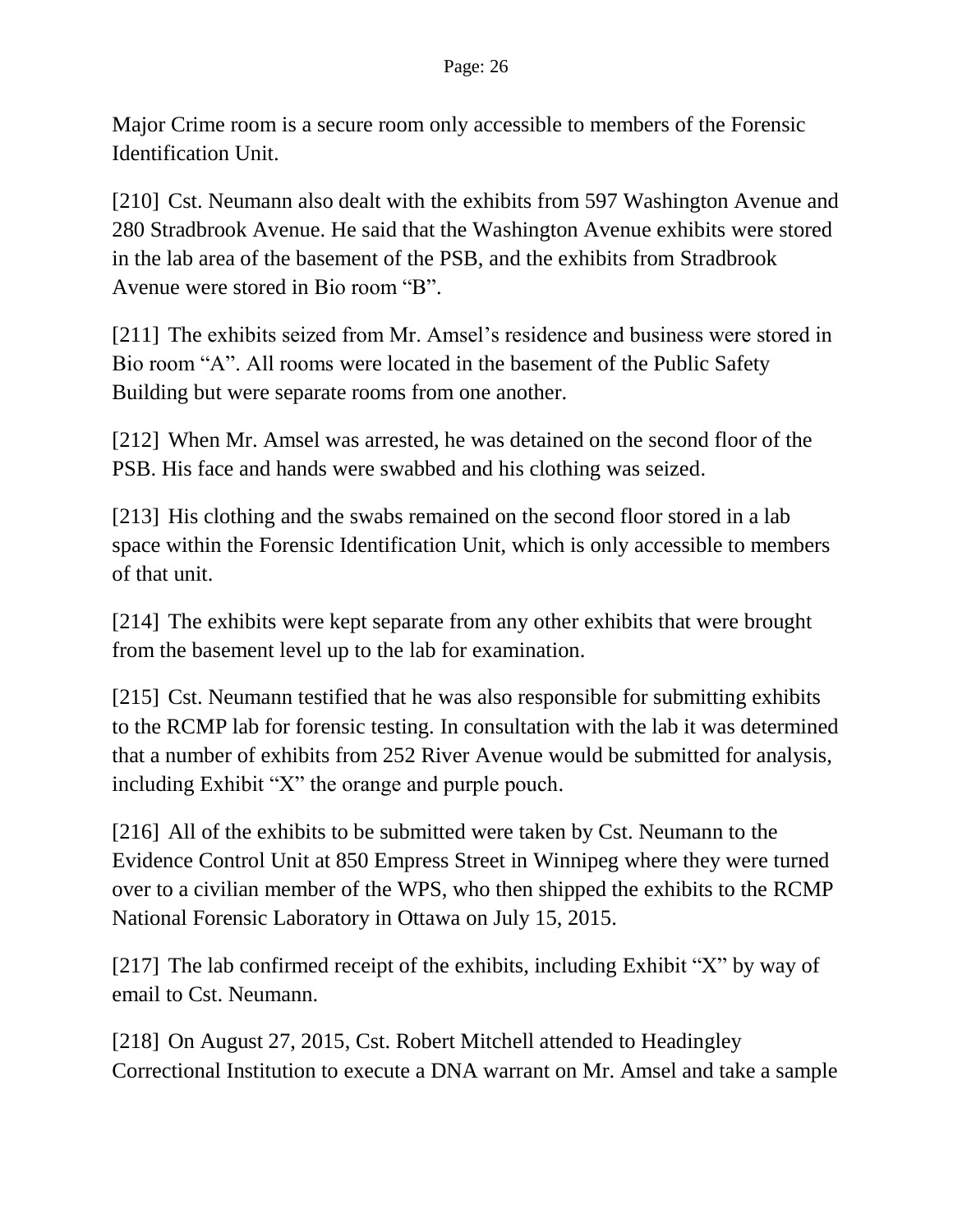Major Crime room is a secure room only accessible to members of the Forensic Identification Unit.

[210] Cst. Neumann also dealt with the exhibits from 597 Washington Avenue and 280 Stradbrook Avenue. He said that the Washington Avenue exhibits were stored in the lab area of the basement of the PSB, and the exhibits from Stradbrook Avenue were stored in Bio room "B".

[211] The exhibits seized from Mr. Amsel's residence and business were stored in Bio room "A". All rooms were located in the basement of the Public Safety Building but were separate rooms from one another.

[212] When Mr. Amsel was arrested, he was detained on the second floor of the PSB. His face and hands were swabbed and his clothing was seized.

[213] His clothing and the swabs remained on the second floor stored in a lab space within the Forensic Identification Unit, which is only accessible to members of that unit.

[214] The exhibits were kept separate from any other exhibits that were brought from the basement level up to the lab for examination.

[215] Cst. Neumann testified that he was also responsible for submitting exhibits to the RCMP lab for forensic testing. In consultation with the lab it was determined that a number of exhibits from 252 River Avenue would be submitted for analysis, including Exhibit "X" the orange and purple pouch.

[216] All of the exhibits to be submitted were taken by Cst. Neumann to the Evidence Control Unit at 850 Empress Street in Winnipeg where they were turned over to a civilian member of the WPS, who then shipped the exhibits to the RCMP National Forensic Laboratory in Ottawa on July 15, 2015.

[217] The lab confirmed receipt of the exhibits, including Exhibit "X" by way of email to Cst. Neumann.

[218] On August 27, 2015, Cst. Robert Mitchell attended to Headingley Correctional Institution to execute a DNA warrant on Mr. Amsel and take a sample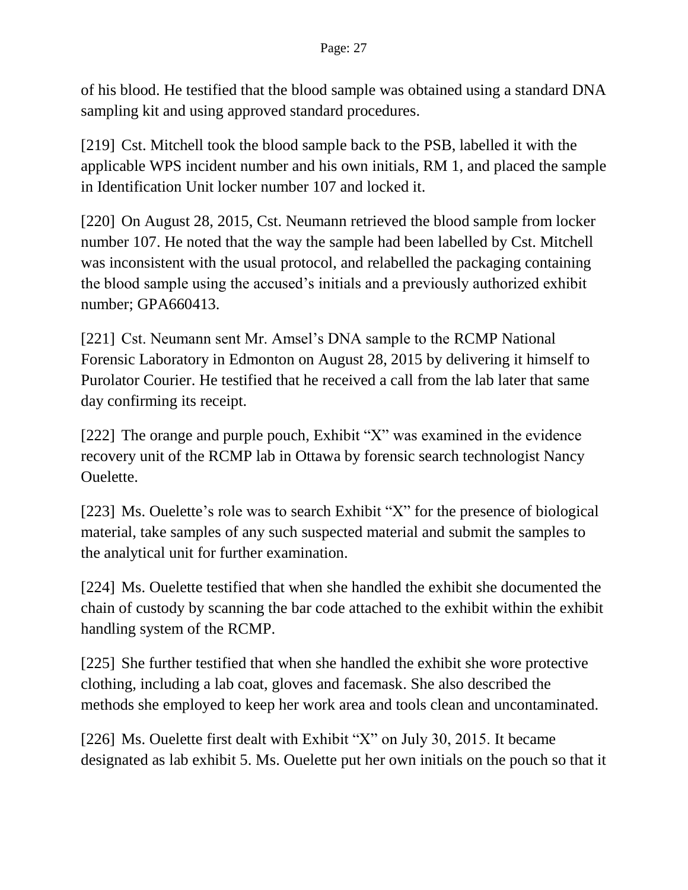of his blood. He testified that the blood sample was obtained using a standard DNA sampling kit and using approved standard procedures.

[219] Cst. Mitchell took the blood sample back to the PSB, labelled it with the applicable WPS incident number and his own initials, RM 1, and placed the sample in Identification Unit locker number 107 and locked it.

[220] On August 28, 2015, Cst. Neumann retrieved the blood sample from locker number 107. He noted that the way the sample had been labelled by Cst. Mitchell was inconsistent with the usual protocol, and relabelled the packaging containing the blood sample using the accused's initials and a previously authorized exhibit number; GPA660413.

[221] Cst. Neumann sent Mr. Amsel's DNA sample to the RCMP National Forensic Laboratory in Edmonton on August 28, 2015 by delivering it himself to Purolator Courier. He testified that he received a call from the lab later that same day confirming its receipt.

[222] The orange and purple pouch, Exhibit "X" was examined in the evidence recovery unit of the RCMP lab in Ottawa by forensic search technologist Nancy Ouelette.

[223] Ms. Ouelette's role was to search Exhibit "X" for the presence of biological material, take samples of any such suspected material and submit the samples to the analytical unit for further examination.

[224] Ms. Ouelette testified that when she handled the exhibit she documented the chain of custody by scanning the bar code attached to the exhibit within the exhibit handling system of the RCMP.

[225] She further testified that when she handled the exhibit she wore protective clothing, including a lab coat, gloves and facemask. She also described the methods she employed to keep her work area and tools clean and uncontaminated.

[226] Ms. Ouelette first dealt with Exhibit "X" on July 30, 2015. It became designated as lab exhibit 5. Ms. Ouelette put her own initials on the pouch so that it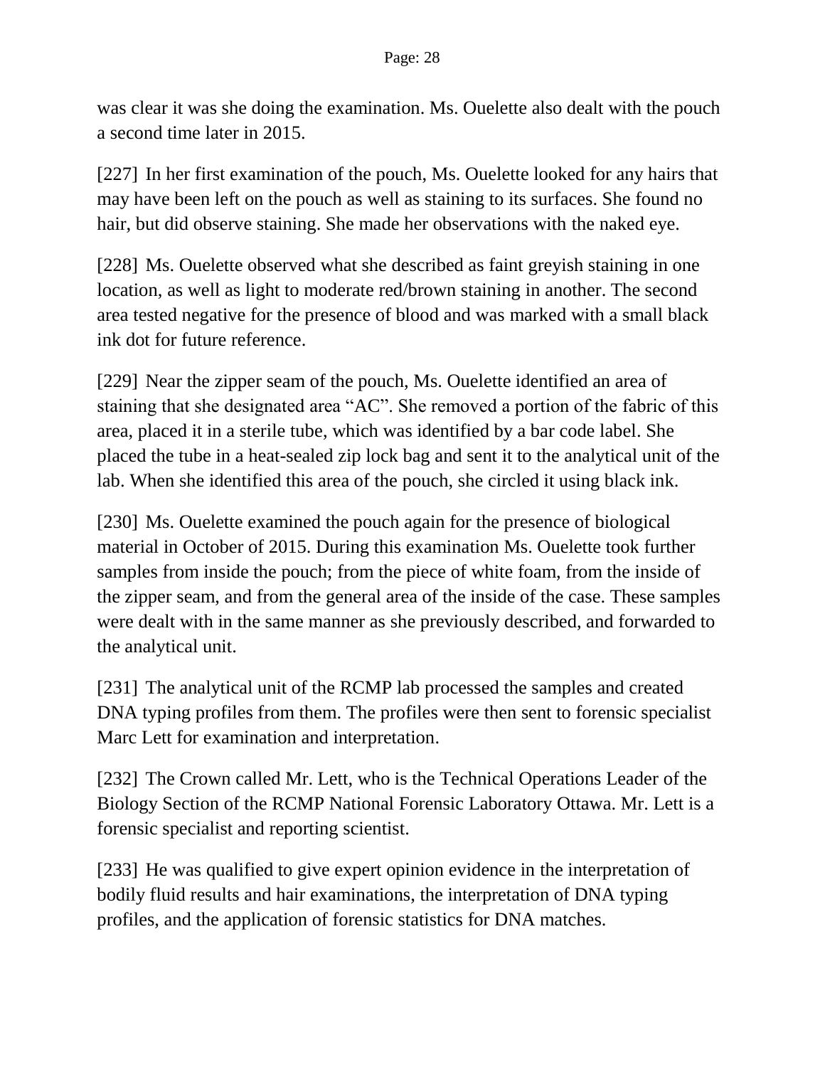was clear it was she doing the examination. Ms. Ouelette also dealt with the pouch a second time later in 2015.

[227] In her first examination of the pouch, Ms. Ouelette looked for any hairs that may have been left on the pouch as well as staining to its surfaces. She found no hair, but did observe staining. She made her observations with the naked eye.

[228] Ms. Ouelette observed what she described as faint greyish staining in one location, as well as light to moderate red/brown staining in another. The second area tested negative for the presence of blood and was marked with a small black ink dot for future reference.

[229] Near the zipper seam of the pouch, Ms. Ouelette identified an area of staining that she designated area “AC”. She removed a portion of the fabric of this area, placed it in a sterile tube, which was identified by a bar code label. She placed the tube in a heat-sealed zip lock bag and sent it to the analytical unit of the lab. When she identified this area of the pouch, she circled it using black ink.

[230] Ms. Ouelette examined the pouch again for the presence of biological material in October of 2015. During this examination Ms. Ouelette took further samples from inside the pouch; from the piece of white foam, from the inside of the zipper seam, and from the general area of the inside of the case. These samples were dealt with in the same manner as she previously described, and forwarded to the analytical unit.

[231] The analytical unit of the RCMP lab processed the samples and created DNA typing profiles from them. The profiles were then sent to forensic specialist Marc Lett for examination and interpretation.

[232] The Crown called Mr. Lett, who is the Technical Operations Leader of the Biology Section of the RCMP National Forensic Laboratory Ottawa. Mr. Lett is a forensic specialist and reporting scientist.

[233] He was qualified to give expert opinion evidence in the interpretation of bodily fluid results and hair examinations, the interpretation of DNA typing profiles, and the application of forensic statistics for DNA matches.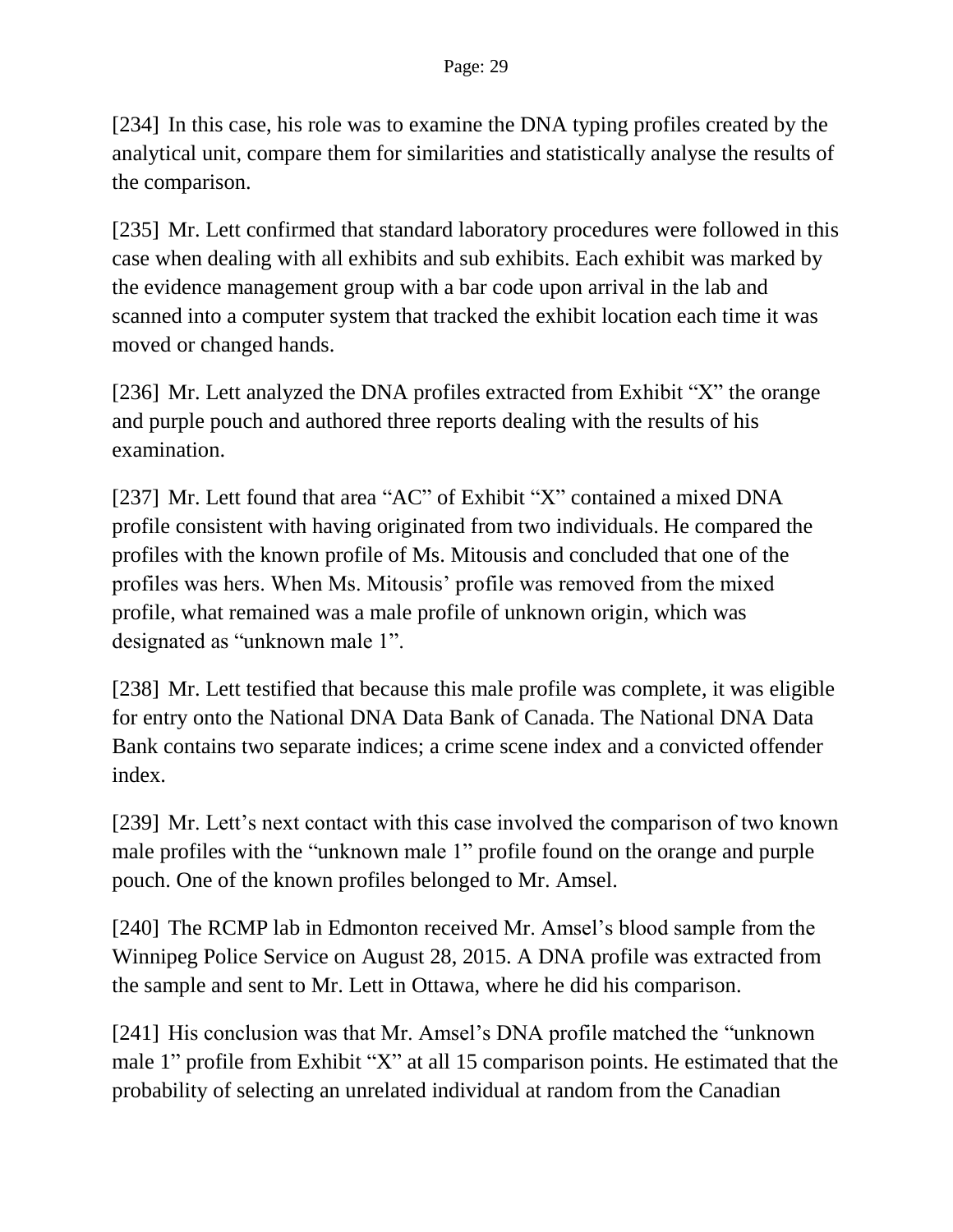[234] In this case, his role was to examine the DNA typing profiles created by the analytical unit, compare them for similarities and statistically analyse the results of the comparison.

[235] Mr. Lett confirmed that standard laboratory procedures were followed in this case when dealing with all exhibits and sub exhibits. Each exhibit was marked by the evidence management group with a bar code upon arrival in the lab and scanned into a computer system that tracked the exhibit location each time it was moved or changed hands.

[236] Mr. Lett analyzed the DNA profiles extracted from Exhibit "X" the orange and purple pouch and authored three reports dealing with the results of his examination.

[237] Mr. Lett found that area "AC" of Exhibit "X" contained a mixed DNA profile consistent with having originated from two individuals. He compared the profiles with the known profile of Ms. Mitousis and concluded that one of the profiles was hers. When Ms. Mitousis' profile was removed from the mixed profile, what remained was a male profile of unknown origin, which was designated as "unknown male 1".

[238] Mr. Lett testified that because this male profile was complete, it was eligible for entry onto the National DNA Data Bank of Canada. The National DNA Data Bank contains two separate indices; a crime scene index and a convicted offender index.

[239] Mr. Lett's next contact with this case involved the comparison of two known male profiles with the "unknown male 1" profile found on the orange and purple pouch. One of the known profiles belonged to Mr. Amsel.

[240] The RCMP lab in Edmonton received Mr. Amsel's blood sample from the Winnipeg Police Service on August 28, 2015. A DNA profile was extracted from the sample and sent to Mr. Lett in Ottawa, where he did his comparison.

[241] His conclusion was that Mr. Amsel's DNA profile matched the "unknown male 1" profile from Exhibit "X" at all 15 comparison points. He estimated that the probability of selecting an unrelated individual at random from the Canadian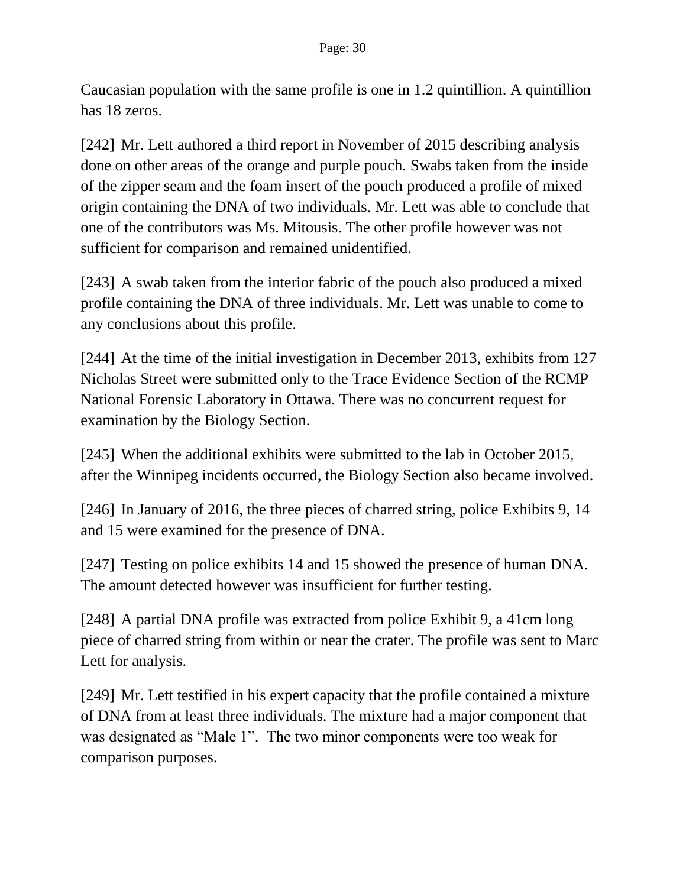Caucasian population with the same profile is one in 1.2 quintillion. A quintillion has 18 zeros.

[242] Mr. Lett authored a third report in November of 2015 describing analysis done on other areas of the orange and purple pouch. Swabs taken from the inside of the zipper seam and the foam insert of the pouch produced a profile of mixed origin containing the DNA of two individuals. Mr. Lett was able to conclude that one of the contributors was Ms. Mitousis. The other profile however was not sufficient for comparison and remained unidentified.

[243] A swab taken from the interior fabric of the pouch also produced a mixed profile containing the DNA of three individuals. Mr. Lett was unable to come to any conclusions about this profile.

[244] At the time of the initial investigation in December 2013, exhibits from 127 Nicholas Street were submitted only to the Trace Evidence Section of the RCMP National Forensic Laboratory in Ottawa. There was no concurrent request for examination by the Biology Section.

[245] When the additional exhibits were submitted to the lab in October 2015, after the Winnipeg incidents occurred, the Biology Section also became involved.

[246] In January of 2016, the three pieces of charred string, police Exhibits 9, 14 and 15 were examined for the presence of DNA.

[247] Testing on police exhibits 14 and 15 showed the presence of human DNA. The amount detected however was insufficient for further testing.

[248] A partial DNA profile was extracted from police Exhibit 9, a 41cm long piece of charred string from within or near the crater. The profile was sent to Marc Lett for analysis.

[249] Mr. Lett testified in his expert capacity that the profile contained a mixture of DNA from at least three individuals. The mixture had a major component that was designated as "Male 1". The two minor components were too weak for comparison purposes.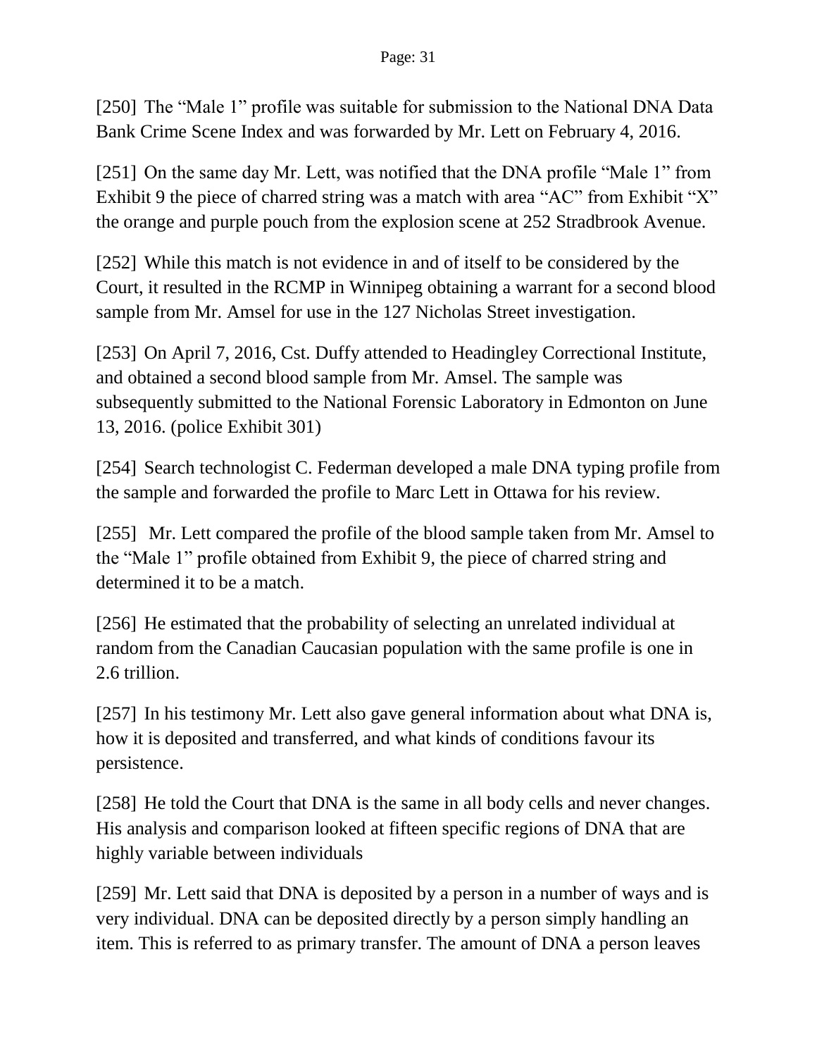[250] The "Male 1" profile was suitable for submission to the National DNA Data Bank Crime Scene Index and was forwarded by Mr. Lett on February 4, 2016.

[251] On the same day Mr. Lett, was notified that the DNA profile "Male 1" from Exhibit 9 the piece of charred string was a match with area "AC" from Exhibit "X" the orange and purple pouch from the explosion scene at 252 Stradbrook Avenue.

[252] While this match is not evidence in and of itself to be considered by the Court, it resulted in the RCMP in Winnipeg obtaining a warrant for a second blood sample from Mr. Amsel for use in the 127 Nicholas Street investigation.

[253] On April 7, 2016, Cst. Duffy attended to Headingley Correctional Institute, and obtained a second blood sample from Mr. Amsel. The sample was subsequently submitted to the National Forensic Laboratory in Edmonton on June 13, 2016. (police Exhibit 301)

[254] Search technologist C. Federman developed a male DNA typing profile from the sample and forwarded the profile to Marc Lett in Ottawa for his review.

[255] Mr. Lett compared the profile of the blood sample taken from Mr. Amsel to the "Male 1" profile obtained from Exhibit 9, the piece of charred string and determined it to be a match.

[256] He estimated that the probability of selecting an unrelated individual at random from the Canadian Caucasian population with the same profile is one in 2.6 trillion.

[257] In his testimony Mr. Lett also gave general information about what DNA is, how it is deposited and transferred, and what kinds of conditions favour its persistence.

[258] He told the Court that DNA is the same in all body cells and never changes. His analysis and comparison looked at fifteen specific regions of DNA that are highly variable between individuals

[259] Mr. Lett said that DNA is deposited by a person in a number of ways and is very individual. DNA can be deposited directly by a person simply handling an item. This is referred to as primary transfer. The amount of DNA a person leaves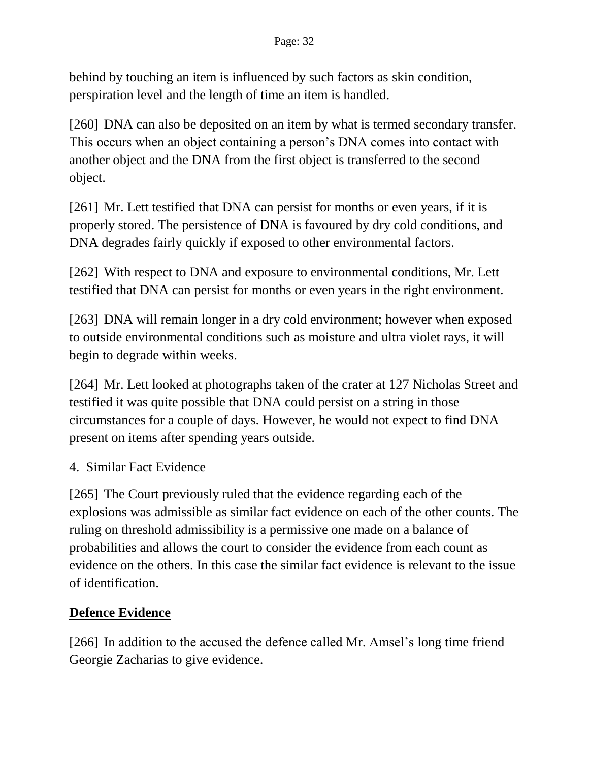behind by touching an item is influenced by such factors as skin condition, perspiration level and the length of time an item is handled.

[260] DNA can also be deposited on an item by what is termed secondary transfer. This occurs when an object containing a person's DNA comes into contact with another object and the DNA from the first object is transferred to the second object.

[261] Mr. Lett testified that DNA can persist for months or even years, if it is properly stored. The persistence of DNA is favoured by dry cold conditions, and DNA degrades fairly quickly if exposed to other environmental factors.

[262] With respect to DNA and exposure to environmental conditions, Mr. Lett testified that DNA can persist for months or even years in the right environment.

[263] DNA will remain longer in a dry cold environment; however when exposed to outside environmental conditions such as moisture and ultra violet rays, it will begin to degrade within weeks.

[264] Mr. Lett looked at photographs taken of the crater at 127 Nicholas Street and testified it was quite possible that DNA could persist on a string in those circumstances for a couple of days. However, he would not expect to find DNA present on items after spending years outside.

### 4. Similar Fact Evidence

[265] The Court previously ruled that the evidence regarding each of the explosions was admissible as similar fact evidence on each of the other counts. The ruling on threshold admissibility is a permissive one made on a balance of probabilities and allows the court to consider the evidence from each count as evidence on the others. In this case the similar fact evidence is relevant to the issue of identification.

## Defence Evidence

[266] In addition to the accused the defence called Mr. Amsel's long time friend Georgie Zacharias to give evidence.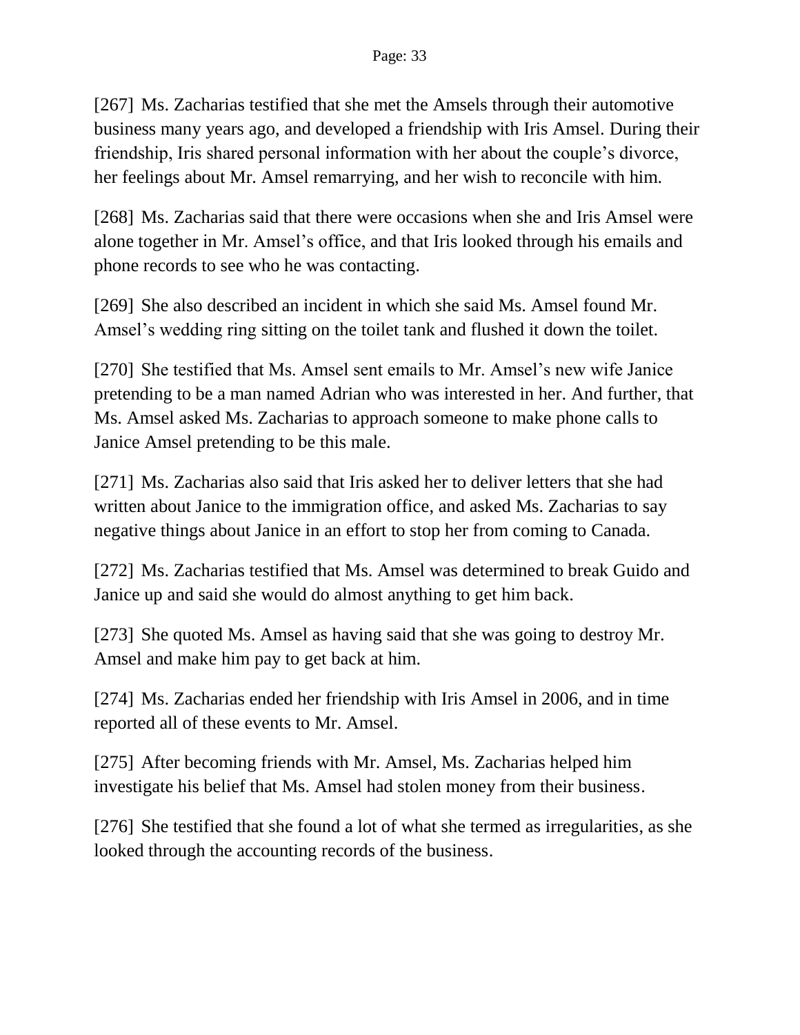[267] Ms. Zacharias testified that she met the Amsels through their automotive business many years ago, and developed a friendship with Iris Amsel. During their friendship, Iris shared personal information with her about the couple's divorce, her feelings about Mr. Amsel remarrying, and her wish to reconcile with him.

[268] Ms. Zacharias said that there were occasions when she and Iris Amsel were alone together in Mr. Amsel's office, and that Iris looked through his emails and phone records to see who he was contacting.

[269] She also described an incident in which she said Ms. Amsel found Mr. Amsel's wedding ring sitting on the toilet tank and flushed it down the toilet.

[270] She testified that Ms. Amsel sent emails to Mr. Amsel's new wife Janice pretending to be a man named Adrian who was interested in her. And further, that Ms. Amsel asked Ms. Zacharias to approach someone to make phone calls to Janice Amsel pretending to be this male.

[271] Ms. Zacharias also said that Iris asked her to deliver letters that she had written about Janice to the immigration office, and asked Ms. Zacharias to say negative things about Janice in an effort to stop her from coming to Canada.

[272] Ms. Zacharias testified that Ms. Amsel was determined to break Guido and Janice up and said she would do almost anything to get him back.

[273] She quoted Ms. Amsel as having said that she was going to destroy Mr. Amsel and make him pay to get back at him.

[274] Ms. Zacharias ended her friendship with Iris Amsel in 2006, and in time reported all of these events to Mr. Amsel.

[275] After becoming friends with Mr. Amsel, Ms. Zacharias helped him investigate his belief that Ms. Amsel had stolen money from their business.

[276] She testified that she found a lot of what she termed as irregularities, as she looked through the accounting records of the business.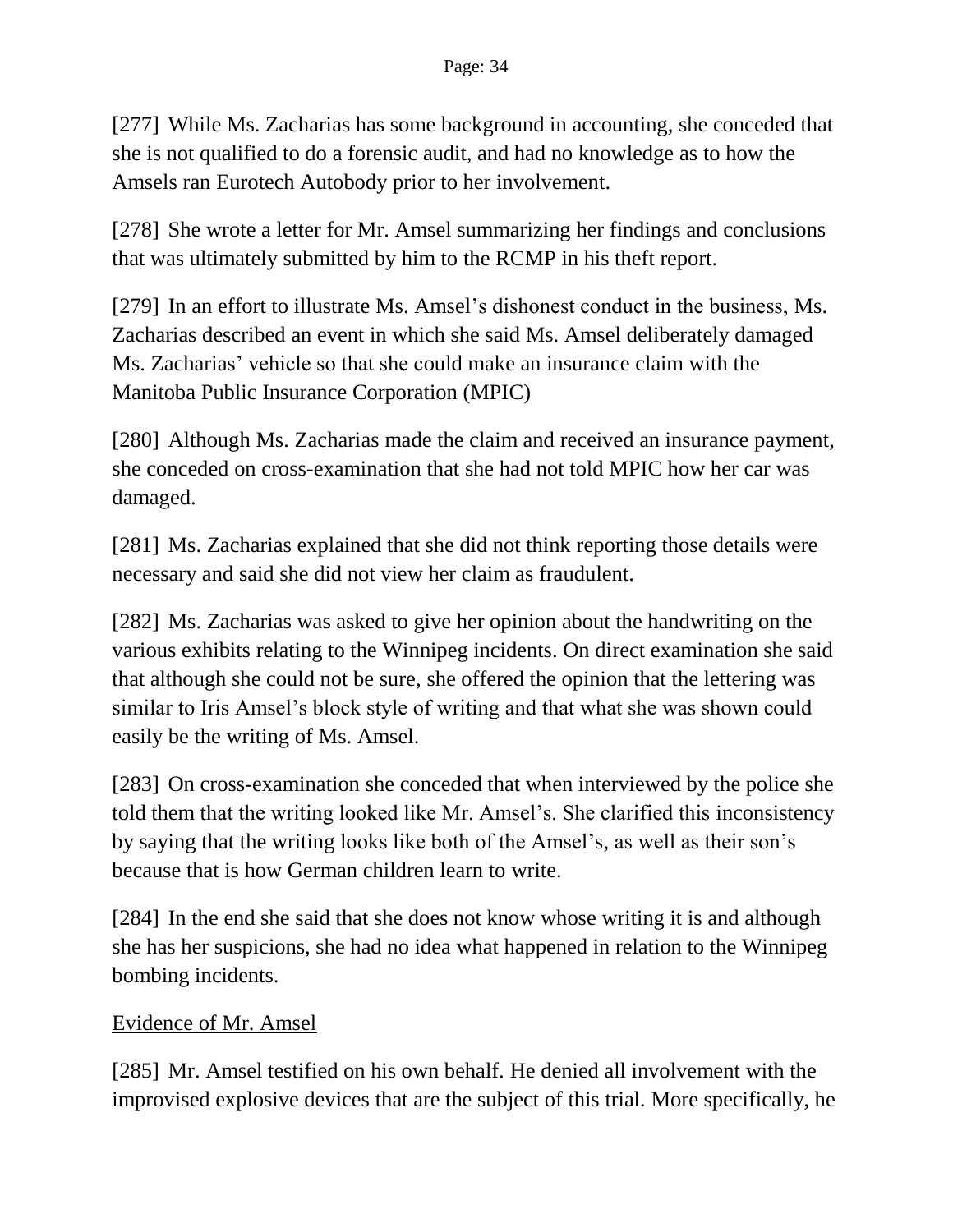[277] While Ms. Zacharias has some background in accounting, she conceded that she is not qualified to do a forensic audit, and had no knowledge as to how the Amsels ran Eurotech Autobody prior to her involvement.

[278] She wrote a letter for Mr. Amsel summarizing her findings and conclusions that was ultimately submitted by him to the RCMP in his theft report.

[279] In an effort to illustrate Ms. Amsel's dishonest conduct in the business, Ms. Zacharias described an event in which she said Ms. Amsel deliberately damaged Ms. Zacharias' vehicle so that she could make an insurance claim with the Manitoba Public Insurance Corporation (MPIC)

[280] Although Ms. Zacharias made the claim and received an insurance payment, she conceded on cross-examination that she had not told MPIC how her car was damaged.

[281] Ms. Zacharias explained that she did not think reporting those details were necessary and said she did not view her claim as fraudulent.

[282] Ms. Zacharias was asked to give her opinion about the handwriting on the various exhibits relating to the Winnipeg incidents. On direct examination she said that although she could not be sure, she offered the opinion that the lettering was similar to Iris Amsel's block style of writing and that what she was shown could easily be the writing of Ms. Amsel.

[283] On cross-examination she conceded that when interviewed by the police she told them that the writing looked like Mr. Amsel's. She clarified this inconsistency by saying that the writing looks like both of the Amsel's, as well as their son's because that is how German children learn to write.

[284] In the end she said that she does not know whose writing it is and although she has her suspicions, she had no idea what happened in relation to the Winnipeg bombing incidents.

Evidence of Mr. Amsel

[285] Mr. Amsel testified on his own behalf. He denied all involvement with the improvised explosive devices that are the subject of this trial. More specifically, he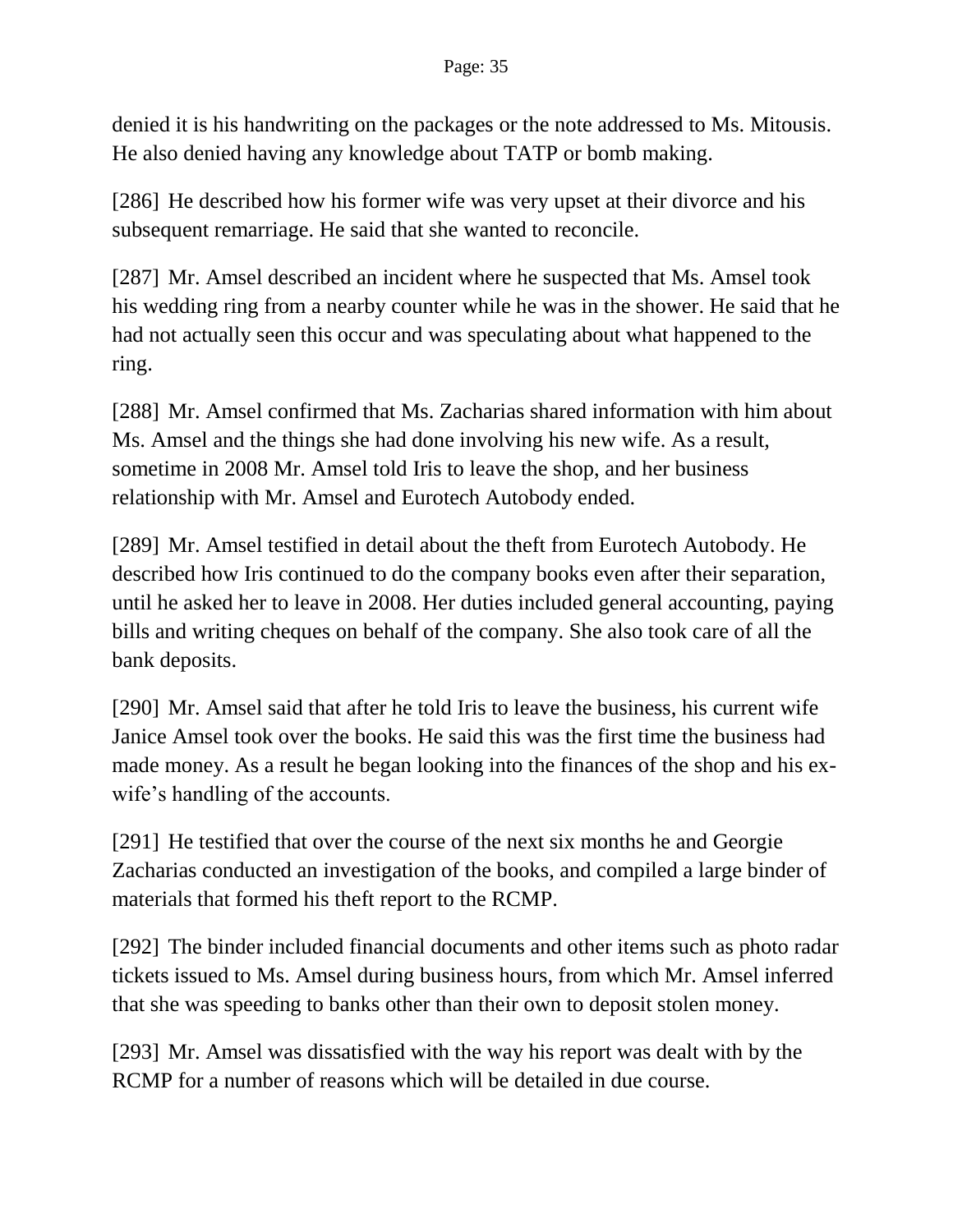denied it is his handwriting on the packages or the note addressed to Ms. Mitousis. He also denied having any knowledge about TATP or bomb making.

[286] He described how his former wife was very upset at their divorce and his subsequent remarriage. He said that she wanted to reconcile.

[287] Mr. Amsel described an incident where he suspected that Ms. Amsel took his wedding ring from a nearby counter while he was in the shower. He said that he had not actually seen this occur and was speculating about what happened to the ring.

[288] Mr. Amsel confirmed that Ms. Zacharias shared information with him about Ms. Amsel and the things she had done involving his new wife. As a result, sometime in 2008 Mr. Amsel told Iris to leave the shop, and her business relationship with Mr. Amsel and Eurotech Autobody ended.

[289] Mr. Amsel testified in detail about the theft from Eurotech Autobody. He described how Iris continued to do the company books even after their separation, until he asked her to leave in 2008. Her duties included general accounting, paying bills and writing cheques on behalf of the company. She also took care of all the bank deposits.

[290] Mr. Amsel said that after he told Iris to leave the business, his current wife Janice Amsel took over the books. He said this was the first time the business had made money. As a result he began looking into the finances of the shop and his ex-wife's handling of the accounts.

[291] He testified that over the course of the next six months he and Georgie Zacharias conducted an investigation of the books, and compiled a large binder of materials that formed his theft report to the RCMP.

[292] The binder included financial documents and other items such as photo radar tickets issued to Ms. Amsel during business hours, from which Mr. Amsel inferred that she was speeding to banks other than their own to deposit stolen money.

[293] Mr. Amsel was dissatisfied with the way his report was dealt with by the RCMP for a number of reasons which will be detailed in due course.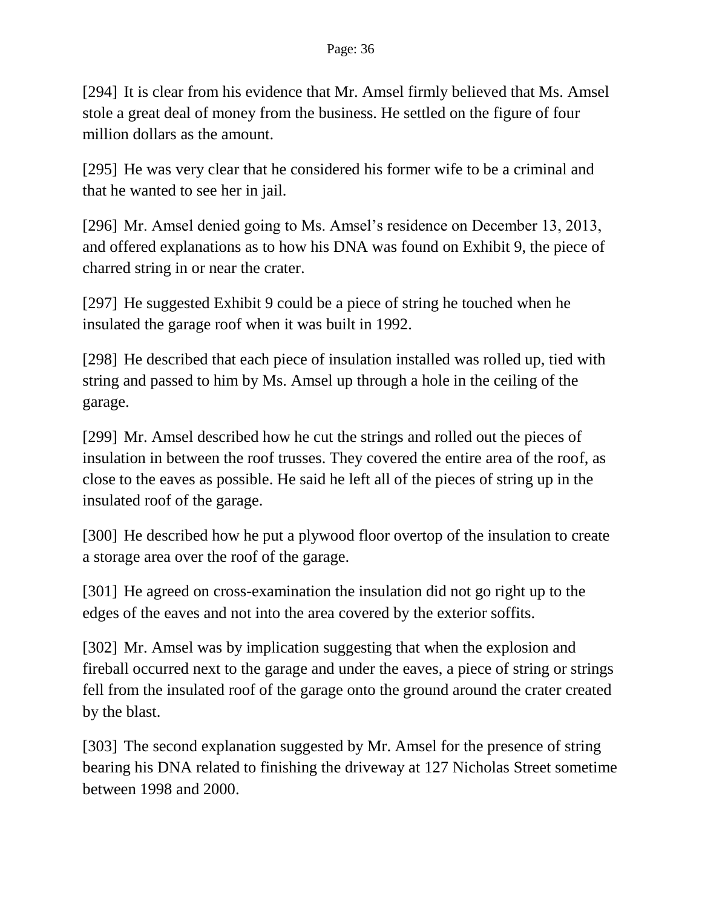[294] It is clear from his evidence that Mr. Amsel firmly believed that Ms. Amsel stole a great deal of money from the business. He settled on the figure of four million dollars as the amount.

[295] He was very clear that he considered his former wife to be a criminal and that he wanted to see her in jail.

[296] Mr. Amsel denied going to Ms. Amsel's residence on December 13, 2013, and offered explanations as to how his DNA was found on Exhibit 9, the piece of charred string in or near the crater.

[297] He suggested Exhibit 9 could be a piece of string he touched when he insulated the garage roof when it was built in 1992.

[298] He described that each piece of insulation installed was rolled up, tied with string and passed to him by Ms. Amsel up through a hole in the ceiling of the garage.

[299] Mr. Amsel described how he cut the strings and rolled out the pieces of insulation in between the roof trusses. They covered the entire area of the roof, as close to the eaves as possible. He said he left all of the pieces of string up in the insulated roof of the garage.

[300] He described how he put a plywood floor overtop of the insulation to create a storage area over the roof of the garage.

[301] He agreed on cross-examination the insulation did not go right up to the edges of the eaves and not into the area covered by the exterior soffits.

[302] Mr. Amsel was by implication suggesting that when the explosion and fireball occurred next to the garage and under the eaves, a piece of string or strings fell from the insulated roof of the garage onto the ground around the crater created by the blast.

[303] The second explanation suggested by Mr. Amsel for the presence of string bearing his DNA related to finishing the driveway at 127 Nicholas Street sometime between 1998 and 2000.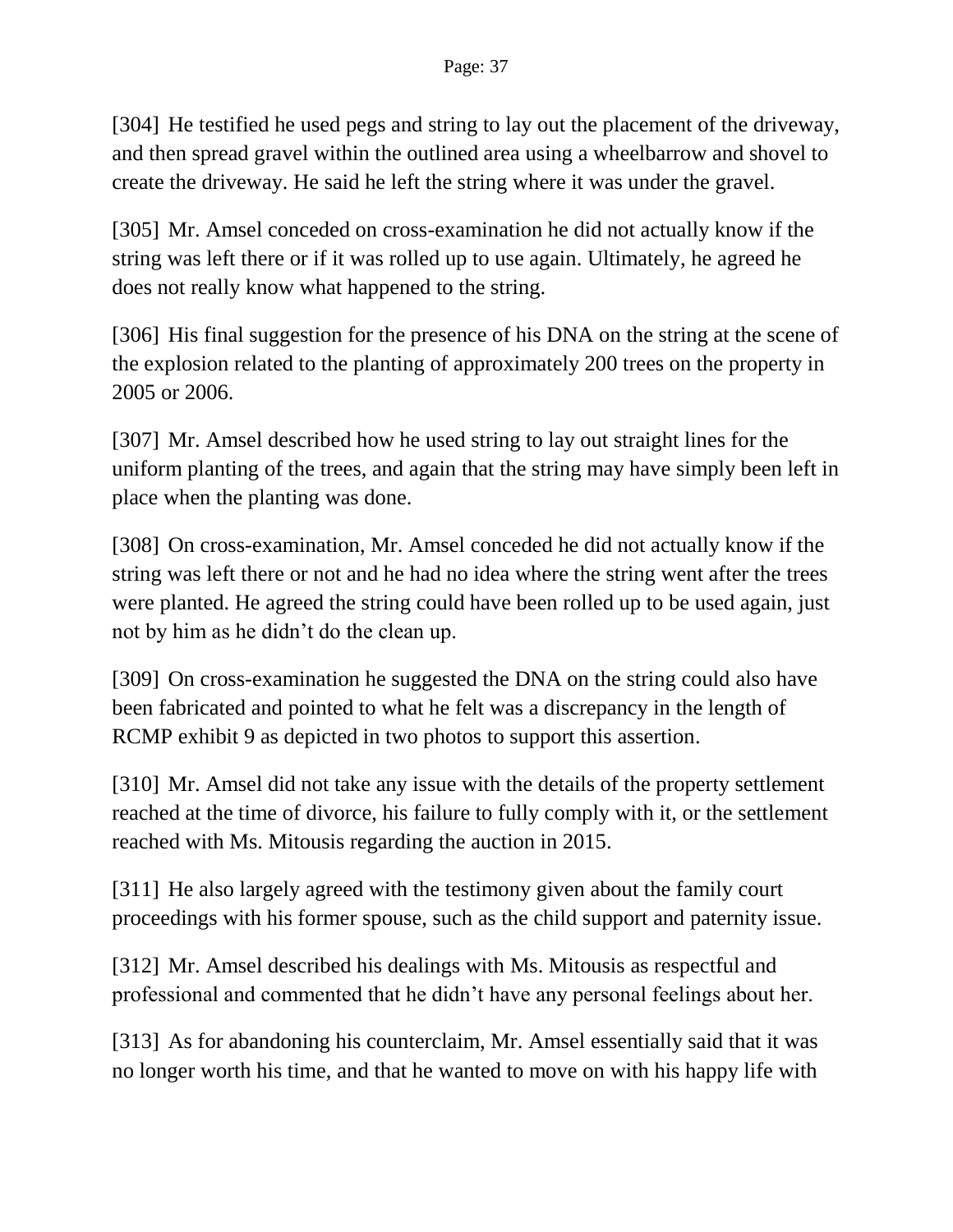[304] He testified he used pegs and string to lay out the placement of the driveway, and then spread gravel within the outlined area using a wheelbarrow and shovel to create the driveway. He said he left the string where it was under the gravel.

[305] Mr. Amsel conceded on cross-examination he did not actually know if the string was left there or if it was rolled up to use again. Ultimately, he agreed he does not really know what happened to the string.

[306] His final suggestion for the presence of his DNA on the string at the scene of the explosion related to the planting of approximately 200 trees on the property in 2005 or 2006.

[307] Mr. Amsel described how he used string to lay out straight lines for the uniform planting of the trees, and again that the string may have simply been left in place when the planting was done.

[308] On cross-examination, Mr. Amsel conceded he did not actually know if the string was left there or not and he had no idea where the string went after the trees were planted. He agreed the string could have been rolled up to be used again, just not by him as he didn't do the clean up.

[309] On cross-examination he suggested the DNA on the string could also have been fabricated and pointed to what he felt was a discrepancy in the length of RCMP exhibit 9 as depicted in two photos to support this assertion.

[310] Mr. Amsel did not take any issue with the details of the property settlement reached at the time of divorce, his failure to fully comply with it, or the settlement reached with Ms. Mitousis regarding the auction in 2015.

[311] He also largely agreed with the testimony given about the family court proceedings with his former spouse, such as the child support and paternity issue.

[312] Mr. Amsel described his dealings with Ms. Mitousis as respectful and professional and commented that he didn't have any personal feelings about her.

[313] As for abandoning his counterclaim, Mr. Amsel essentially said that it was no longer worth his time, and that he wanted to move on with his happy life with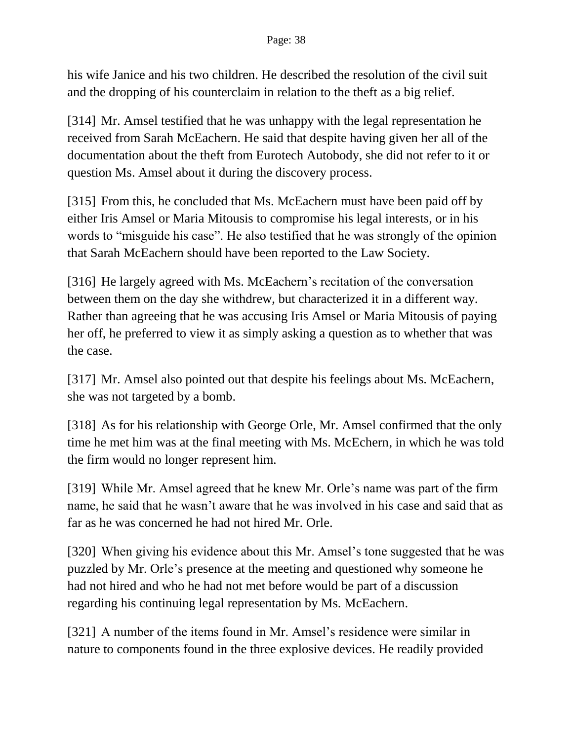his wife Janice and his two children. He described the resolution of the civil suit and the dropping of his counterclaim in relation to the theft as a big relief.

[314] Mr. Amsel testified that he was unhappy with the legal representation he received from Sarah McEachern. He said that despite having given her all of the documentation about the theft from Eurotech Autobody, she did not refer to it or question Ms. Amsel about it during the discovery process.

[315] From this, he concluded that Ms. McEachern must have been paid off by either Iris Amsel or Maria Mitousis to compromise his legal interests, or in his words to "misguide his case". He also testified that he was strongly of the opinion that Sarah McEachern should have been reported to the Law Society.

[316] He largely agreed with Ms. McEachern's recitation of the conversation between them on the day she withdrew, but characterized it in a different way. Rather than agreeing that he was accusing Iris Amsel or Maria Mitousis of paying her off, he preferred to view it as simply asking a question as to whether that was the case.

[317] Mr. Amsel also pointed out that despite his feelings about Ms. McEachern, she was not targeted by a bomb.

[318] As for his relationship with George Orle, Mr. Amsel confirmed that the only time he met him was at the final meeting with Ms. McEchern, in which he was told the firm would no longer represent him.

[319] While Mr. Amsel agreed that he knew Mr. Orle's name was part of the firm name, he said that he wasn't aware that he was involved in his case and said that as far as he was concerned he had not hired Mr. Orle.

[320] When giving his evidence about this Mr. Amsel's tone suggested that he was puzzled by Mr. Orle's presence at the meeting and questioned why someone he had not hired and who he had not met before would be part of a discussion regarding his continuing legal representation by Ms. McEachern.

[321] A number of the items found in Mr. Amsel's residence were similar in nature to components found in the three explosive devices. He readily provided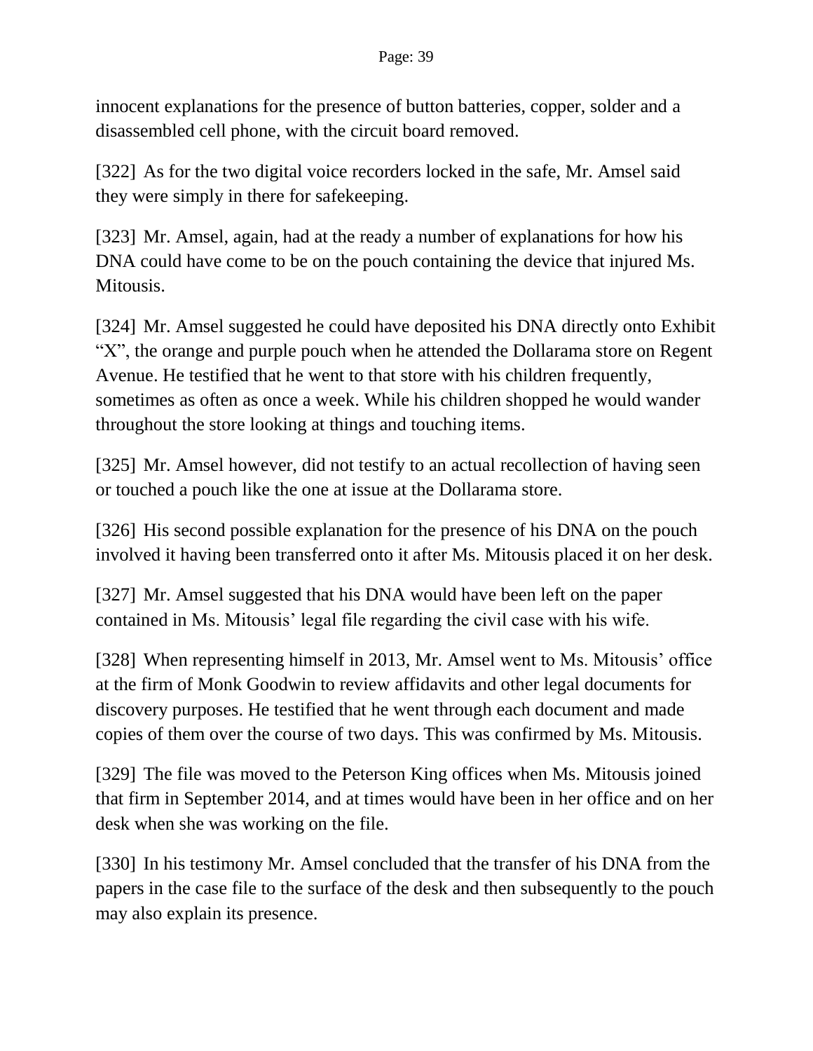innocent explanations for the presence of button batteries, copper, solder and a disassembled cell phone, with the circuit board removed.

[322] As for the two digital voice recorders locked in the safe, Mr. Amsel said they were simply in there for safekeeping.

[323] Mr. Amsel, again, had at the ready a number of explanations for how his DNA could have come to be on the pouch containing the device that injured Ms. Mitousis.

[324] Mr. Amsel suggested he could have deposited his DNA directly onto Exhibit "X", the orange and purple pouch when he attended the Dollarama store on Regent Avenue. He testified that he went to that store with his children frequently, sometimes as often as once a week. While his children shopped he would wander throughout the store looking at things and touching items.

[325] Mr. Amsel however, did not testify to an actual recollection of having seen or touched a pouch like the one at issue at the Dollarama store.

[326] His second possible explanation for the presence of his DNA on the pouch involved it having been transferred onto it after Ms. Mitousis placed it on her desk.

[327] Mr. Amsel suggested that his DNA would have been left on the paper contained in Ms. Mitousis' legal file regarding the civil case with his wife.

[328] When representing himself in 2013, Mr. Amsel went to Ms. Mitousis' office at the firm of Monk Goodwin to review affidavits and other legal documents for discovery purposes. He testified that he went through each document and made copies of them over the course of two days. This was confirmed by Ms. Mitousis.

[329] The file was moved to the Peterson King offices when Ms. Mitousis joined that firm in September 2014, and at times would have been in her office and on her desk when she was working on the file.

[330] In his testimony Mr. Amsel concluded that the transfer of his DNA from the papers in the case file to the surface of the desk and then subsequently to the pouch may also explain its presence.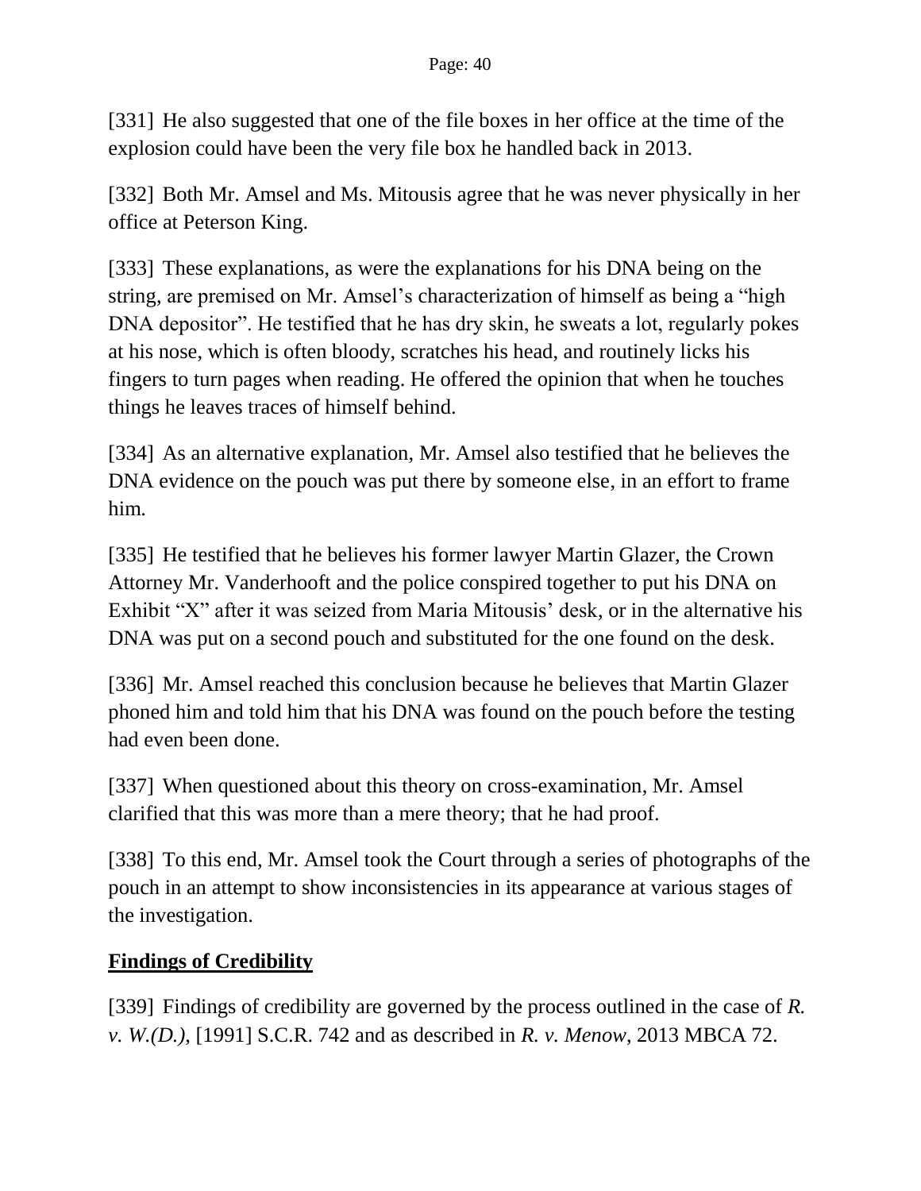[331] He also suggested that one of the file boxes in her office at the time of the explosion could have been the very file box he handled back in 2013.

[332] Both Mr. Amsel and Ms. Mitousis agree that he was never physically in her office at Peterson King.

[333] These explanations, as were the explanations for his DNA being on the string, are premised on Mr. Amsel's characterization of himself as being a "high DNA depositor". He testified that he has dry skin, he sweats a lot, regularly pokes at his nose, which is often bloody, scratches his head, and routinely licks his fingers to turn pages when reading. He offered the opinion that when he touches things he leaves traces of himself behind.

[334] As an alternative explanation, Mr. Amsel also testified that he believes the DNA evidence on the pouch was put there by someone else, in an effort to frame him.

[335] He testified that he believes his former lawyer Martin Glazer, the Crown Attorney Mr. Vanderhooft and the police conspired together to put his DNA on Exhibit "X" after it was seized from Maria Mitousis' desk, or in the alternative his DNA was put on a second pouch and substituted for the one found on the desk.

[336] Mr. Amsel reached this conclusion because he believes that Martin Glazer phoned him and told him that his DNA was found on the pouch before the testing had even been done.

[337] When questioned about this theory on cross-examination, Mr. Amsel clarified that this was more than a mere theory; that he had proof.

[338] To this end, Mr. Amsel took the Court through a series of photographs of the pouch in an attempt to show inconsistencies in its appearance at various stages of the investigation.

## Findings of Credibility

[339] Findings of credibility are governed by the process outlined in the case of *R. v. W.(D.)*, [1991] S.C.R. 742 and as described in *R. v. Menow*, 2013 MBCA 72.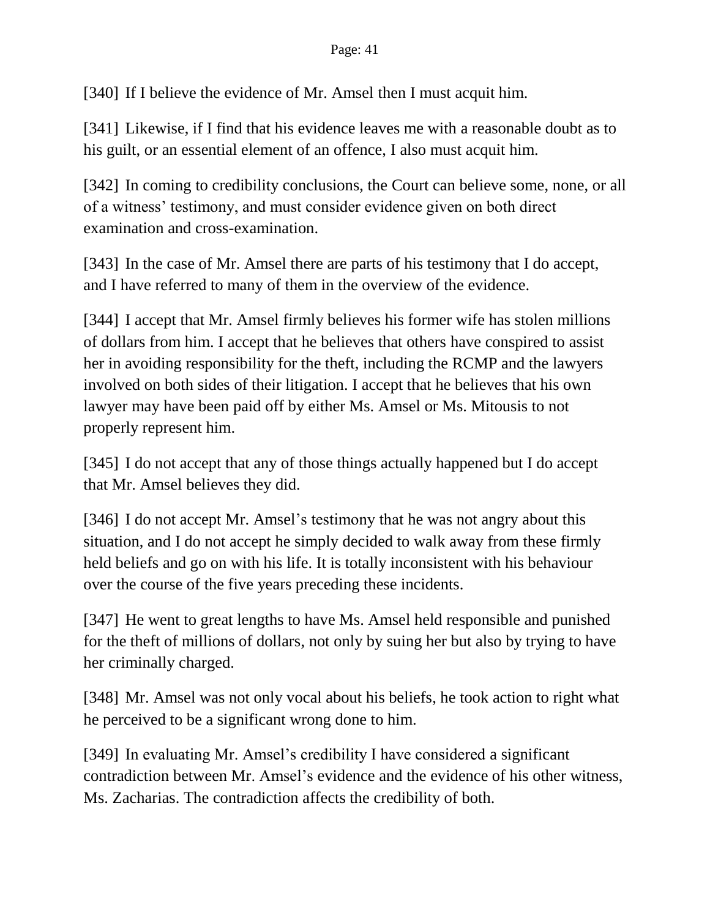[340] If I believe the evidence of Mr. Amsel then I must acquit him.

[341] Likewise, if I find that his evidence leaves me with a reasonable doubt as to his guilt, or an essential element of an offence, I also must acquit him.

[342] In coming to credibility conclusions, the Court can believe some, none, or all of a witness' testimony, and must consider evidence given on both direct examination and cross-examination.

[343] In the case of Mr. Amsel there are parts of his testimony that I do accept, and I have referred to many of them in the overview of the evidence.

[344] I accept that Mr. Amsel firmly believes his former wife has stolen millions of dollars from him. I accept that he believes that others have conspired to assist her in avoiding responsibility for the theft, including the RCMP and the lawyers involved on both sides of their litigation. I accept that he believes that his own lawyer may have been paid off by either Ms. Amsel or Ms. Mitousis to not properly represent him.

[345] I do not accept that any of those things actually happened but I do accept that Mr. Amsel believes they did.

[346] I do not accept Mr. Amsel's testimony that he was not angry about this situation, and I do not accept he simply decided to walk away from these firmly held beliefs and go on with his life. It is totally inconsistent with his behaviour over the course of the five years preceding these incidents.

[347] He went to great lengths to have Ms. Amsel held responsible and punished for the theft of millions of dollars, not only by suing her but also by trying to have her criminally charged.

[348] Mr. Amsel was not only vocal about his beliefs, he took action to right what he perceived to be a significant wrong done to him.

[349] In evaluating Mr. Amsel's credibility I have considered a significant contradiction between Mr. Amsel's evidence and the evidence of his other witness, Ms. Zacharias. The contradiction affects the credibility of both.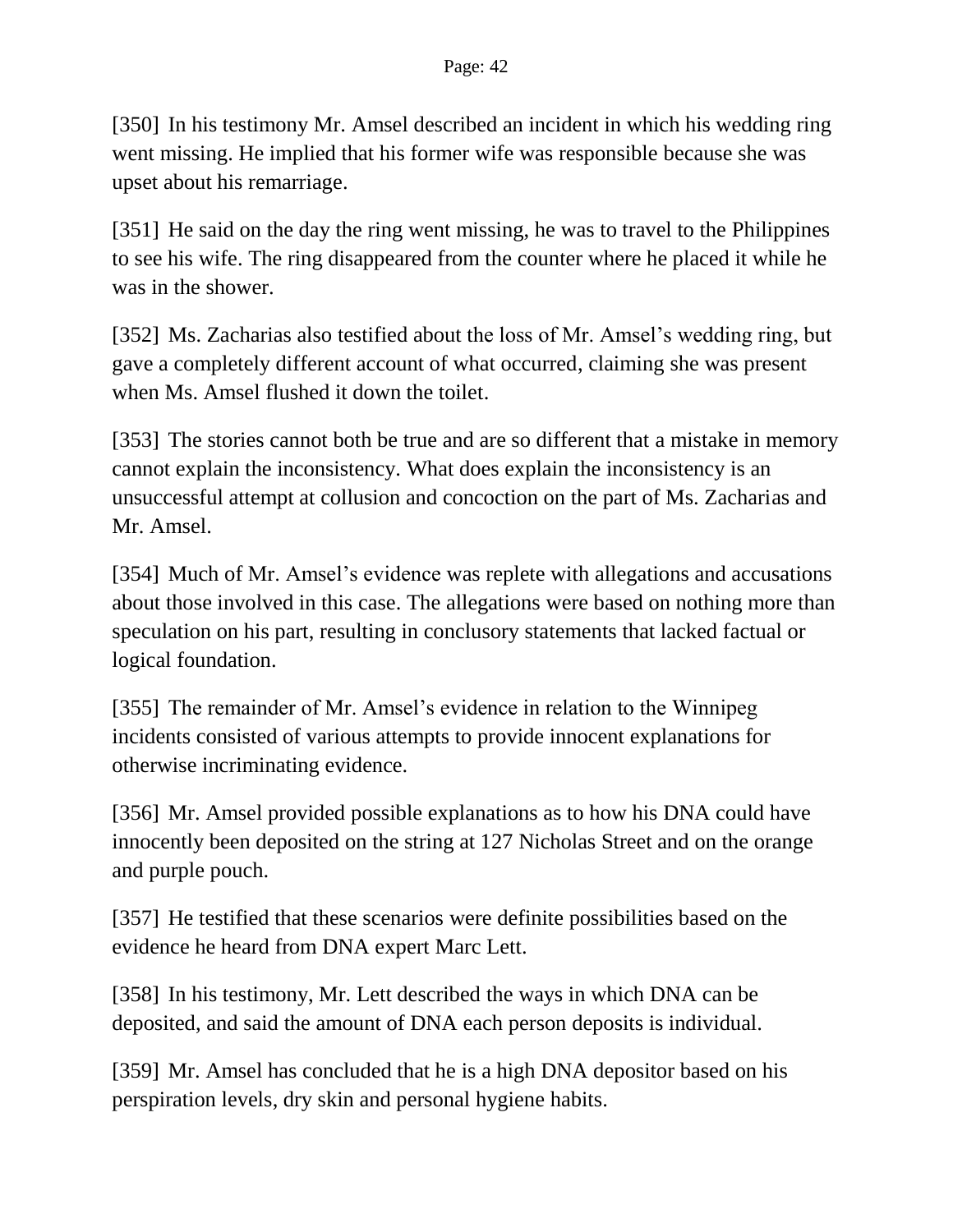[350] In his testimony Mr. Amsel described an incident in which his wedding ring went missing. He implied that his former wife was responsible because she was upset about his remarriage.

[351] He said on the day the ring went missing, he was to travel to the Philippines to see his wife. The ring disappeared from the counter where he placed it while he was in the shower.

[352] Ms. Zacharias also testified about the loss of Mr. Amsel's wedding ring, but gave a completely different account of what occurred, claiming she was present when Ms. Amsel flushed it down the toilet.

[353] The stories cannot both be true and are so different that a mistake in memory cannot explain the inconsistency. What does explain the inconsistency is an unsuccessful attempt at collusion and concoction on the part of Ms. Zacharias and Mr. Amsel.

[354] Much of Mr. Amsel's evidence was replete with allegations and accusations about those involved in this case. The allegations were based on nothing more than speculation on his part, resulting in conclusory statements that lacked factual or logical foundation.

[355] The remainder of Mr. Amsel's evidence in relation to the Winnipeg incidents consisted of various attempts to provide innocent explanations for otherwise incriminating evidence.

[356] Mr. Amsel provided possible explanations as to how his DNA could have innocently been deposited on the string at 127 Nicholas Street and on the orange and purple pouch.

[357] He testified that these scenarios were definite possibilities based on the evidence he heard from DNA expert Marc Lett.

[358] In his testimony, Mr. Lett described the ways in which DNA can be deposited, and said the amount of DNA each person deposits is individual.

[359] Mr. Amsel has concluded that he is a high DNA depositor based on his perspiration levels, dry skin and personal hygiene habits.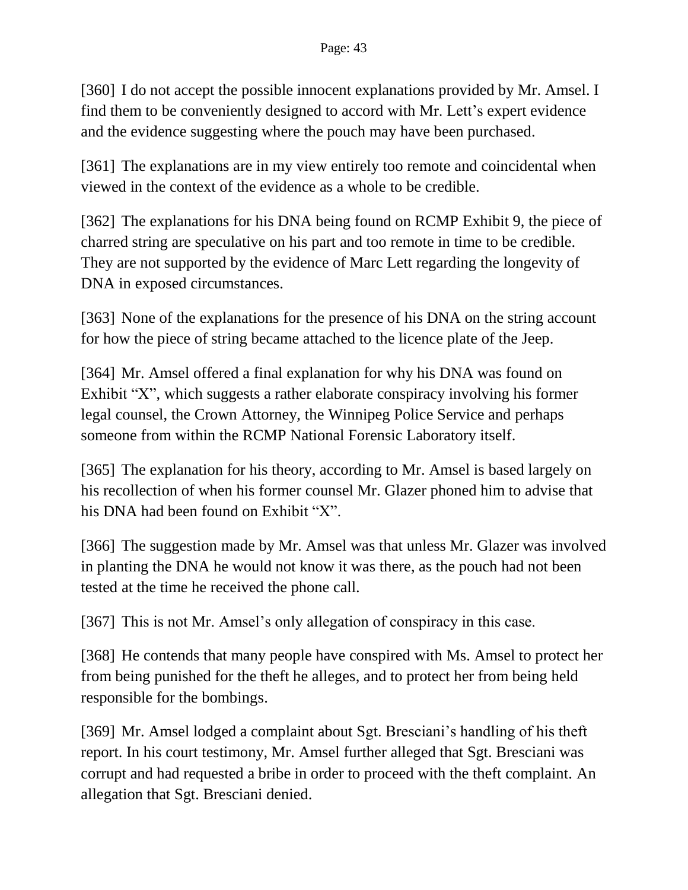[360] I do not accept the possible innocent explanations provided by Mr. Amsel. I find them to be conveniently designed to accord with Mr. Lett's expert evidence and the evidence suggesting where the pouch may have been purchased.

[361] The explanations are in my view entirely too remote and coincidental when viewed in the context of the evidence as a whole to be credible.

[362] The explanations for his DNA being found on RCMP Exhibit 9, the piece of charred string are speculative on his part and too remote in time to be credible. They are not supported by the evidence of Marc Lett regarding the longevity of DNA in exposed circumstances.

[363] None of the explanations for the presence of his DNA on the string account for how the piece of string became attached to the licence plate of the Jeep.

[364] Mr. Amsel offered a final explanation for why his DNA was found on Exhibit "X", which suggests a rather elaborate conspiracy involving his former legal counsel, the Crown Attorney, the Winnipeg Police Service and perhaps someone from within the RCMP National Forensic Laboratory itself.

[365] The explanation for his theory, according to Mr. Amsel is based largely on his recollection of when his former counsel Mr. Glazer phoned him to advise that his DNA had been found on Exhibit "X".

[366] The suggestion made by Mr. Amsel was that unless Mr. Glazer was involved in planting the DNA he would not know it was there, as the pouch had not been tested at the time he received the phone call.

[367] This is not Mr. Amsel's only allegation of conspiracy in this case.

[368] He contends that many people have conspired with Ms. Amsel to protect her from being punished for the theft he alleges, and to protect her from being held responsible for the bombings.

[369] Mr. Amsel lodged a complaint about Sgt. Bresciani's handling of his theft report. In his court testimony, Mr. Amsel further alleged that Sgt. Bresciani was corrupt and had requested a bribe in order to proceed with the theft complaint. An allegation that Sgt. Bresciani denied.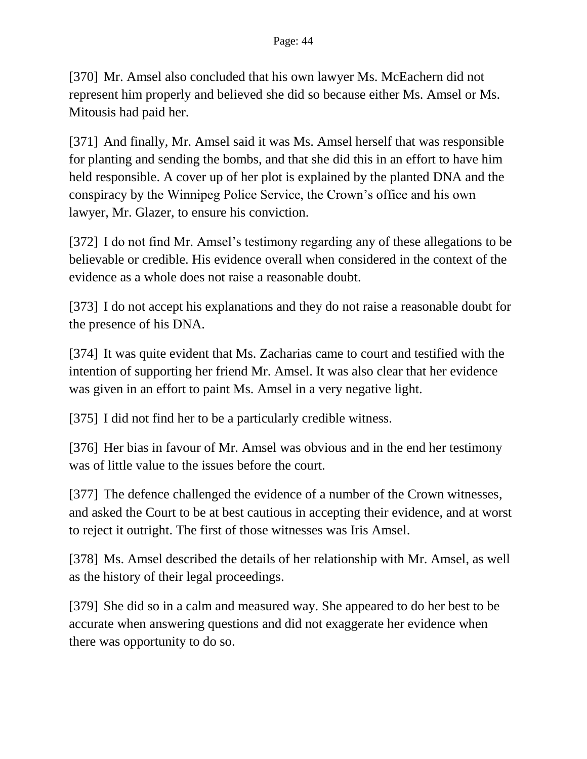[370] Mr. Amsel also concluded that his own lawyer Ms. McEachern did not represent him properly and believed she did so because either Ms. Amsel or Ms. Mitousis had paid her.

[371] And finally, Mr. Amsel said it was Ms. Amsel herself that was responsible for planting and sending the bombs, and that she did this in an effort to have him held responsible. A cover up of her plot is explained by the planted DNA and the conspiracy by the Winnipeg Police Service, the Crown's office and his own lawyer, Mr. Glazer, to ensure his conviction.

[372] I do not find Mr. Amsel's testimony regarding any of these allegations to be believable or credible. His evidence overall when considered in the context of the evidence as a whole does not raise a reasonable doubt.

[373] I do not accept his explanations and they do not raise a reasonable doubt for the presence of his DNA.

[374] It was quite evident that Ms. Zacharias came to court and testified with the intention of supporting her friend Mr. Amsel. It was also clear that her evidence was given in an effort to paint Ms. Amsel in a very negative light.

[375] I did not find her to be a particularly credible witness.

[376] Her bias in favour of Mr. Amsel was obvious and in the end her testimony was of little value to the issues before the court.

[377] The defence challenged the evidence of a number of the Crown witnesses, and asked the Court to be at best cautious in accepting their evidence, and at worst to reject it outright. The first of those witnesses was Iris Amsel.

[378] Ms. Amsel described the details of her relationship with Mr. Amsel, as well as the history of their legal proceedings.

[379] She did so in a calm and measured way. She appeared to do her best to be accurate when answering questions and did not exaggerate her evidence when there was opportunity to do so.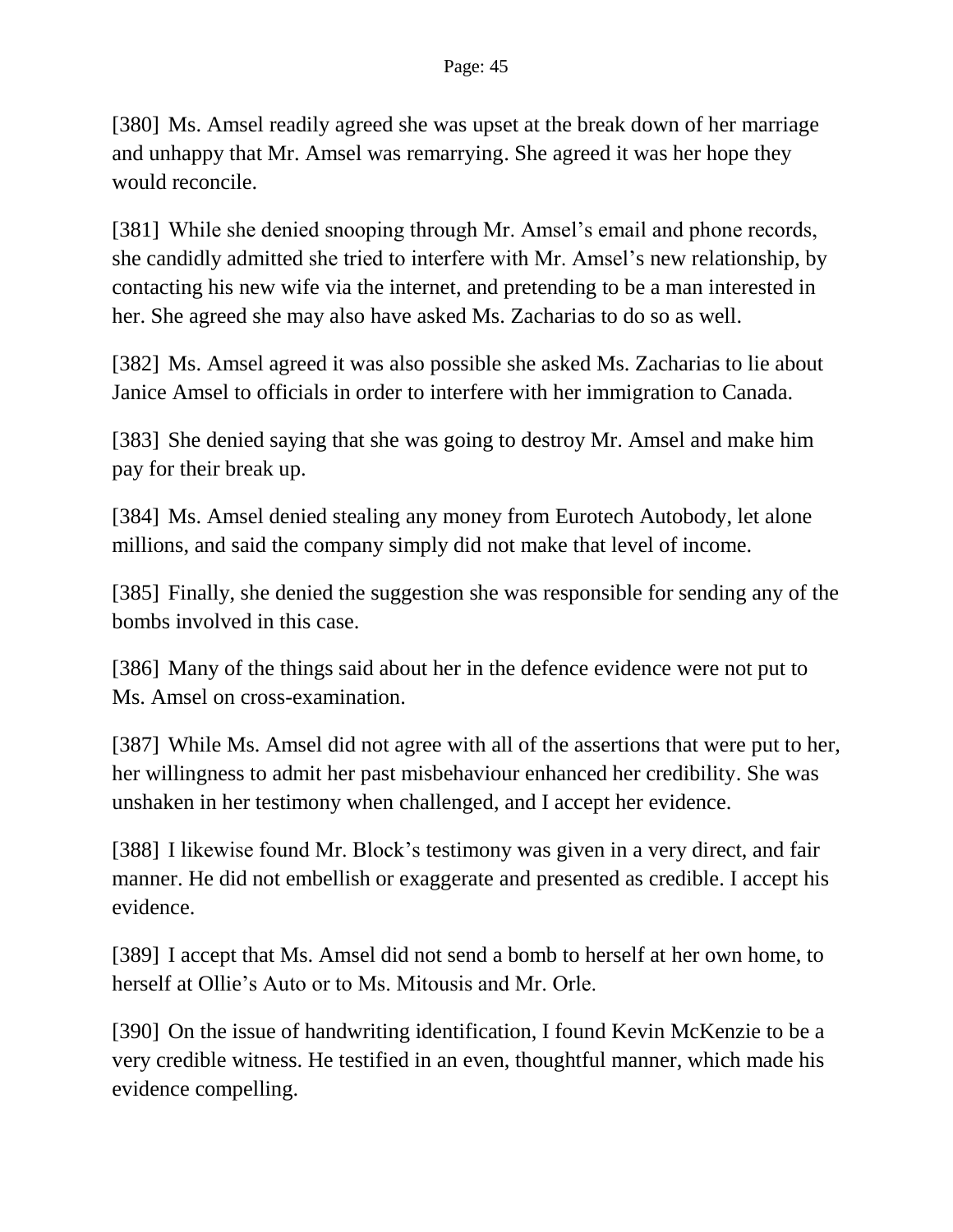[380] Ms. Amsel readily agreed she was upset at the break down of her marriage and unhappy that Mr. Amsel was remarrying. She agreed it was her hope they would reconcile.

[381] While she denied snooping through Mr. Amsel's email and phone records, she candidly admitted she tried to interfere with Mr. Amsel's new relationship, by contacting his new wife via the internet, and pretending to be a man interested in her. She agreed she may also have asked Ms. Zacharias to do so as well.

[382] Ms. Amsel agreed it was also possible she asked Ms. Zacharias to lie about Janice Amsel to officials in order to interfere with her immigration to Canada.

[383] She denied saying that she was going to destroy Mr. Amsel and make him pay for their break up.

[384] Ms. Amsel denied stealing any money from Eurotech Autobody, let alone millions, and said the company simply did not make that level of income.

[385] Finally, she denied the suggestion she was responsible for sending any of the bombs involved in this case.

[386] Many of the things said about her in the defence evidence were not put to Ms. Amsel on cross-examination.

[387] While Ms. Amsel did not agree with all of the assertions that were put to her, her willingness to admit her past misbehaviour enhanced her credibility. She was unshaken in her testimony when challenged, and I accept her evidence.

[388] I likewise found Mr. Block's testimony was given in a very direct, and fair manner. He did not embellish or exaggerate and presented as credible. I accept his evidence.

[389] I accept that Ms. Amsel did not send a bomb to herself at her own home, to herself at Ollie's Auto or to Ms. Mitousis and Mr. Orle.

[390] On the issue of handwriting identification, I found Kevin McKenzie to be a very credible witness. He testified in an even, thoughtful manner, which made his evidence compelling.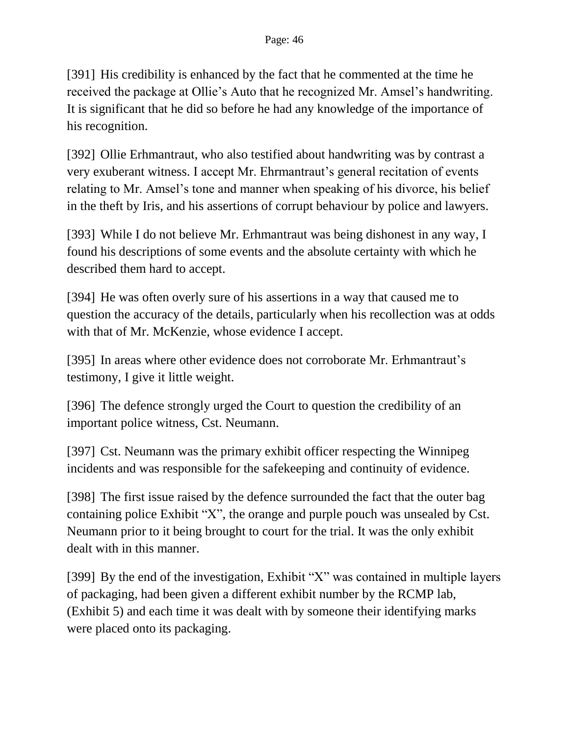[391] His credibility is enhanced by the fact that he commented at the time he received the package at Ollie's Auto that he recognized Mr. Amsel's handwriting. It is significant that he did so before he had any knowledge of the importance of his recognition.

[392] Ollie Erhmantraut, who also testified about handwriting was by contrast a very exuberant witness. I accept Mr. Ehrmantraut's general recitation of events relating to Mr. Amsel's tone and manner when speaking of his divorce, his belief in the theft by Iris, and his assertions of corrupt behaviour by police and lawyers.

[393] While I do not believe Mr. Erhmantraut was being dishonest in any way, I found his descriptions of some events and the absolute certainty with which he described them hard to accept.

[394] He was often overly sure of his assertions in a way that caused me to question the accuracy of the details, particularly when his recollection was at odds with that of Mr. McKenzie, whose evidence I accept.

[395] In areas where other evidence does not corroborate Mr. Erhmantraut's testimony, I give it little weight.

[396] The defence strongly urged the Court to question the credibility of an important police witness, Cst. Neumann.

[397] Cst. Neumann was the primary exhibit officer respecting the Winnipeg incidents and was responsible for the safekeeping and continuity of evidence.

[398] The first issue raised by the defence surrounded the fact that the outer bag containing police Exhibit "X", the orange and purple pouch was unsealed by Cst. Neumann prior to it being brought to court for the trial. It was the only exhibit dealt with in this manner.

[399] By the end of the investigation, Exhibit "X" was contained in multiple layers of packaging, had been given a different exhibit number by the RCMP lab, (Exhibit 5) and each time it was dealt with by someone their identifying marks were placed onto its packaging.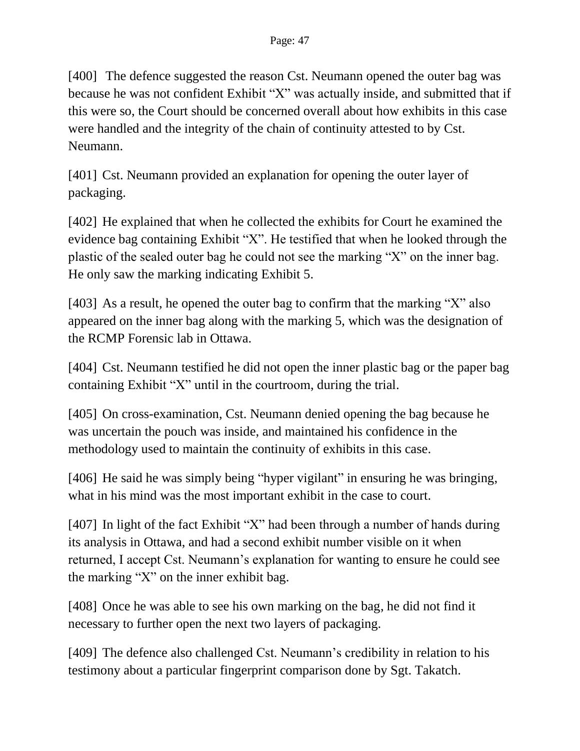[400] The defence suggested the reason Cst. Neumann opened the outer bag was because he was not confident Exhibit "X" was actually inside, and submitted that if this were so, the Court should be concerned overall about how exhibits in this case were handled and the integrity of the chain of continuity attested to by Cst. Neumann.

[401] Cst. Neumann provided an explanation for opening the outer layer of packaging.

[402] He explained that when he collected the exhibits for Court he examined the evidence bag containing Exhibit "X". He testified that when he looked through the plastic of the sealed outer bag he could not see the marking "X" on the inner bag. He only saw the marking indicating Exhibit 5.

[403] As a result, he opened the outer bag to confirm that the marking "X" also appeared on the inner bag along with the marking 5, which was the designation of the RCMP Forensic lab in Ottawa.

[404] Cst. Neumann testified he did not open the inner plastic bag or the paper bag containing Exhibit "X" until in the courtroom, during the trial.

[405] On cross-examination, Cst. Neumann denied opening the bag because he was uncertain the pouch was inside, and maintained his confidence in the methodology used to maintain the continuity of exhibits in this case.

[406] He said he was simply being "hyper vigilant" in ensuring he was bringing, what in his mind was the most important exhibit in the case to court.

[407] In light of the fact Exhibit "X" had been through a number of hands during its analysis in Ottawa, and had a second exhibit number visible on it when returned, I accept Cst. Neumann's explanation for wanting to ensure he could see the marking "X" on the inner exhibit bag.

[408] Once he was able to see his own marking on the bag, he did not find it necessary to further open the next two layers of packaging.

[409] The defence also challenged Cst. Neumann's credibility in relation to his testimony about a particular fingerprint comparison done by Sgt. Takatch.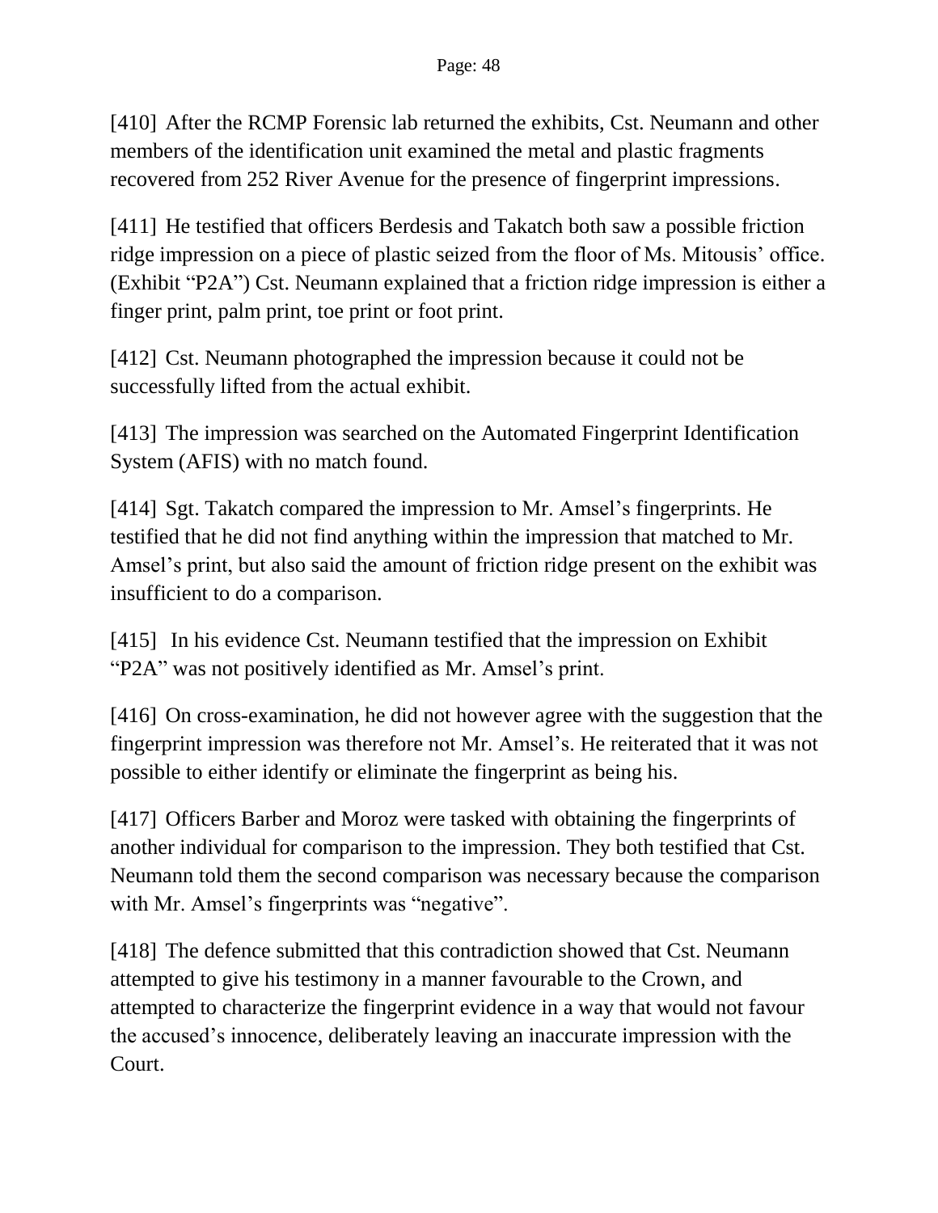[410] After the RCMP Forensic lab returned the exhibits, Cst. Neumann and other members of the identification unit examined the metal and plastic fragments recovered from 252 River Avenue for the presence of fingerprint impressions.

[411] He testified that officers Berdesis and Takatch both saw a possible friction ridge impression on a piece of plastic seized from the floor of Ms. Mitousis' office. (Exhibit "P2A") Cst. Neumann explained that a friction ridge impression is either a finger print, palm print, toe print or foot print.

[412] Cst. Neumann photographed the impression because it could not be successfully lifted from the actual exhibit.

[413] The impression was searched on the Automated Fingerprint Identification System (AFIS) with no match found.

[414] Sgt. Takatch compared the impression to Mr. Amsel's fingerprints. He testified that he did not find anything within the impression that matched to Mr. Amsel's print, but also said the amount of friction ridge present on the exhibit was insufficient to do a comparison.

[415] In his evidence Cst. Neumann testified that the impression on Exhibit "P2A" was not positively identified as Mr. Amsel's print.

[416] On cross-examination, he did not however agree with the suggestion that the fingerprint impression was therefore not Mr. Amsel's. He reiterated that it was not possible to either identify or eliminate the fingerprint as being his.

[417] Officers Barber and Moroz were tasked with obtaining the fingerprints of another individual for comparison to the impression. They both testified that Cst. Neumann told them the second comparison was necessary because the comparison with Mr. Amsel's fingerprints was "negative".

[418] The defence submitted that this contradiction showed that Cst. Neumann attempted to give his testimony in a manner favourable to the Crown, and attempted to characterize the fingerprint evidence in a way that would not favour the accused's innocence, deliberately leaving an inaccurate impression with the Court.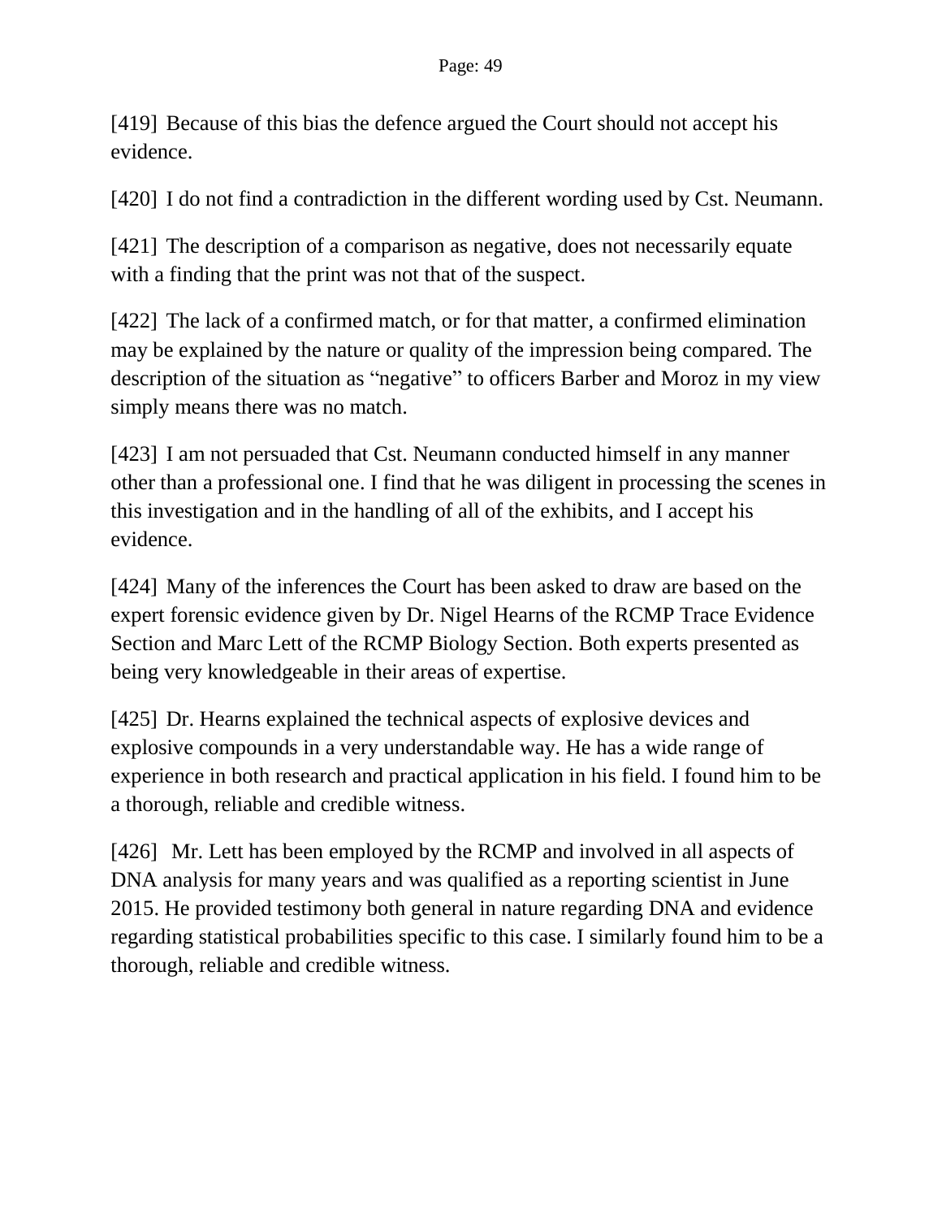[419] Because of this bias the defence argued the Court should not accept his evidence.

[420] I do not find a contradiction in the different wording used by Cst. Neumann.

[421] The description of a comparison as negative, does not necessarily equate with a finding that the print was not that of the suspect.

[422] The lack of a confirmed match, or for that matter, a confirmed elimination may be explained by the nature or quality of the impression being compared. The description of the situation as "negative" to officers Barber and Moroz in my view simply means there was no match.

[423] I am not persuaded that Cst. Neumann conducted himself in any manner other than a professional one. I find that he was diligent in processing the scenes in this investigation and in the handling of all of the exhibits, and I accept his evidence.

[424] Many of the inferences the Court has been asked to draw are based on the expert forensic evidence given by Dr. Nigel Hearns of the RCMP Trace Evidence Section and Marc Lett of the RCMP Biology Section. Both experts presented as being very knowledgeable in their areas of expertise.

[425] Dr. Hearns explained the technical aspects of explosive devices and explosive compounds in a very understandable way. He has a wide range of experience in both research and practical application in his field. I found him to be a thorough, reliable and credible witness.

[426] Mr. Lett has been employed by the RCMP and involved in all aspects of DNA analysis for many years and was qualified as a reporting scientist in June 2015. He provided testimony both general in nature regarding DNA and evidence regarding statistical probabilities specific to this case. I similarly found him to be a thorough, reliable and credible witness.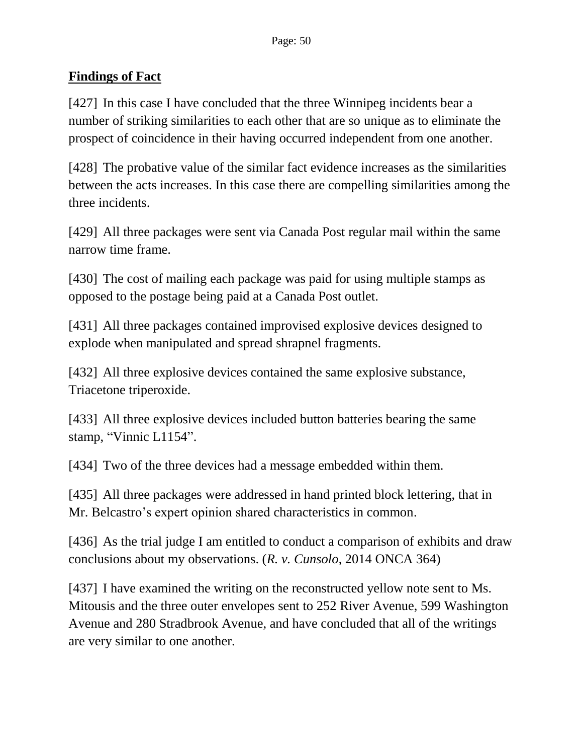**Findings of Fact**

[427] In this case I have concluded that the three Winnipeg incidents bear a number of striking similarities to each other that are so unique as to eliminate the prospect of coincidence in their having occurred independent from one another.

[428] The probative value of the similar fact evidence increases as the similarities between the acts increases. In this case there are compelling similarities among the three incidents.

[429] All three packages were sent via Canada Post regular mail within the same narrow time frame.

[430] The cost of mailing each package was paid for using multiple stamps as opposed to the postage being paid at a Canada Post outlet.

[431] All three packages contained improvised explosive devices designed to explode when manipulated and spread shrapnel fragments.

[432] All three explosive devices contained the same explosive substance, Triacetone triperoxide.

[433] All three explosive devices included button batteries bearing the same stamp, "Vinnic L1154".

[434] Two of the three devices had a message embedded within them.

[435] All three packages were addressed in hand printed block lettering, that in Mr. Belcastro's expert opinion shared characteristics in common.

[436] As the trial judge I am entitled to conduct a comparison of exhibits and draw conclusions about my observations. (*R. v. Cunsolo*, 2014 ONCA 364)

[437] I have examined the writing on the reconstructed yellow note sent to Ms. Mitousis and the three outer envelopes sent to 252 River Avenue, 599 Washington Avenue and 280 Stradbrook Avenue, and have concluded that all of the writings are very similar to one another.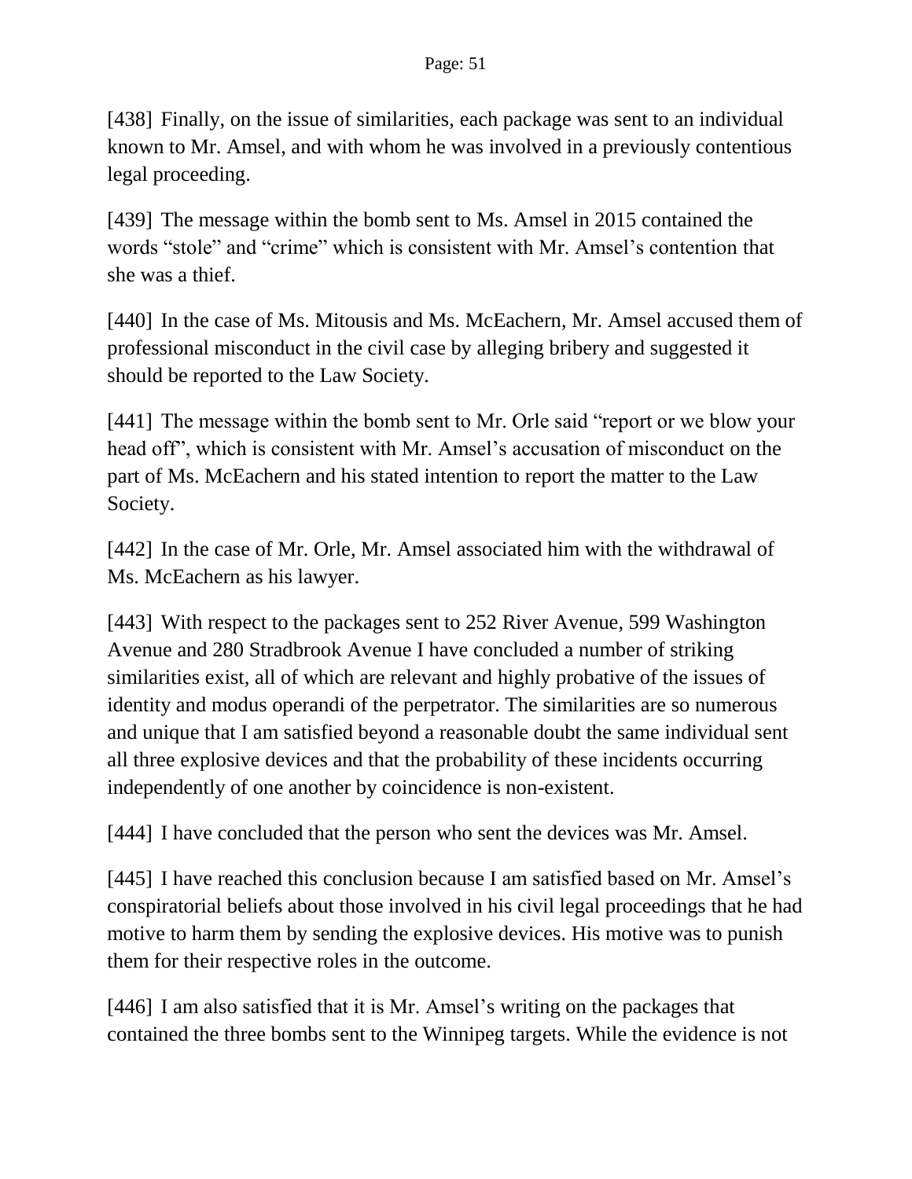[438] Finally, on the issue of similarities, each package was sent to an individual known to Mr. Amsel, and with whom he was involved in a previously contentious legal proceeding.

[439] The message within the bomb sent to Ms. Amsel in 2015 contained the words “stole” and “crime” which is consistent with Mr. Amsel’s contention that she was a thief.

[440] In the case of Ms. Mitousis and Ms. McEachern, Mr. Amsel accused them of professional misconduct in the civil case by alleging bribery and suggested it should be reported to the Law Society.

[441] The message within the bomb sent to Mr. Orle said “report or we blow your head off”, which is consistent with Mr. Amsel’s accusation of misconduct on the part of Ms. McEachern and his stated intention to report the matter to the Law Society.

[442] In the case of Mr. Orle, Mr. Amsel associated him with the withdrawal of Ms. McEachern as his lawyer.

[443] With respect to the packages sent to 252 River Avenue, 599 Washington Avenue and 280 Stradbrook Avenue I have concluded a number of striking similarities exist, all of which are relevant and highly probative of the issues of identity and modus operandi of the perpetrator. The similarities are so numerous and unique that I am satisfied beyond a reasonable doubt the same individual sent all three explosive devices and that the probability of these incidents occurring independently of one another by coincidence is non-existent.

[444] I have concluded that the person who sent the devices was Mr. Amsel.

[445] I have reached this conclusion because I am satisfied based on Mr. Amsel’s conspiratorial beliefs about those involved in his civil legal proceedings that he had motive to harm them by sending the explosive devices. His motive was to punish them for their respective roles in the outcome.

[446] I am also satisfied that it is Mr. Amsel’s writing on the packages that contained the three bombs sent to the Winnipeg targets. While the evidence is not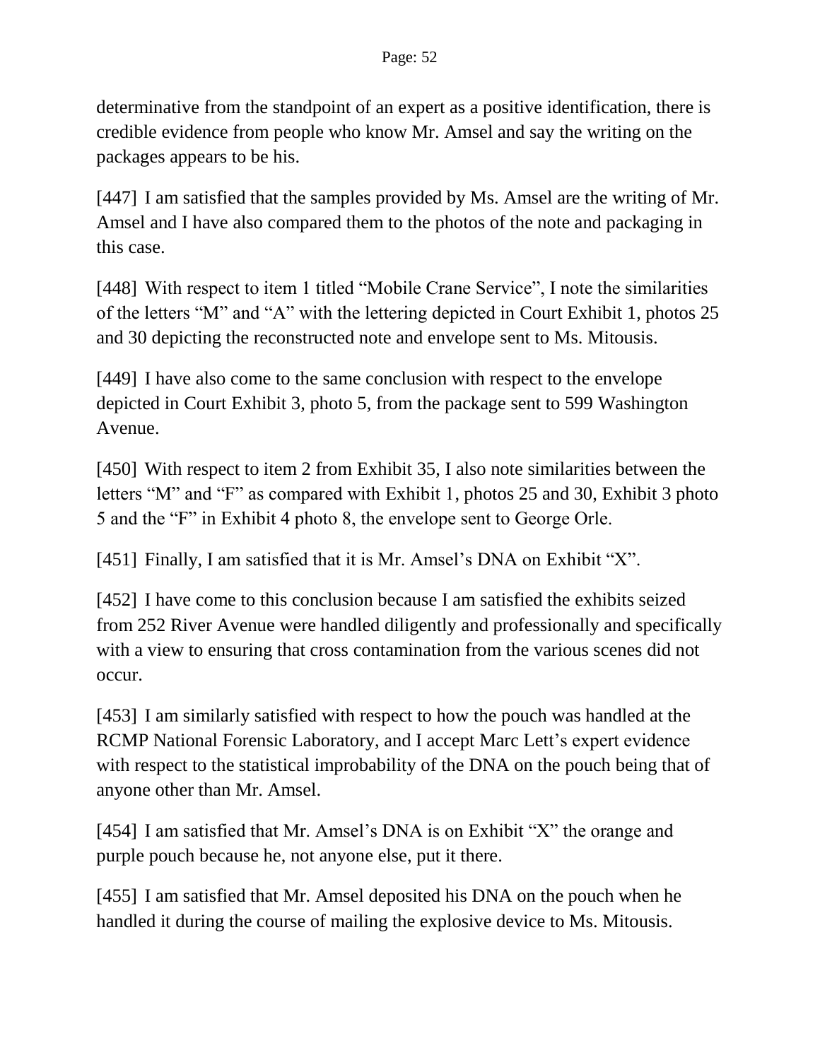determinative from the standpoint of an expert as a positive identification, there is credible evidence from people who know Mr. Amsel and say the writing on the packages appears to be his.

[447] I am satisfied that the samples provided by Ms. Amsel are the writing of Mr. Amsel and I have also compared them to the photos of the note and packaging in this case.

[448] With respect to item 1 titled "Mobile Crane Service", I note the similarities of the letters "M" and "A" with the lettering depicted in Court Exhibit 1, photos 25 and 30 depicting the reconstructed note and envelope sent to Ms. Mitousis.

[449] I have also come to the same conclusion with respect to the envelope depicted in Court Exhibit 3, photo 5, from the package sent to 599 Washington Avenue.

[450] With respect to item 2 from Exhibit 35, I also note similarities between the letters "M" and "F" as compared with Exhibit 1, photos 25 and 30, Exhibit 3 photo 5 and the "F" in Exhibit 4 photo 8, the envelope sent to George Orle.

[451] Finally, I am satisfied that it is Mr. Amsel's DNA on Exhibit "X".

[452] I have come to this conclusion because I am satisfied the exhibits seized from 252 River Avenue were handled diligently and professionally and specifically with a view to ensuring that cross contamination from the various scenes did not occur.

[453] I am similarly satisfied with respect to how the pouch was handled at the RCMP National Forensic Laboratory, and I accept Marc Lett's expert evidence with respect to the statistical improbability of the DNA on the pouch being that of anyone other than Mr. Amsel.

[454] I am satisfied that Mr. Amsel's DNA is on Exhibit "X" the orange and purple pouch because he, not anyone else, put it there.

[455] I am satisfied that Mr. Amsel deposited his DNA on the pouch when he handled it during the course of mailing the explosive device to Ms. Mitousis.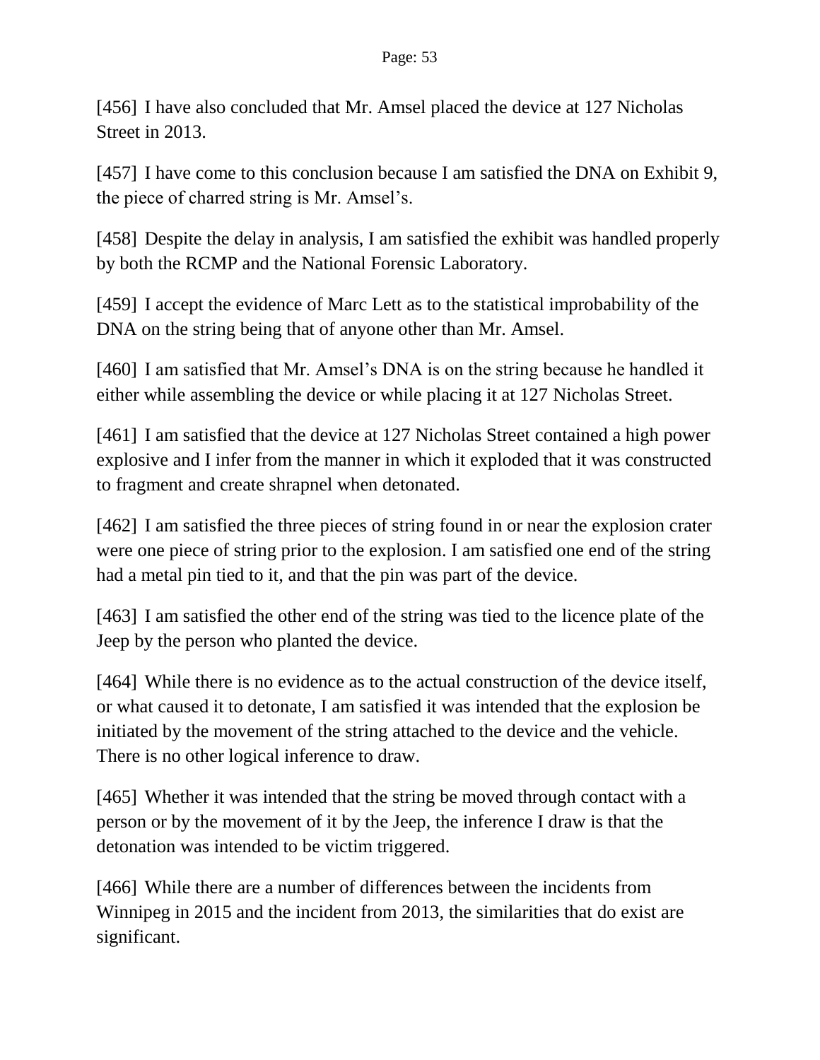[456] I have also concluded that Mr. Amsel placed the device at 127 Nicholas Street in 2013.

[457] I have come to this conclusion because I am satisfied the DNA on Exhibit 9, the piece of charred string is Mr. Amsel's.

[458] Despite the delay in analysis, I am satisfied the exhibit was handled properly by both the RCMP and the National Forensic Laboratory.

[459] I accept the evidence of Marc Lett as to the statistical improbability of the DNA on the string being that of anyone other than Mr. Amsel.

[460] I am satisfied that Mr. Amsel's DNA is on the string because he handled it either while assembling the device or while placing it at 127 Nicholas Street.

[461] I am satisfied that the device at 127 Nicholas Street contained a high power explosive and I infer from the manner in which it exploded that it was constructed to fragment and create shrapnel when detonated.

[462] I am satisfied the three pieces of string found in or near the explosion crater were one piece of string prior to the explosion. I am satisfied one end of the string had a metal pin tied to it, and that the pin was part of the device.

[463] I am satisfied the other end of the string was tied to the licence plate of the Jeep by the person who planted the device.

[464] While there is no evidence as to the actual construction of the device itself, or what caused it to detonate, I am satisfied it was intended that the explosion be initiated by the movement of the string attached to the device and the vehicle. There is no other logical inference to draw.

[465] Whether it was intended that the string be moved through contact with a person or by the movement of it by the Jeep, the inference I draw is that the detonation was intended to be victim triggered.

[466] While there are a number of differences between the incidents from Winnipeg in 2015 and the incident from 2013, the similarities that do exist are significant.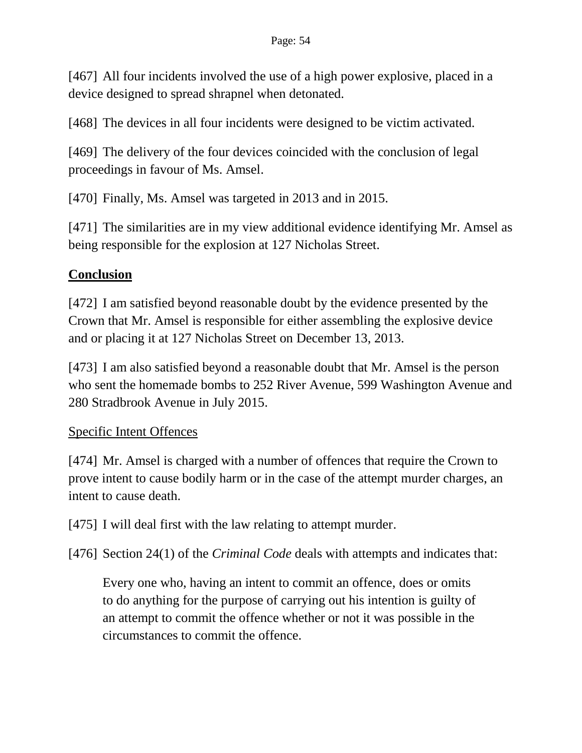[467] All four incidents involved the use of a high power explosive, placed in a device designed to spread shrapnel when detonated.

[468] The devices in all four incidents were designed to be victim activated.

[469] The delivery of the four devices coincided with the conclusion of legal proceedings in favour of Ms. Amsel.

[470] Finally, Ms. Amsel was targeted in 2013 and in 2015.

[471] The similarities are in my view additional evidence identifying Mr. Amsel as being responsible for the explosion at 127 Nicholas Street.

## **Conclusion**

[472] I am satisfied beyond reasonable doubt by the evidence presented by the Crown that Mr. Amsel is responsible for either assembling the explosive device and or placing it at 127 Nicholas Street on December 13, 2013.

[473] I am also satisfied beyond a reasonable doubt that Mr. Amsel is the person who sent the homemade bombs to 252 River Avenue, 599 Washington Avenue and 280 Stradbrook Avenue in July 2015.

### Specific Intent Offences

[474] Mr. Amsel is charged with a number of offences that require the Crown to prove intent to cause bodily harm or in the case of the attempt murder charges, an intent to cause death.

[475] I will deal first with the law relating to attempt murder.

[476] Section 24(1) of the *Criminal Code* deals with attempts and indicates that:

> Every one who, having an intent to commit an offence, does or omits to do anything for the purpose of carrying out his intention is guilty of an attempt to commit the offence whether or not it was possible in the circumstances to commit the offence.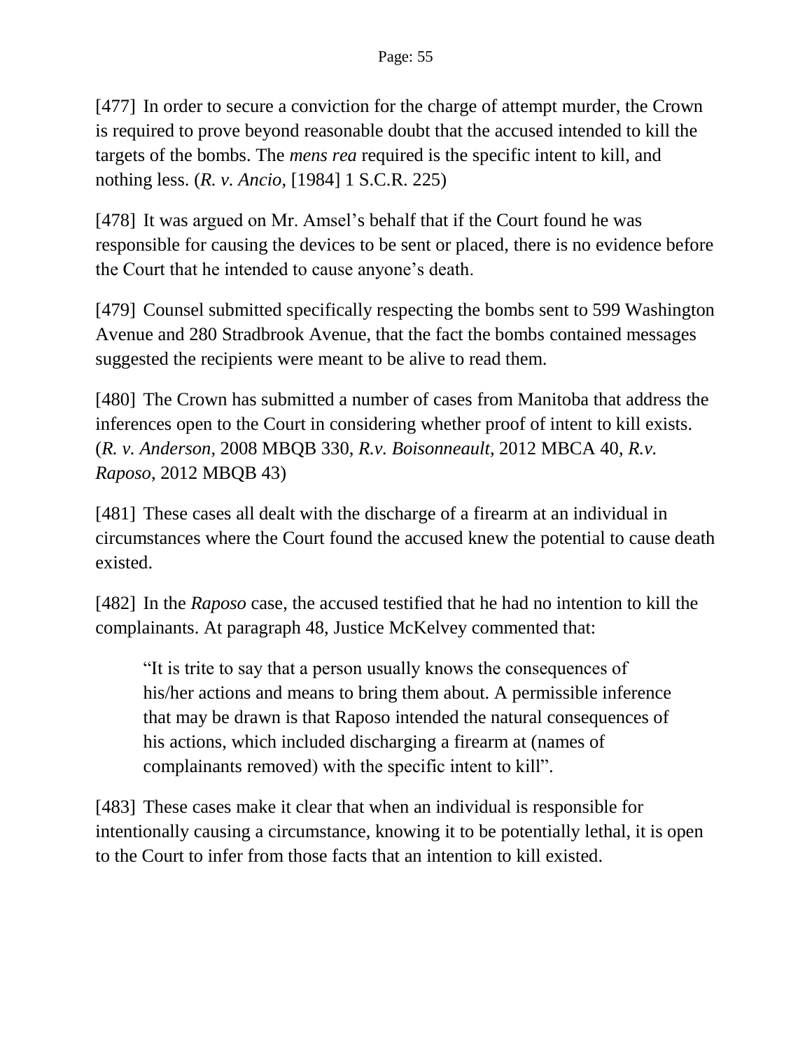[477] In order to secure a conviction for the charge of attempt murder, the Crown is required to prove beyond reasonable doubt that the accused intended to kill the targets of the bombs. The *mens rea* required is the specific intent to kill, and nothing less. (*R. v. Ancio*, [1984] 1 S.C.R. 225)

[478] It was argued on Mr. Amsel's behalf that if the Court found he was responsible for causing the devices to be sent or placed, there is no evidence before the Court that he intended to cause anyone's death.

[479] Counsel submitted specifically respecting the bombs sent to 599 Washington Avenue and 280 Stradbrook Avenue, that the fact the bombs contained messages suggested the recipients were meant to be alive to read them.

[480] The Crown has submitted a number of cases from Manitoba that address the inferences open to the Court in considering whether proof of intent to kill exists. (*R. v. Anderson*, 2008 MBQB 330, *R.v. Boisonneault*, 2012 MBCA 40, *R.v. Raposo*, 2012 MBQB 43)

[481] These cases all dealt with the discharge of a firearm at an individual in circumstances where the Court found the accused knew the potential to cause death existed.

[482] In the *Raposo* case, the accused testified that he had no intention to kill the complainants. At paragraph 48, Justice McKelvey commented that:

> "It is trite to say that a person usually knows the consequences of his/her actions and means to bring them about. A permissible inference that may be drawn is that Raposo intended the natural consequences of his actions, which included discharging a firearm at (names of complainants removed) with the specific intent to kill".

[483] These cases make it clear that when an individual is responsible for intentionally causing a circumstance, knowing it to be potentially lethal, it is open to the Court to infer from those facts that an intention to kill existed.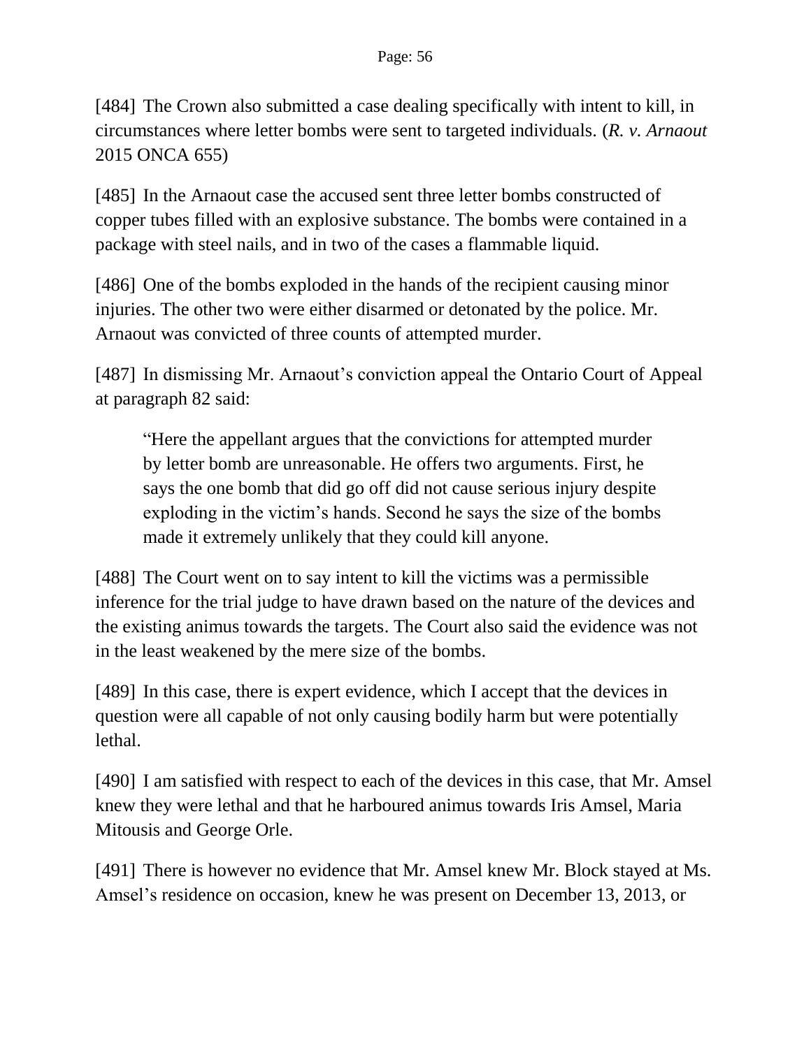[484] The Crown also submitted a case dealing specifically with intent to kill, in circumstances where letter bombs were sent to targeted individuals. (*R. v. Arnaout* 2015 ONCA 655)

[485] In the Arnaout case the accused sent three letter bombs constructed of copper tubes filled with an explosive substance. The bombs were contained in a package with steel nails, and in two of the cases a flammable liquid.

[486] One of the bombs exploded in the hands of the recipient causing minor injuries. The other two were either disarmed or detonated by the police. Mr. Arnaout was convicted of three counts of attempted murder.

[487] In dismissing Mr. Arnaout's conviction appeal the Ontario Court of Appeal at paragraph 82 said:

> "Here the appellant argues that the convictions for attempted murder by letter bomb are unreasonable. He offers two arguments. First, he says the one bomb that did go off did not cause serious injury despite exploding in the victim's hands. Second he says the size of the bombs made it extremely unlikely that they could kill anyone.

[488] The Court went on to say intent to kill the victims was a permissible inference for the trial judge to have drawn based on the nature of the devices and the existing animus towards the targets. The Court also said the evidence was not in the least weakened by the mere size of the bombs.

[489] In this case, there is expert evidence, which I accept that the devices in question were all capable of not only causing bodily harm but were potentially lethal.

[490] I am satisfied with respect to each of the devices in this case, that Mr. Amsel knew they were lethal and that he harboured animus towards Iris Amsel, Maria Mitousis and George Orle.

[491] There is however no evidence that Mr. Amsel knew Mr. Block stayed at Ms. Amsel's residence on occasion, knew he was present on December 13, 2013, or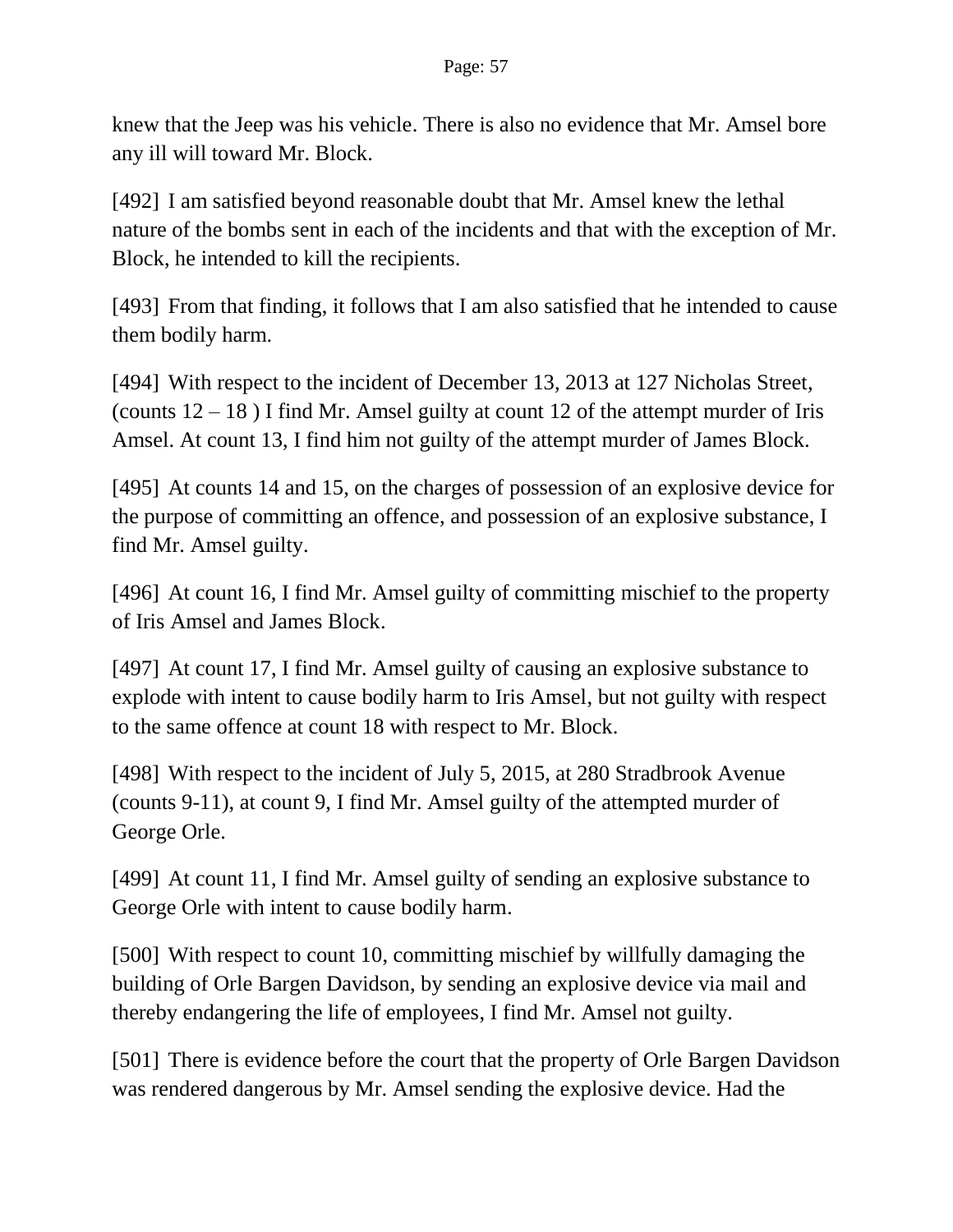knew that the Jeep was his vehicle. There is also no evidence that Mr. Amsel bore any ill will toward Mr. Block.

[492] I am satisfied beyond reasonable doubt that Mr. Amsel knew the lethal nature of the bombs sent in each of the incidents and that with the exception of Mr. Block, he intended to kill the recipients.

[493] From that finding, it follows that I am also satisfied that he intended to cause them bodily harm.

[494] With respect to the incident of December 13, 2013 at 127 Nicholas Street, (counts 12 – 18 ) I find Mr. Amsel guilty at count 12 of the attempt murder of Iris Amsel. At count 13, I find him not guilty of the attempt murder of James Block.

[495] At counts 14 and 15, on the charges of possession of an explosive device for the purpose of committing an offence, and possession of an explosive substance, I find Mr. Amsel guilty.

[496] At count 16, I find Mr. Amsel guilty of committing mischief to the property of Iris Amsel and James Block.

[497] At count 17, I find Mr. Amsel guilty of causing an explosive substance to explode with intent to cause bodily harm to Iris Amsel, but not guilty with respect to the same offence at count 18 with respect to Mr. Block.

[498] With respect to the incident of July 5, 2015, at 280 Stradbrook Avenue (counts 9-11), at count 9, I find Mr. Amsel guilty of the attempted murder of George Orle.

[499] At count 11, I find Mr. Amsel guilty of sending an explosive substance to George Orle with intent to cause bodily harm.

[500] With respect to count 10, committing mischief by willfully damaging the building of Orle Bargen Davidson, by sending an explosive device via mail and thereby endangering the life of employees, I find Mr. Amsel not guilty.

[501] There is evidence before the court that the property of Orle Bargen Davidson was rendered dangerous by Mr. Amsel sending the explosive device. Had the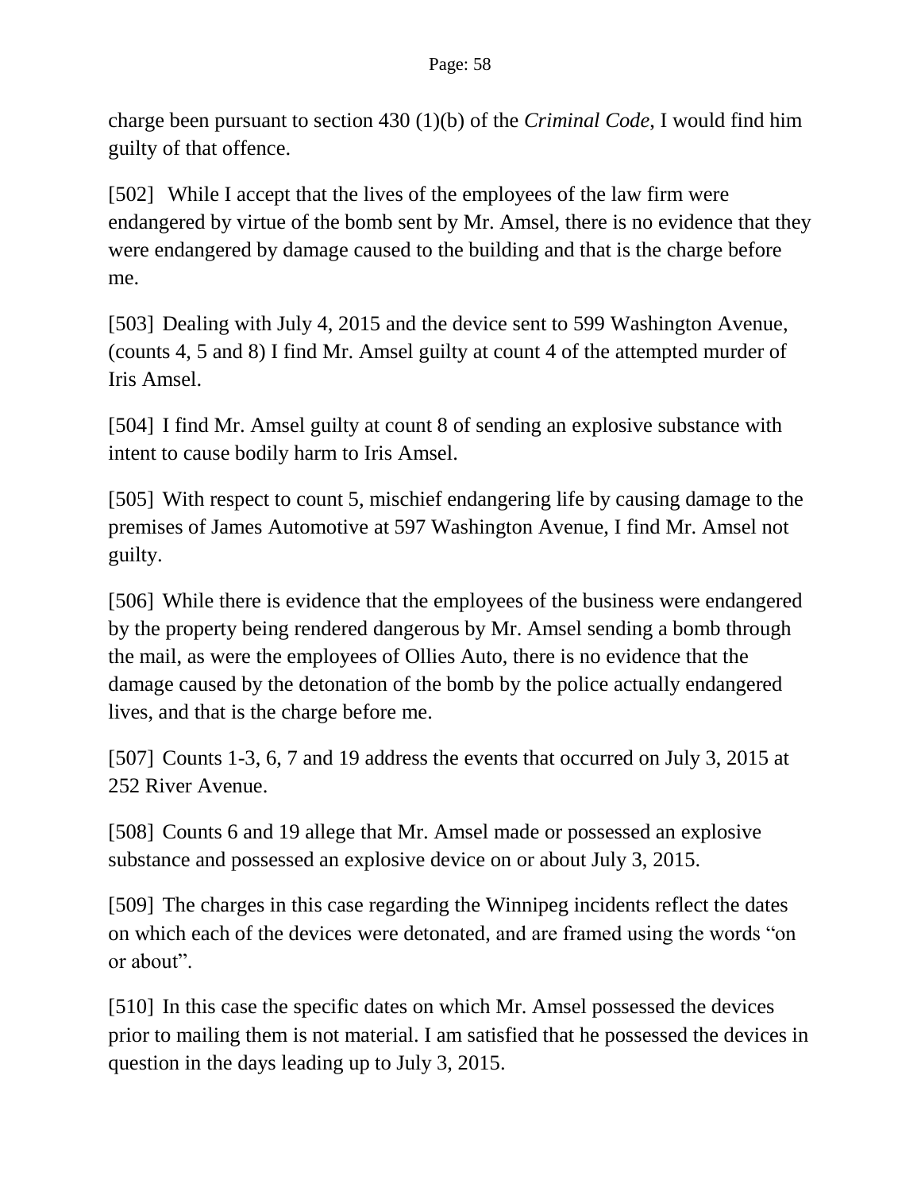charge been pursuant to section 430 (1)(b) of the *Criminal Code,* I would find him guilty of that offence.

[502] While I accept that the lives of the employees of the law firm were endangered by virtue of the bomb sent by Mr. Amsel, there is no evidence that they were endangered by damage caused to the building and that is the charge before me.

[503] Dealing with July 4, 2015 and the device sent to 599 Washington Avenue, (counts 4, 5 and 8) I find Mr. Amsel guilty at count 4 of the attempted murder of Iris Amsel.

[504] I find Mr. Amsel guilty at count 8 of sending an explosive substance with intent to cause bodily harm to Iris Amsel.

[505] With respect to count 5, mischief endangering life by causing damage to the premises of James Automotive at 597 Washington Avenue, I find Mr. Amsel not guilty.

[506] While there is evidence that the employees of the business were endangered by the property being rendered dangerous by Mr. Amsel sending a bomb through the mail, as were the employees of Ollies Auto, there is no evidence that the damage caused by the detonation of the bomb by the police actually endangered lives, and that is the charge before me.

[507] Counts 1-3, 6, 7 and 19 address the events that occurred on July 3, 2015 at 252 River Avenue.

[508] Counts 6 and 19 allege that Mr. Amsel made or possessed an explosive substance and possessed an explosive device on or about July 3, 2015.

[509] The charges in this case regarding the Winnipeg incidents reflect the dates on which each of the devices were detonated, and are framed using the words "on or about".

[510] In this case the specific dates on which Mr. Amsel possessed the devices prior to mailing them is not material. I am satisfied that he possessed the devices in question in the days leading up to July 3, 2015.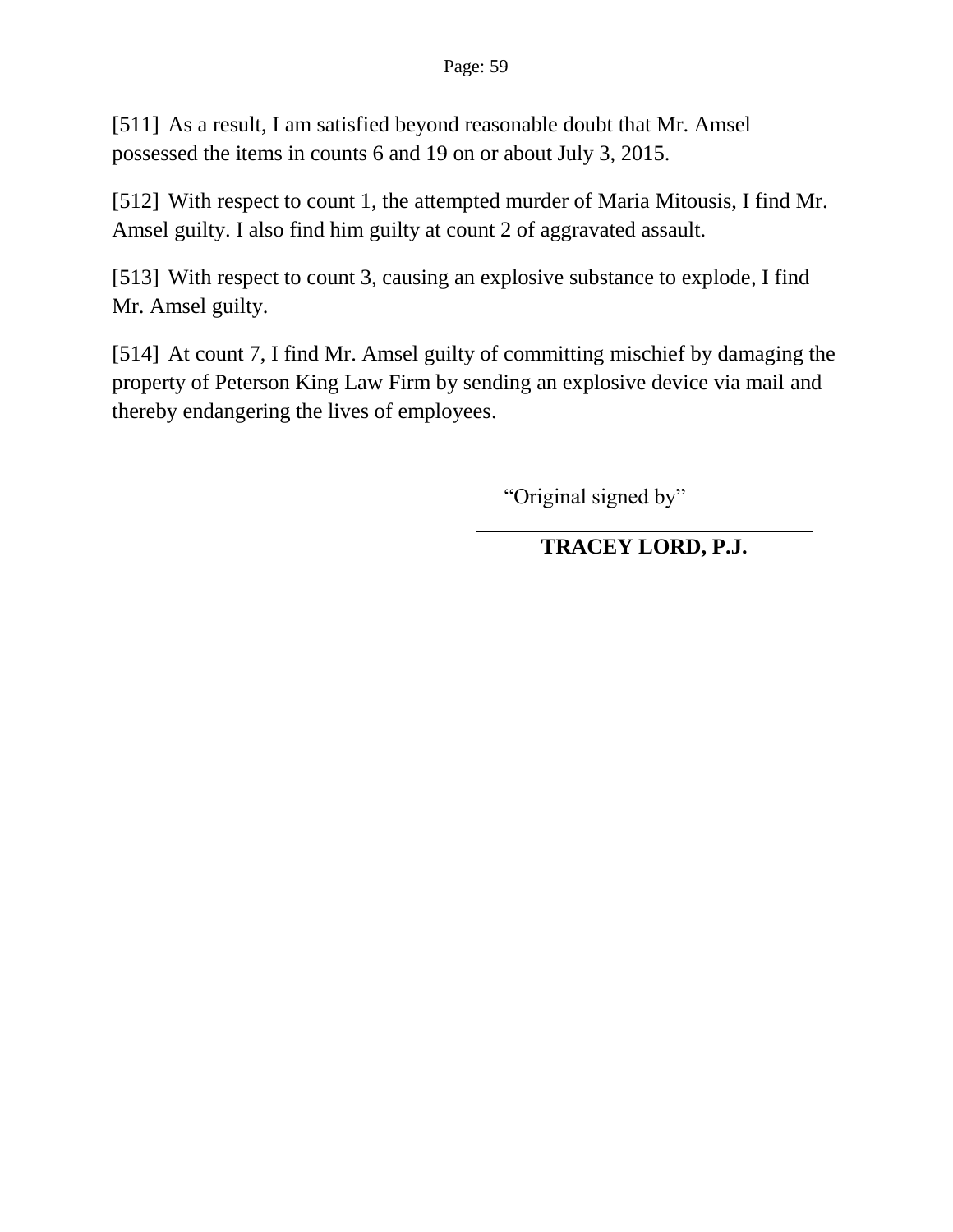[511] As a result, I am satisfied beyond reasonable doubt that Mr. Amsel possessed the items in counts 6 and 19 on or about July 3, 2015.

[512] With respect to count 1, the attempted murder of Maria Mitousis, I find Mr. Amsel guilty. I also find him guilty at count 2 of aggravated assault.

[513] With respect to count 3, causing an explosive substance to explode, I find Mr. Amsel guilty.

[514] At count 7, I find Mr. Amsel guilty of committing mischief by damaging the property of Peterson King Law Firm by sending an explosive device via mail and thereby endangering the lives of employees.

"Original signed by"

**TRACEY LORD, P.J.**